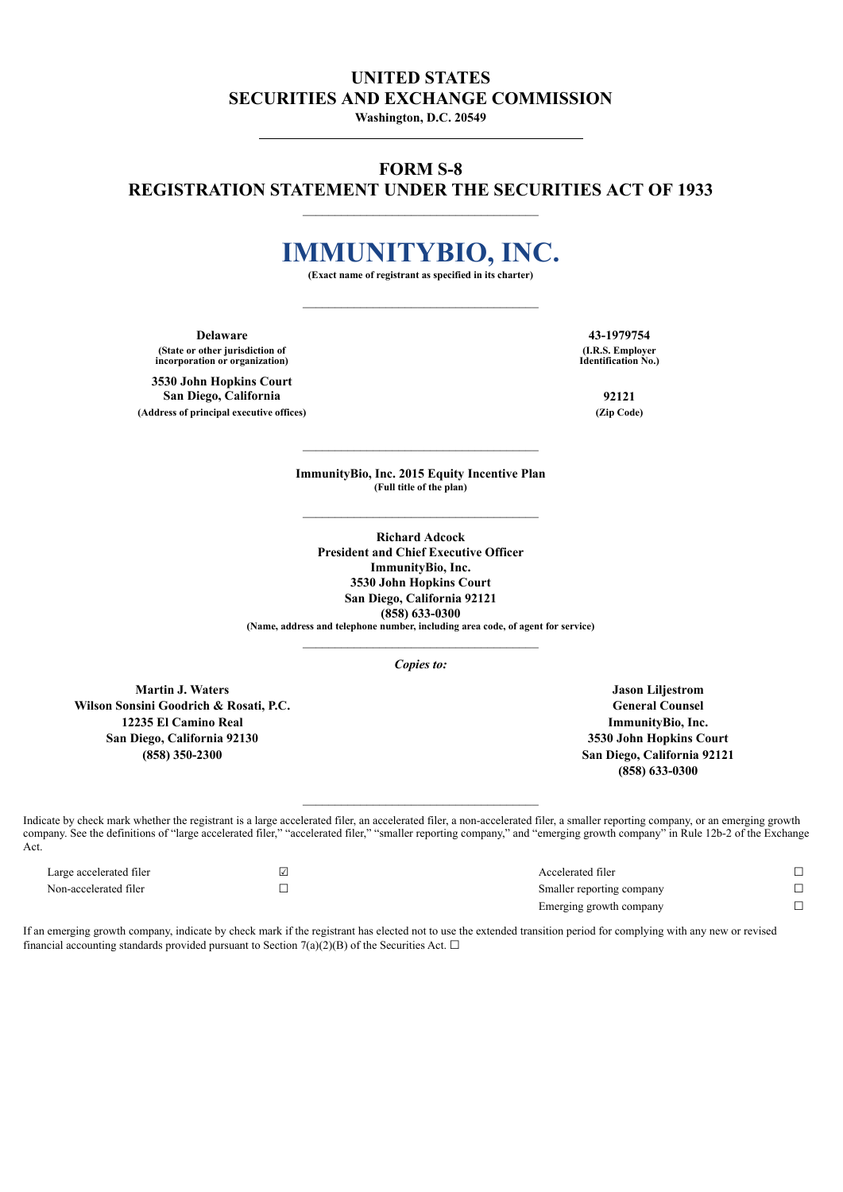# UNITED STATES
# SECURITIES AND EXCHANGE COMMISSION

**Washington, D.C. 20549**

---

## FORM S-8
## REGISTRATION STATEMENT UNDER THE SECURITIES ACT OF 1933

---

# IMMUNITYBIO, INC.

**(Exact name of registrant as specified in its charter)**

---

| | |
|---|---|
| **Delaware** | **43-1979754** |
| **(State or other jurisdiction of incorporation or organization)** | **(I.R.S. Employer Identification No.)** |
| **3530 John Hopkins Court San Diego, California** | **92121** |
| **(Address of principal executive offices)** | **(Zip Code)** |

---

**ImmunityBio, Inc. 2015 Equity Incentive Plan**
**(Full title of the plan)**

---

**Richard Adcock**
**President and Chief Executive Officer**
**ImmunityBio, Inc.**
**3530 John Hopkins Court**
**San Diego, California 92121**
**(858) 633-0300**
**(Name, address and telephone number, including area code, of agent for service)**

---

***Copies to:***

| | |
|---|---|
| **Martin J. Waters** | **Jason Liljestrom** |
| **Wilson Sonsini Goodrich & Rosati, P.C.** | **General Counsel** |
| **12235 El Camino Real** | **ImmunityBio, Inc.** |
| **San Diego, California 92130** | **3530 John Hopkins Court** |
| **(858) 350-2300** | **San Diego, California 92121** |
| | **(858) 633-0300** |

---

Indicate by check mark whether the registrant is a large accelerated filer, an accelerated filer, a non-accelerated filer, a smaller reporting company, or an emerging growth company. See the definitions of "large accelerated filer," "accelerated filer," "smaller reporting company," and "emerging growth company" in Rule 12b-2 of the Exchange Act.

| | | | |
|---|---|---|---|
| Large accelerated filer | ☑ | Accelerated filer | ☐ |
| Non-accelerated filer | ☐ | Smaller reporting company | ☐ |
| | | Emerging growth company | ☐ |

If an emerging growth company, indicate by check mark if the registrant has elected not to use the extended transition period for complying with any new or revised financial accounting standards provided pursuant to Section 7(a)(2)(B) of the Securities Act. ☐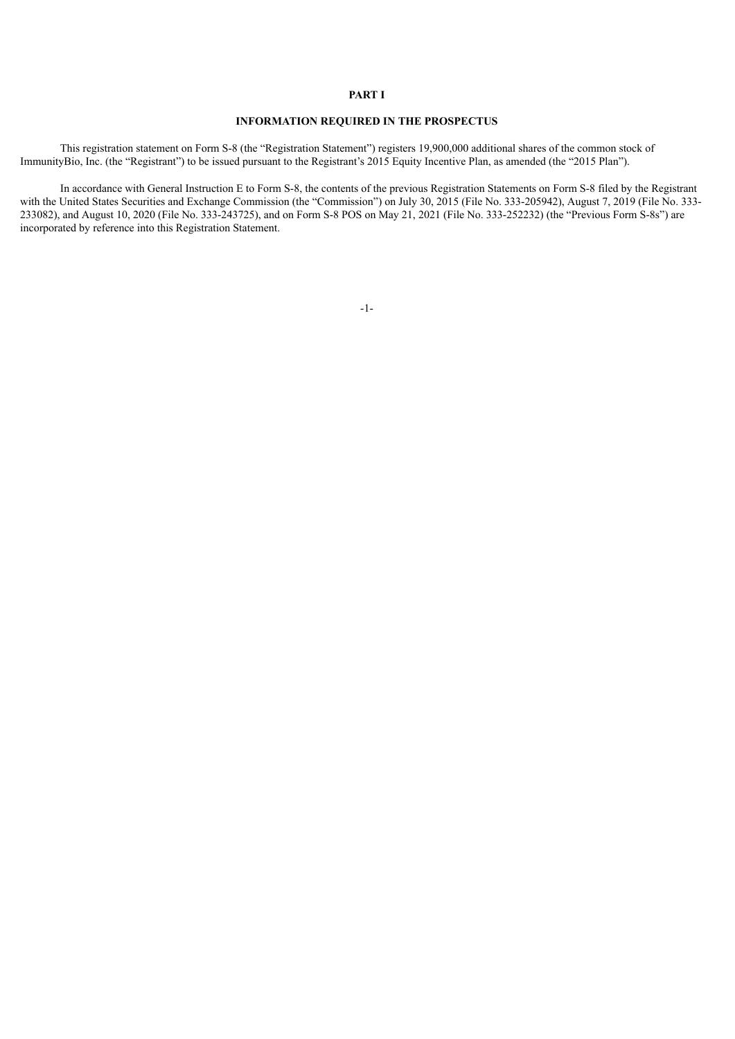**PART I**

**INFORMATION REQUIRED IN THE PROSPECTUS**

This registration statement on Form S-8 (the "Registration Statement") registers 19,900,000 additional shares of the common stock of ImmunityBio, Inc. (the "Registrant") to be issued pursuant to the Registrant's 2015 Equity Incentive Plan, as amended (the "2015 Plan").

In accordance with General Instruction E to Form S-8, the contents of the previous Registration Statements on Form S-8 filed by the Registrant with the United States Securities and Exchange Commission (the "Commission") on July 30, 2015 (File No. 333-205942), August 7, 2019 (File No. 333-233082), and August 10, 2020 (File No. 333-243725), and on Form S-8 POS on May 21, 2021 (File No. 333-252232) (the "Previous Form S-8s") are incorporated by reference into this Registration Statement.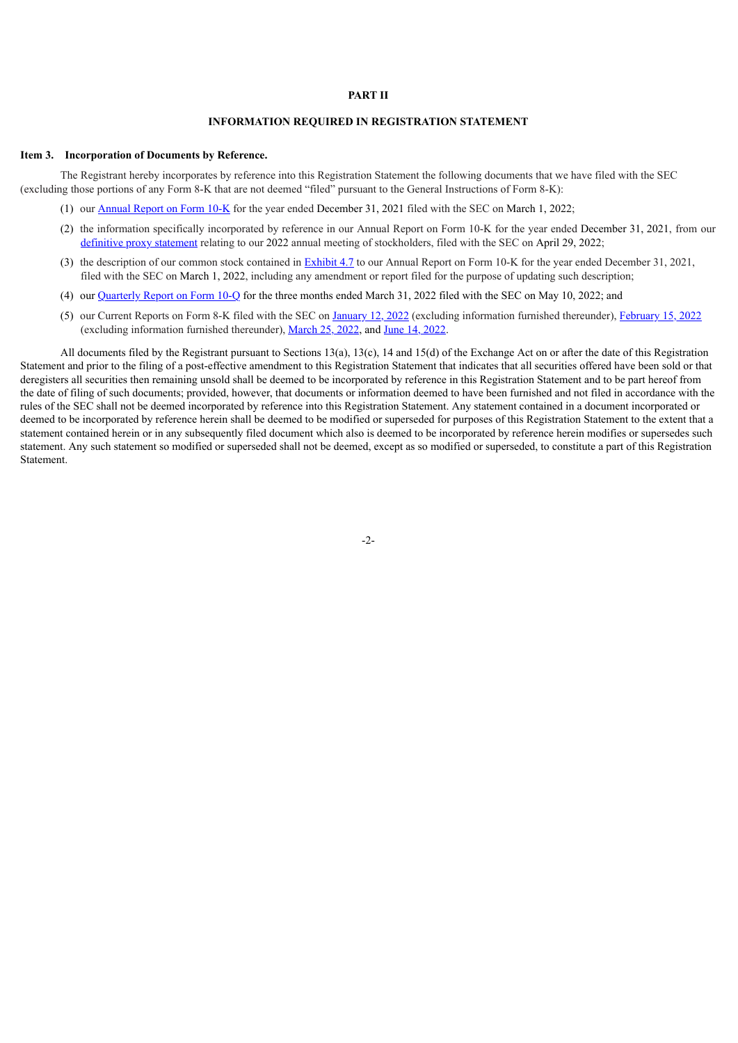# PART II

## INFORMATION REQUIRED IN REGISTRATION STATEMENT

### Item 3. Incorporation of Documents by Reference.

The Registrant hereby incorporates by reference into this Registration Statement the following documents that we have filed with the SEC (excluding those portions of any Form 8-K that are not deemed "filed" pursuant to the General Instructions of Form 8-K):

(1) our Annual Report on Form 10-K for the year ended December 31, 2021 filed with the SEC on March 1, 2022;

(2) the information specifically incorporated by reference in our Annual Report on Form 10-K for the year ended December 31, 2021, from our definitive proxy statement relating to our 2022 annual meeting of stockholders, filed with the SEC on April 29, 2022;

(3) the description of our common stock contained in Exhibit 4.7 to our Annual Report on Form 10-K for the year ended December 31, 2021, filed with the SEC on March 1, 2022, including any amendment or report filed for the purpose of updating such description;

(4) our Quarterly Report on Form 10-Q for the three months ended March 31, 2022 filed with the SEC on May 10, 2022; and

(5) our Current Reports on Form 8-K filed with the SEC on January 12, 2022 (excluding information furnished thereunder), February 15, 2022 (excluding information furnished thereunder), March 25, 2022, and June 14, 2022.

All documents filed by the Registrant pursuant to Sections 13(a), 13(c), 14 and 15(d) of the Exchange Act on or after the date of this Registration Statement and prior to the filing of a post-effective amendment to this Registration Statement that indicates that all securities offered have been sold or that deregisters all securities then remaining unsold shall be deemed to be incorporated by reference in this Registration Statement and to be part hereof from the date of filing of such documents; provided, however, that documents or information deemed to have been furnished and not filed in accordance with the rules of the SEC shall not be deemed incorporated by reference into this Registration Statement. Any statement contained in a document incorporated or deemed to be incorporated by reference herein shall be deemed to be modified or superseded for purposes of this Registration Statement to the extent that a statement contained herein or in any subsequently filed document which also is deemed to be incorporated by reference herein modifies or supersedes such statement. Any such statement so modified or superseded shall not be deemed, except as so modified or superseded, to constitute a part of this Registration Statement.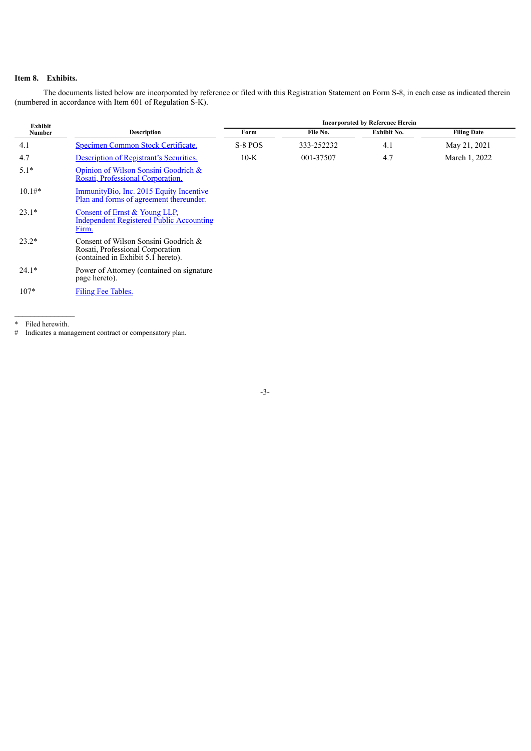**Item 8. Exhibits.**

The documents listed below are incorporated by reference or filed with this Registration Statement on Form S-8, in each case as indicated therein (numbered in accordance with Item 601 of Regulation S-K).

| Exhibit Number | Description | Incorporated by Reference Herein | | | |
|---|---|---|---|---|---|
| | | Form | File No. | Exhibit No. | Filing Date |
| 4.1 | Specimen Common Stock Certificate. | S-8 POS | 333-252232 | 4.1 | May 21, 2021 |
| 4.7 | Description of Registrant's Securities. | 10-K | 001-37507 | 4.7 | March 1, 2022 |
| 5.1* | Opinion of Wilson Sonsini Goodrich & Rosati, Professional Corporation. | | | | |
| 10.1#* | ImmunityBio, Inc. 2015 Equity Incentive Plan and forms of agreement thereunder. | | | | |
| 23.1* | Consent of Ernst & Young LLP, Independent Registered Public Accounting Firm. | | | | |
| 23.2* | Consent of Wilson Sonsini Goodrich & Rosati, Professional Corporation (contained in Exhibit 5.1 hereto). | | | | |
| 24.1* | Power of Attorney (contained on signature page hereto). | | | | |
| 107* | Filing Fee Tables. | | | | |

\* Filed herewith.

\# Indicates a management contract or compensatory plan.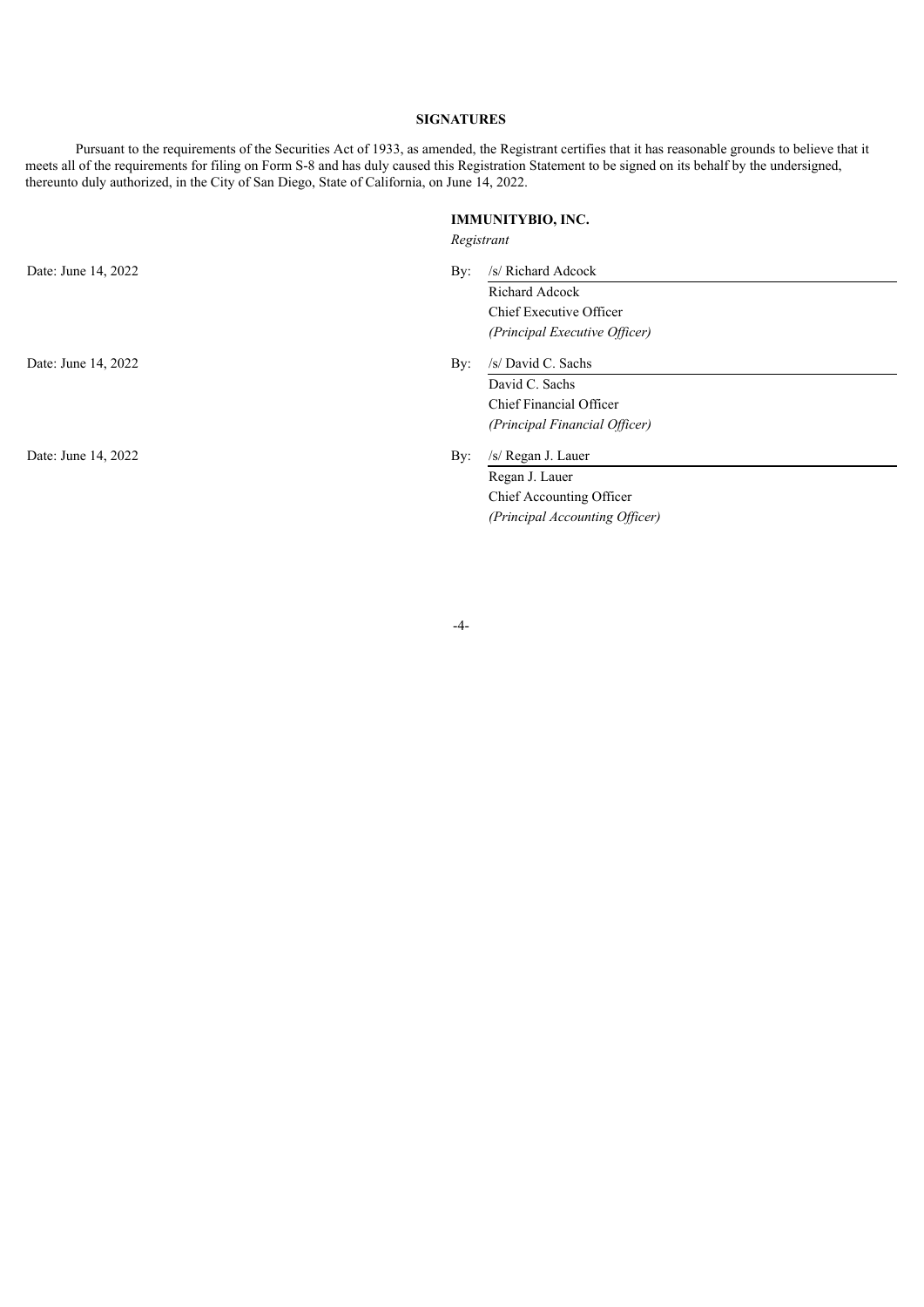**SIGNATURES**

Pursuant to the requirements of the Securities Act of 1933, as amended, the Registrant certifies that it has reasonable grounds to believe that it meets all of the requirements for filing on Form S-8 and has duly caused this Registration Statement to be signed on its behalf by the undersigned, thereunto duly authorized, in the City of San Diego, State of California, on June 14, 2022.

**IMMUNITYBIO, INC.**
*Registrant*

| | |
|---|---|
| Date: June 14, 2022 | By: /s/ Richard Adcock<br>Richard Adcock<br>Chief Executive Officer<br>*(Principal Executive Officer)* |
| Date: June 14, 2022 | By: /s/ David C. Sachs<br>David C. Sachs<br>Chief Financial Officer<br>*(Principal Financial Officer)* |
| Date: June 14, 2022 | By: /s/ Regan J. Lauer<br>Regan J. Lauer<br>Chief Accounting Officer<br>*(Principal Accounting Officer)* |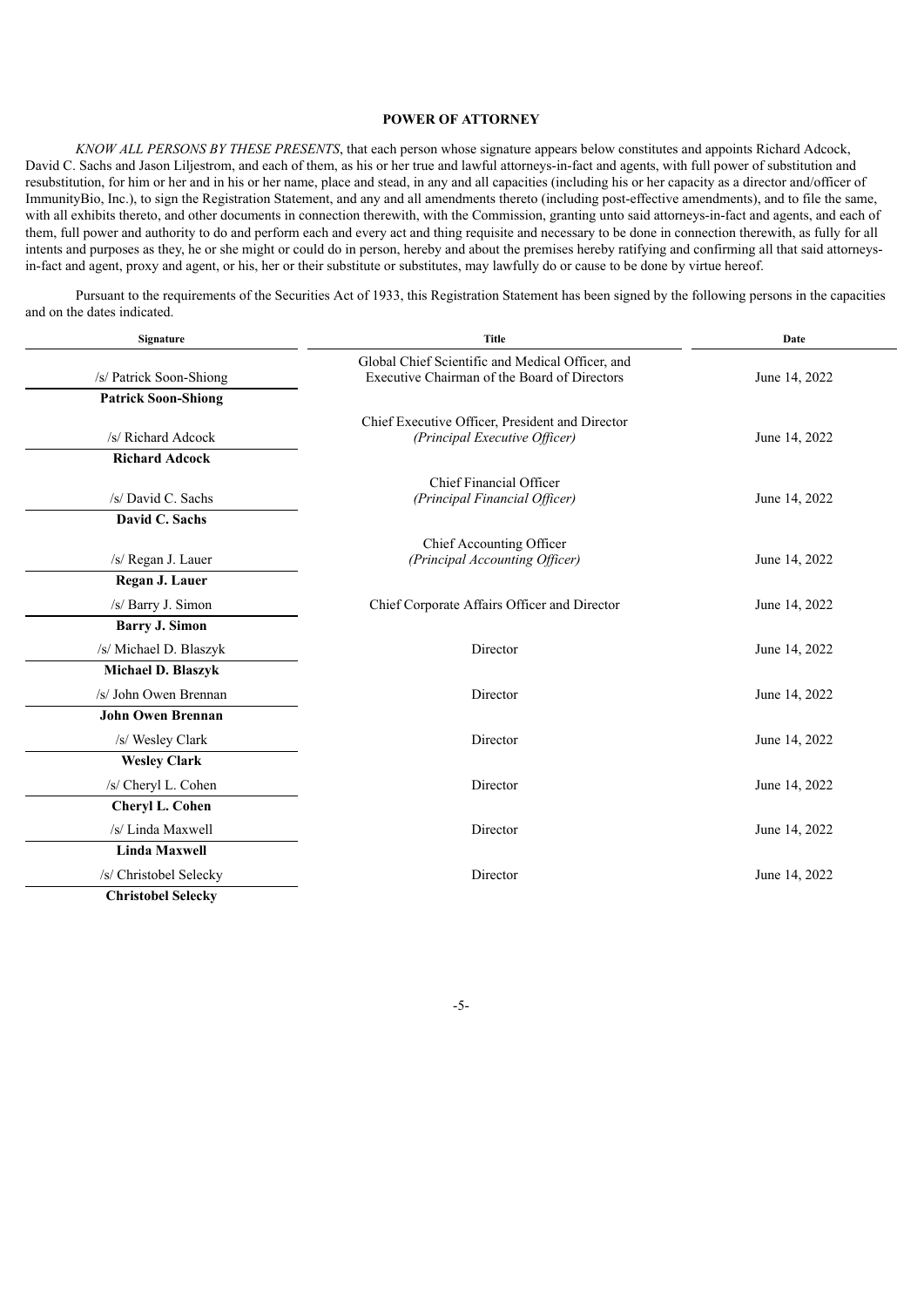## POWER OF ATTORNEY

*KNOW ALL PERSONS BY THESE PRESENTS*, that each person whose signature appears below constitutes and appoints Richard Adcock, David C. Sachs and Jason Liljestrom, and each of them, as his or her true and lawful attorneys-in-fact and agents, with full power of substitution and resubstitution, for him or her and in his or her name, place and stead, in any and all capacities (including his or her capacity as a director and/officer of ImmunityBio, Inc.), to sign the Registration Statement, and any and all amendments thereto (including post-effective amendments), and to file the same, with all exhibits thereto, and other documents in connection therewith, with the Commission, granting unto said attorneys-in-fact and agents, and each of them, full power and authority to do and perform each and every act and thing requisite and necessary to be done in connection therewith, as fully for all intents and purposes as they, he or she might or could do in person, hereby and about the premises hereby ratifying and confirming all that said attorneys-in-fact and agent, proxy and agent, or his, her or their substitute or substitutes, may lawfully do or cause to be done by virtue hereof.

Pursuant to the requirements of the Securities Act of 1933, this Registration Statement has been signed by the following persons in the capacities and on the dates indicated.

| Signature | Title | Date |
|---|---|---|
| /s/ Patrick Soon-Shiong<br>**Patrick Soon-Shiong** | Global Chief Scientific and Medical Officer, and Executive Chairman of the Board of Directors | June 14, 2022 |
| /s/ Richard Adcock<br>**Richard Adcock** | Chief Executive Officer, President and Director *(Principal Executive Officer)* | June 14, 2022 |
| /s/ David C. Sachs<br>**David C. Sachs** | Chief Financial Officer *(Principal Financial Officer)* | June 14, 2022 |
| /s/ Regan J. Lauer<br>**Regan J. Lauer** | Chief Accounting Officer *(Principal Accounting Officer)* | June 14, 2022 |
| /s/ Barry J. Simon<br>**Barry J. Simon** | Chief Corporate Affairs Officer and Director | June 14, 2022 |
| /s/ Michael D. Blaszyk<br>**Michael D. Blaszyk** | Director | June 14, 2022 |
| /s/ John Owen Brennan<br>**John Owen Brennan** | Director | June 14, 2022 |
| /s/ Wesley Clark<br>**Wesley Clark** | Director | June 14, 2022 |
| /s/ Cheryl L. Cohen<br>**Cheryl L. Cohen** | Director | June 14, 2022 |
| /s/ Linda Maxwell<br>**Linda Maxwell** | Director | June 14, 2022 |
| /s/ Christobel Selecky<br>**Christobel Selecky** | Director | June 14, 2022 |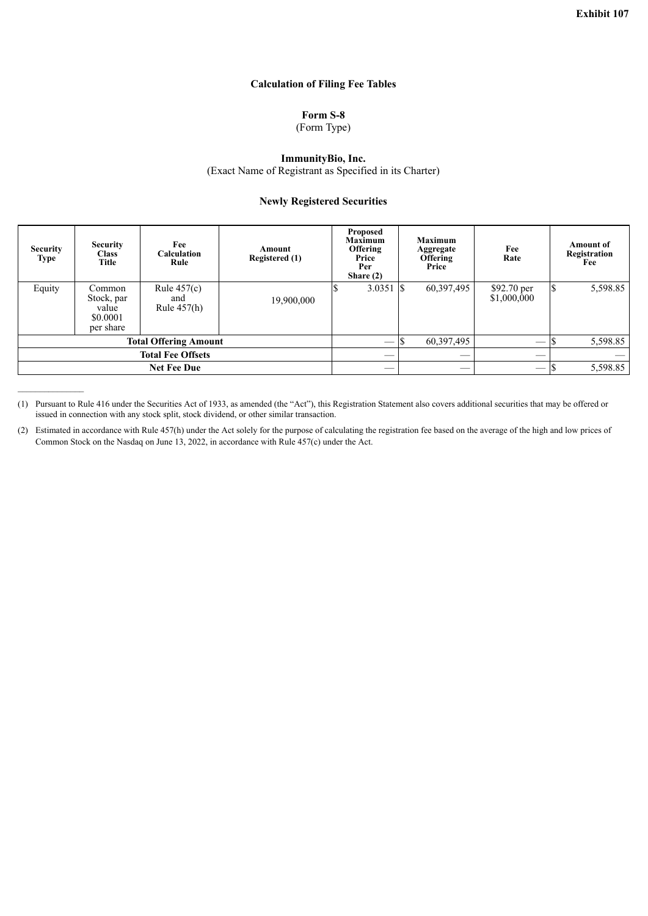**Exhibit 107**

## Calculation of Filing Fee Tables

**Form S-8**
(Form Type)

**ImmunityBio, Inc.**
(Exact Name of Registrant as Specified in its Charter)

### Newly Registered Securities

| Security Type | Security Class Title | Fee Calculation Rule | Amount Registered (1) | Proposed Maximum Offering Price Per Share (2) | Maximum Aggregate Offering Price | Fee Rate | Amount of Registration Fee |
|---|---|---|---|---|---|---|---|
| Equity | Common Stock, par value $0.0001 per share | Rule 457(c) and Rule 457(h) | 19,900,000 | $ 3.0351 | $ 60,397,495 | $92.70 per $1,000,000 | $ 5,598.85 |
| **Total Offering Amount** | | | | — | $ 60,397,495 | — | $ 5,598.85 |
| **Total Fee Offsets** | | | | — | — | — | — |
| **Net Fee Due** | | | | — | — | — | $ 5,598.85 |

(1) Pursuant to Rule 416 under the Securities Act of 1933, as amended (the "Act"), this Registration Statement also covers additional securities that may be offered or issued in connection with any stock split, stock dividend, or other similar transaction.

(2) Estimated in accordance with Rule 457(h) under the Act solely for the purpose of calculating the registration fee based on the average of the high and low prices of Common Stock on the Nasdaq on June 13, 2022, in accordance with Rule 457(c) under the Act.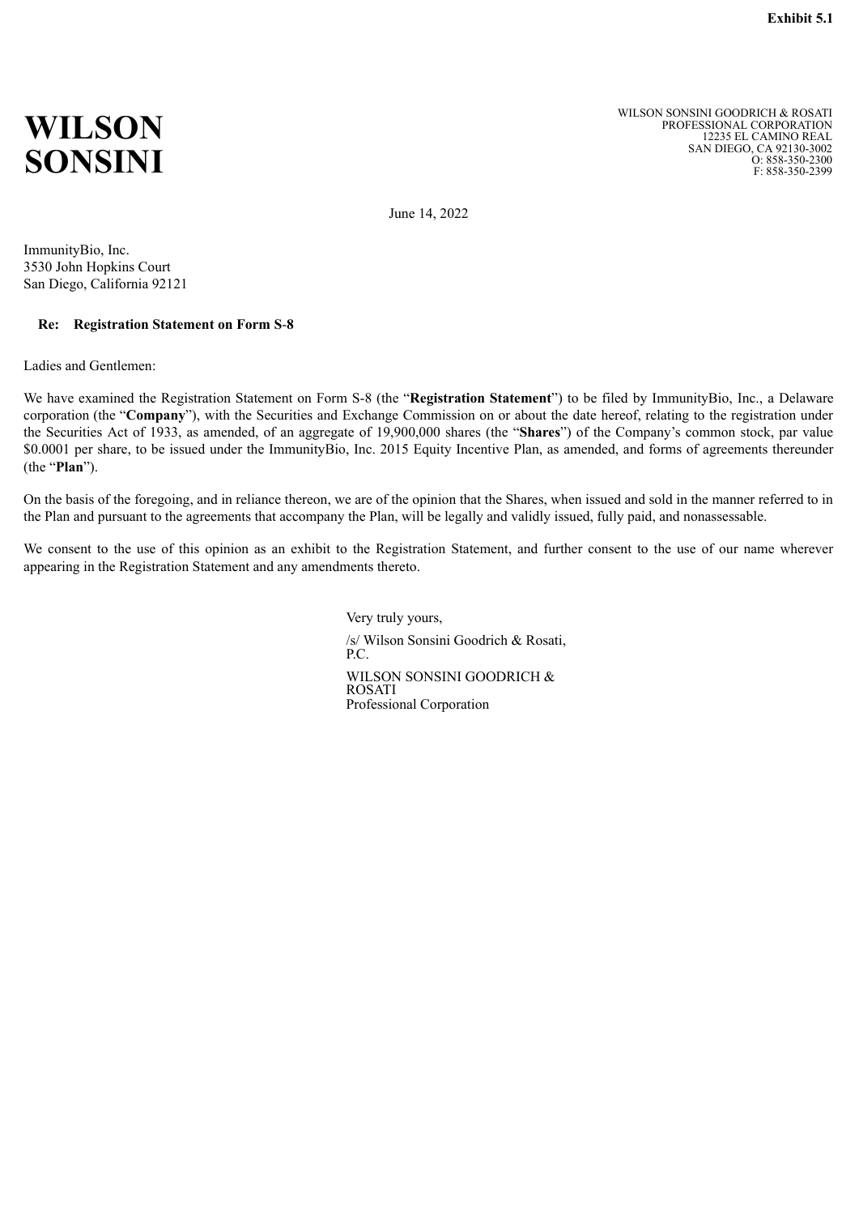**Exhibit 5.1**

# WILSON SONSINI

WILSON SONSINI GOODRICH & ROSATI
PROFESSIONAL CORPORATION
12235 EL CAMINO REAL
SAN DIEGO, CA 92130-3002
O: 858-350-2300
F: 858-350-2399

June 14, 2022

ImmunityBio, Inc.
3530 John Hopkins Court
San Diego, California 92121

**Re: Registration Statement on Form S-8**

Ladies and Gentlemen:

We have examined the Registration Statement on Form S-8 (the "**Registration Statement**") to be filed by ImmunityBio, Inc., a Delaware corporation (the "**Company**"), with the Securities and Exchange Commission on or about the date hereof, relating to the registration under the Securities Act of 1933, as amended, of an aggregate of 19,900,000 shares (the "**Shares**") of the Company's common stock, par value $0.0001 per share, to be issued under the ImmunityBio, Inc. 2015 Equity Incentive Plan, as amended, and forms of agreements thereunder (the "**Plan**").

On the basis of the foregoing, and in reliance thereon, we are of the opinion that the Shares, when issued and sold in the manner referred to in the Plan and pursuant to the agreements that accompany the Plan, will be legally and validly issued, fully paid, and nonassessable.

We consent to the use of this opinion as an exhibit to the Registration Statement, and further consent to the use of our name wherever appearing in the Registration Statement and any amendments thereto.

Very truly yours,

/s/ Wilson Sonsini Goodrich & Rosati, P.C.

WILSON SONSINI GOODRICH & ROSATI
Professional Corporation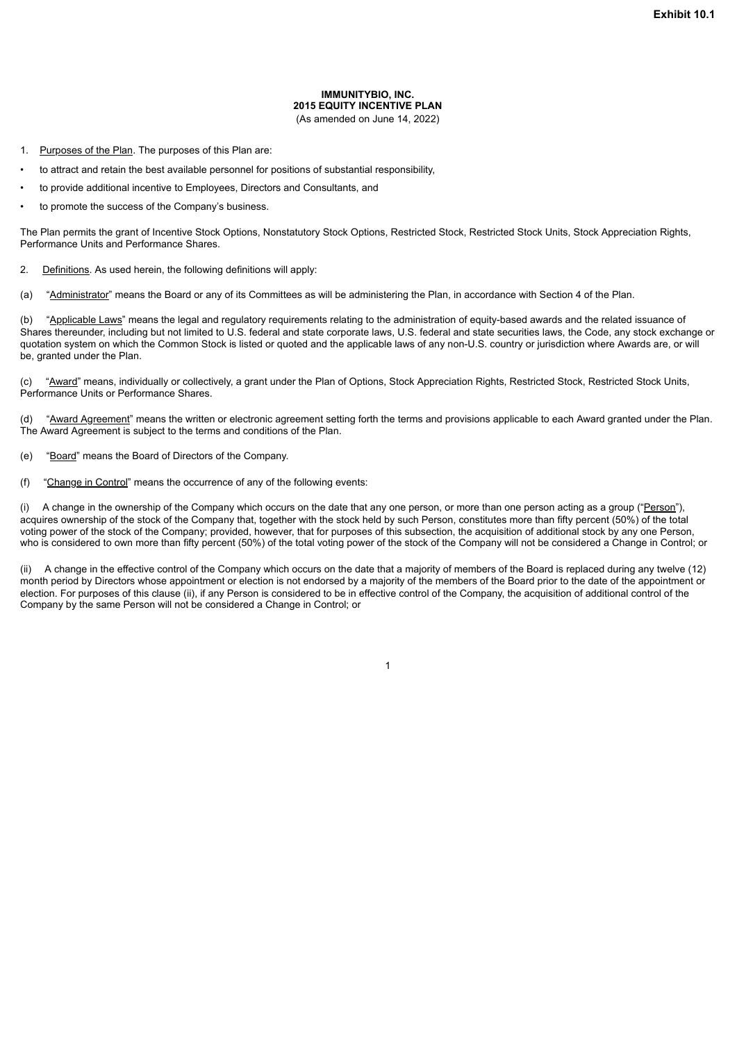**Exhibit 10.1**

**IMMUNITYBIO, INC.**
**2015 EQUITY INCENTIVE PLAN**
(As amended on June 14, 2022)

1. Purposes of the Plan. The purposes of this Plan are:

- to attract and retain the best available personnel for positions of substantial responsibility,
- to provide additional incentive to Employees, Directors and Consultants, and
- to promote the success of the Company's business.

The Plan permits the grant of Incentive Stock Options, Nonstatutory Stock Options, Restricted Stock, Restricted Stock Units, Stock Appreciation Rights, Performance Units and Performance Shares.

2. Definitions. As used herein, the following definitions will apply:

(a) "Administrator" means the Board or any of its Committees as will be administering the Plan, in accordance with Section 4 of the Plan.

(b) "Applicable Laws" means the legal and regulatory requirements relating to the administration of equity-based awards and the related issuance of Shares thereunder, including but not limited to U.S. federal and state corporate laws, U.S. federal and state securities laws, the Code, any stock exchange or quotation system on which the Common Stock is listed or quoted and the applicable laws of any non-U.S. country or jurisdiction where Awards are, or will be, granted under the Plan.

(c) "Award" means, individually or collectively, a grant under the Plan of Options, Stock Appreciation Rights, Restricted Stock, Restricted Stock Units, Performance Units or Performance Shares.

(d) "Award Agreement" means the written or electronic agreement setting forth the terms and provisions applicable to each Award granted under the Plan. The Award Agreement is subject to the terms and conditions of the Plan.

(e) "Board" means the Board of Directors of the Company.

(f) "Change in Control" means the occurrence of any of the following events:

(i) A change in the ownership of the Company which occurs on the date that any one person, or more than one person acting as a group ("Person"), acquires ownership of the stock of the Company that, together with the stock held by such Person, constitutes more than fifty percent (50%) of the total voting power of the stock of the Company; provided, however, that for purposes of this subsection, the acquisition of additional stock by any one Person, who is considered to own more than fifty percent (50%) of the total voting power of the stock of the Company will not be considered a Change in Control; or

(ii) A change in the effective control of the Company which occurs on the date that a majority of members of the Board is replaced during any twelve (12) month period by Directors whose appointment or election is not endorsed by a majority of the members of the Board prior to the date of the appointment or election. For purposes of this clause (ii), if any Person is considered to be in effective control of the Company, the acquisition of additional control of the Company by the same Person will not be considered a Change in Control; or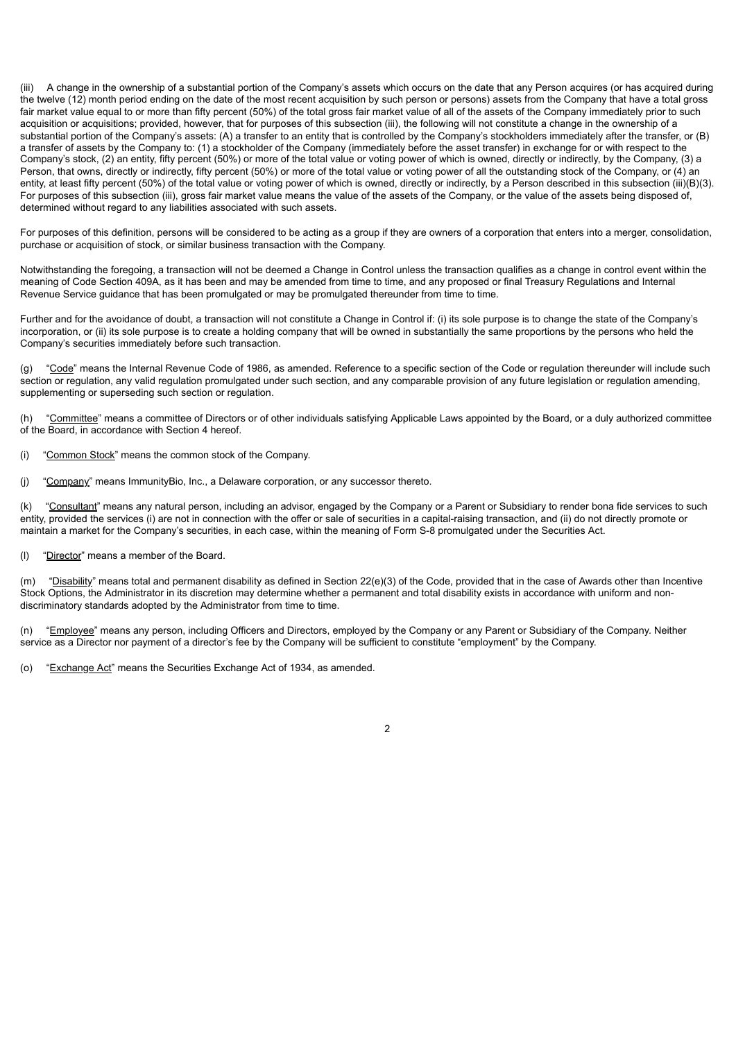(iii) A change in the ownership of a substantial portion of the Company's assets which occurs on the date that any Person acquires (or has acquired during the twelve (12) month period ending on the date of the most recent acquisition by such person or persons) assets from the Company that have a total gross fair market value equal to or more than fifty percent (50%) of the total gross fair market value of all of the assets of the Company immediately prior to such acquisition or acquisitions; provided, however, that for purposes of this subsection (iii), the following will not constitute a change in the ownership of a substantial portion of the Company's assets: (A) a transfer to an entity that is controlled by the Company's stockholders immediately after the transfer, or (B) a transfer of assets by the Company to: (1) a stockholder of the Company (immediately before the asset transfer) in exchange for or with respect to the Company's stock, (2) an entity, fifty percent (50%) or more of the total value or voting power of which is owned, directly or indirectly, by the Company, (3) a Person, that owns, directly or indirectly, fifty percent (50%) or more of the total value or voting power of all the outstanding stock of the Company, or (4) an entity, at least fifty percent (50%) of the total value or voting power of which is owned, directly or indirectly, by a Person described in this subsection (iii)(B)(3). For purposes of this subsection (iii), gross fair market value means the value of the assets of the Company, or the value of the assets being disposed of, determined without regard to any liabilities associated with such assets.

For purposes of this definition, persons will be considered to be acting as a group if they are owners of a corporation that enters into a merger, consolidation, purchase or acquisition of stock, or similar business transaction with the Company.

Notwithstanding the foregoing, a transaction will not be deemed a Change in Control unless the transaction qualifies as a change in control event within the meaning of Code Section 409A, as it has been and may be amended from time to time, and any proposed or final Treasury Regulations and Internal Revenue Service guidance that has been promulgated or may be promulgated thereunder from time to time.

Further and for the avoidance of doubt, a transaction will not constitute a Change in Control if: (i) its sole purpose is to change the state of the Company's incorporation, or (ii) its sole purpose is to create a holding company that will be owned in substantially the same proportions by the persons who held the Company's securities immediately before such transaction.

(g) "Code" means the Internal Revenue Code of 1986, as amended. Reference to a specific section of the Code or regulation thereunder will include such section or regulation, any valid regulation promulgated under such section, and any comparable provision of any future legislation or regulation amending, supplementing or superseding such section or regulation.

(h) "Committee" means a committee of Directors or of other individuals satisfying Applicable Laws appointed by the Board, or a duly authorized committee of the Board, in accordance with Section 4 hereof.

(i) "Common Stock" means the common stock of the Company.

(j) "Company" means ImmunityBio, Inc., a Delaware corporation, or any successor thereto.

(k) "Consultant" means any natural person, including an advisor, engaged by the Company or a Parent or Subsidiary to render bona fide services to such entity, provided the services (i) are not in connection with the offer or sale of securities in a capital-raising transaction, and (ii) do not directly promote or maintain a market for the Company's securities, in each case, within the meaning of Form S-8 promulgated under the Securities Act.

(l) "Director" means a member of the Board.

(m) "Disability" means total and permanent disability as defined in Section 22(e)(3) of the Code, provided that in the case of Awards other than Incentive Stock Options, the Administrator in its discretion may determine whether a permanent and total disability exists in accordance with uniform and non-discriminatory standards adopted by the Administrator from time to time.

(n) "Employee" means any person, including Officers and Directors, employed by the Company or any Parent or Subsidiary of the Company. Neither service as a Director nor payment of a director's fee by the Company will be sufficient to constitute "employment" by the Company.

(o) "Exchange Act" means the Securities Exchange Act of 1934, as amended.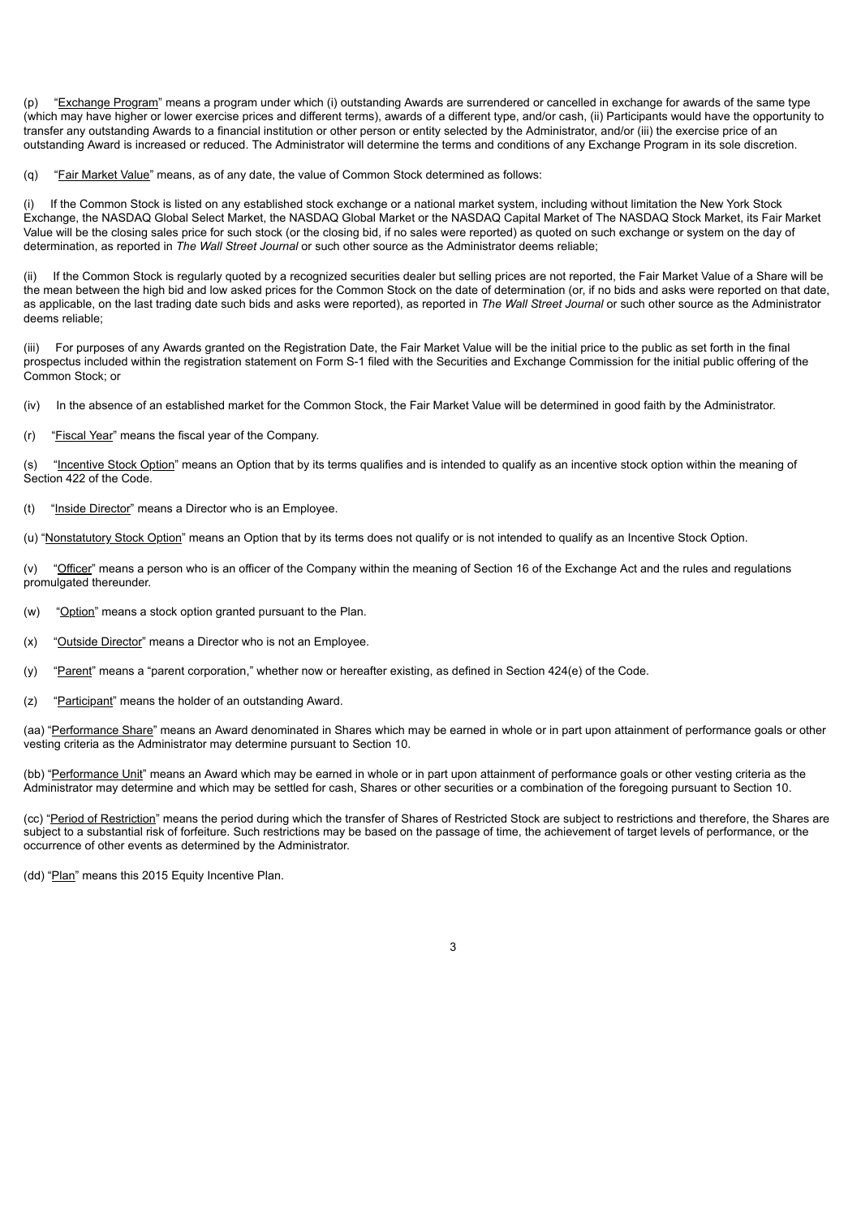(p) "Exchange Program" means a program under which (i) outstanding Awards are surrendered or cancelled in exchange for awards of the same type (which may have higher or lower exercise prices and different terms), awards of a different type, and/or cash, (ii) Participants would have the opportunity to transfer any outstanding Awards to a financial institution or other person or entity selected by the Administrator, and/or (iii) the exercise price of an outstanding Award is increased or reduced. The Administrator will determine the terms and conditions of any Exchange Program in its sole discretion.

(q) "Fair Market Value" means, as of any date, the value of Common Stock determined as follows:

(i) If the Common Stock is listed on any established stock exchange or a national market system, including without limitation the New York Stock Exchange, the NASDAQ Global Select Market, the NASDAQ Global Market or the NASDAQ Capital Market of The NASDAQ Stock Market, its Fair Market Value will be the closing sales price for such stock (or the closing bid, if no sales were reported) as quoted on such exchange or system on the day of determination, as reported in *The Wall Street Journal* or such other source as the Administrator deems reliable;

(ii) If the Common Stock is regularly quoted by a recognized securities dealer but selling prices are not reported, the Fair Market Value of a Share will be the mean between the high bid and low asked prices for the Common Stock on the date of determination (or, if no bids and asks were reported on that date, as applicable, on the last trading date such bids and asks were reported), as reported in *The Wall Street Journal* or such other source as the Administrator deems reliable;

(iii) For purposes of any Awards granted on the Registration Date, the Fair Market Value will be the initial price to the public as set forth in the final prospectus included within the registration statement on Form S-1 filed with the Securities and Exchange Commission for the initial public offering of the Common Stock; or

(iv) In the absence of an established market for the Common Stock, the Fair Market Value will be determined in good faith by the Administrator.

(r) "Fiscal Year" means the fiscal year of the Company.

(s) "Incentive Stock Option" means an Option that by its terms qualifies and is intended to qualify as an incentive stock option within the meaning of Section 422 of the Code.

(t) "Inside Director" means a Director who is an Employee.

(u) "Nonstatutory Stock Option" means an Option that by its terms does not qualify or is not intended to qualify as an Incentive Stock Option.

(v) "Officer" means a person who is an officer of the Company within the meaning of Section 16 of the Exchange Act and the rules and regulations promulgated thereunder.

(w) "Option" means a stock option granted pursuant to the Plan.

(x) "Outside Director" means a Director who is not an Employee.

(y) "Parent" means a "parent corporation," whether now or hereafter existing, as defined in Section 424(e) of the Code.

(z) "Participant" means the holder of an outstanding Award.

(aa) "Performance Share" means an Award denominated in Shares which may be earned in whole or in part upon attainment of performance goals or other vesting criteria as the Administrator may determine pursuant to Section 10.

(bb) "Performance Unit" means an Award which may be earned in whole or in part upon attainment of performance goals or other vesting criteria as the Administrator may determine and which may be settled for cash, Shares or other securities or a combination of the foregoing pursuant to Section 10.

(cc) "Period of Restriction" means the period during which the transfer of Shares of Restricted Stock are subject to restrictions and therefore, the Shares are subject to a substantial risk of forfeiture. Such restrictions may be based on the passage of time, the achievement of target levels of performance, or the occurrence of other events as determined by the Administrator.

(dd) "Plan" means this 2015 Equity Incentive Plan.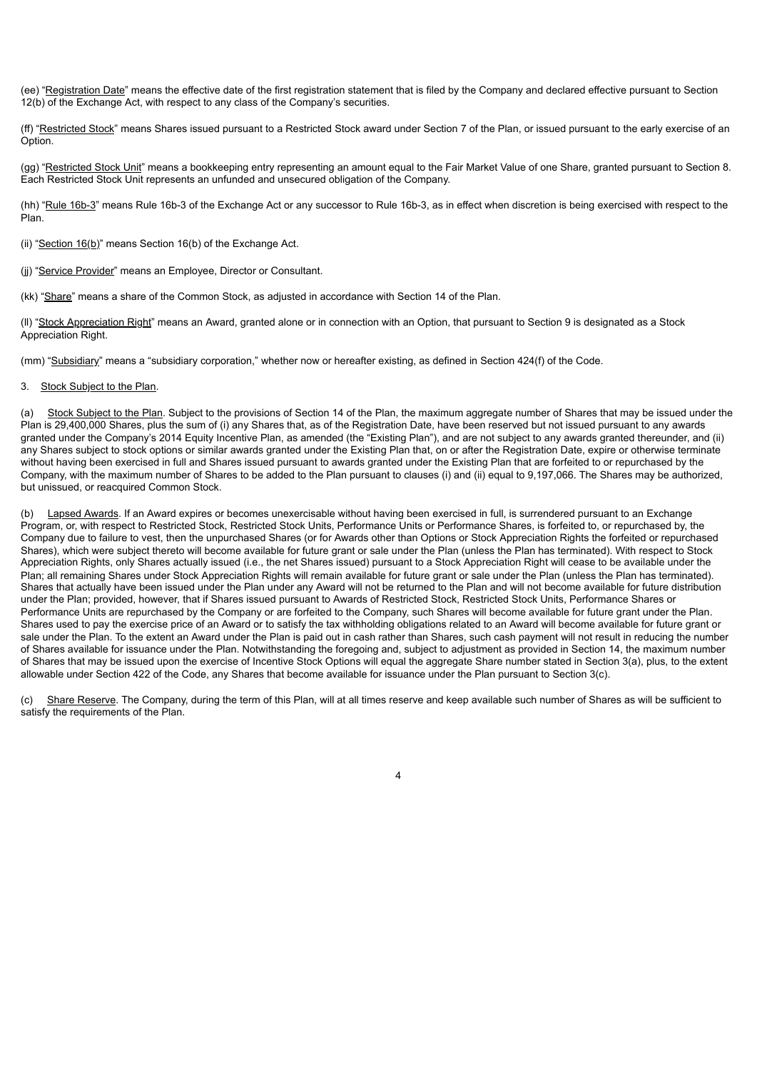(ee) "Registration Date" means the effective date of the first registration statement that is filed by the Company and declared effective pursuant to Section 12(b) of the Exchange Act, with respect to any class of the Company's securities.

(ff) "Restricted Stock" means Shares issued pursuant to a Restricted Stock award under Section 7 of the Plan, or issued pursuant to the early exercise of an Option.

(gg) "Restricted Stock Unit" means a bookkeeping entry representing an amount equal to the Fair Market Value of one Share, granted pursuant to Section 8. Each Restricted Stock Unit represents an unfunded and unsecured obligation of the Company.

(hh) "Rule 16b-3" means Rule 16b-3 of the Exchange Act or any successor to Rule 16b-3, as in effect when discretion is being exercised with respect to the Plan.

(ii) "Section 16(b)" means Section 16(b) of the Exchange Act.

(jj) "Service Provider" means an Employee, Director or Consultant.

(kk) "Share" means a share of the Common Stock, as adjusted in accordance with Section 14 of the Plan.

(ll) "Stock Appreciation Right" means an Award, granted alone or in connection with an Option, that pursuant to Section 9 is designated as a Stock Appreciation Right.

(mm) "Subsidiary" means a "subsidiary corporation," whether now or hereafter existing, as defined in Section 424(f) of the Code.

3. Stock Subject to the Plan.

(a) Stock Subject to the Plan. Subject to the provisions of Section 14 of the Plan, the maximum aggregate number of Shares that may be issued under the Plan is 29,400,000 Shares, plus the sum of (i) any Shares that, as of the Registration Date, have been reserved but not issued pursuant to any awards granted under the Company's 2014 Equity Incentive Plan, as amended (the "Existing Plan"), and are not subject to any awards granted thereunder, and (ii) any Shares subject to stock options or similar awards granted under the Existing Plan that, on or after the Registration Date, expire or otherwise terminate without having been exercised in full and Shares issued pursuant to awards granted under the Existing Plan that are forfeited to or repurchased by the Company, with the maximum number of Shares to be added to the Plan pursuant to clauses (i) and (ii) equal to 9,197,066. The Shares may be authorized, but unissued, or reacquired Common Stock.

(b) Lapsed Awards. If an Award expires or becomes unexercisable without having been exercised in full, is surrendered pursuant to an Exchange Program, or, with respect to Restricted Stock, Restricted Stock Units, Performance Units or Performance Shares, is forfeited to, or repurchased by, the Company due to failure to vest, then the unpurchased Shares (or for Awards other than Options or Stock Appreciation Rights the forfeited or repurchased Shares), which were subject thereto will become available for future grant or sale under the Plan (unless the Plan has terminated). With respect to Stock Appreciation Rights, only Shares actually issued (i.e., the net Shares issued) pursuant to a Stock Appreciation Right will cease to be available under the Plan; all remaining Shares under Stock Appreciation Rights will remain available for future grant or sale under the Plan (unless the Plan has terminated). Shares that actually have been issued under the Plan under any Award will not be returned to the Plan and will not become available for future distribution under the Plan; provided, however, that if Shares issued pursuant to Awards of Restricted Stock, Restricted Stock Units, Performance Shares or Performance Units are repurchased by the Company or are forfeited to the Company, such Shares will become available for future grant under the Plan. Shares used to pay the exercise price of an Award or to satisfy the tax withholding obligations related to an Award will become available for future grant or sale under the Plan. To the extent an Award under the Plan is paid out in cash rather than Shares, such cash payment will not result in reducing the number of Shares available for issuance under the Plan. Notwithstanding the foregoing and, subject to adjustment as provided in Section 14, the maximum number of Shares that may be issued upon the exercise of Incentive Stock Options will equal the aggregate Share number stated in Section 3(a), plus, to the extent allowable under Section 422 of the Code, any Shares that become available for issuance under the Plan pursuant to Section 3(c).

(c) Share Reserve. The Company, during the term of this Plan, will at all times reserve and keep available such number of Shares as will be sufficient to satisfy the requirements of the Plan.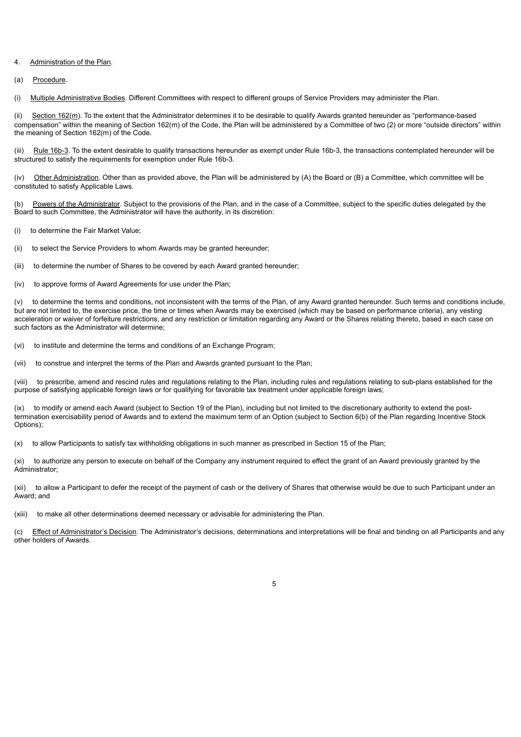4. Administration of the Plan.

(a) Procedure.

(i) Multiple Administrative Bodies. Different Committees with respect to different groups of Service Providers may administer the Plan.

(ii) Section 162(m). To the extent that the Administrator determines it to be desirable to qualify Awards granted hereunder as "performance-based compensation" within the meaning of Section 162(m) of the Code, the Plan will be administered by a Committee of two (2) or more "outside directors" within the meaning of Section 162(m) of the Code.

(iii) Rule 16b-3. To the extent desirable to qualify transactions hereunder as exempt under Rule 16b-3, the transactions contemplated hereunder will be structured to satisfy the requirements for exemption under Rule 16b-3.

(iv) Other Administration. Other than as provided above, the Plan will be administered by (A) the Board or (B) a Committee, which committee will be constituted to satisfy Applicable Laws.

(b) Powers of the Administrator. Subject to the provisions of the Plan, and in the case of a Committee, subject to the specific duties delegated by the Board to such Committee, the Administrator will have the authority, in its discretion:

(i) to determine the Fair Market Value;

(ii) to select the Service Providers to whom Awards may be granted hereunder;

(iii) to determine the number of Shares to be covered by each Award granted hereunder;

(iv) to approve forms of Award Agreements for use under the Plan;

(v) to determine the terms and conditions, not inconsistent with the terms of the Plan, of any Award granted hereunder. Such terms and conditions include, but are not limited to, the exercise price, the time or times when Awards may be exercised (which may be based on performance criteria), any vesting acceleration or waiver of forfeiture restrictions, and any restriction or limitation regarding any Award or the Shares relating thereto, based in each case on such factors as the Administrator will determine;

(vi) to institute and determine the terms and conditions of an Exchange Program;

(vii) to construe and interpret the terms of the Plan and Awards granted pursuant to the Plan;

(viii) to prescribe, amend and rescind rules and regulations relating to the Plan, including rules and regulations relating to sub-plans established for the purpose of satisfying applicable foreign laws or for qualifying for favorable tax treatment under applicable foreign laws;

(ix) to modify or amend each Award (subject to Section 19 of the Plan), including but not limited to the discretionary authority to extend the post-termination exercisability period of Awards and to extend the maximum term of an Option (subject to Section 6(b) of the Plan regarding Incentive Stock Options);

(x) to allow Participants to satisfy tax withholding obligations in such manner as prescribed in Section 15 of the Plan;

(xi) to authorize any person to execute on behalf of the Company any instrument required to effect the grant of an Award previously granted by the Administrator;

(xii) to allow a Participant to defer the receipt of the payment of cash or the delivery of Shares that otherwise would be due to such Participant under an Award; and

(xiii) to make all other determinations deemed necessary or advisable for administering the Plan.

(c) Effect of Administrator's Decision. The Administrator's decisions, determinations and interpretations will be final and binding on all Participants and any other holders of Awards.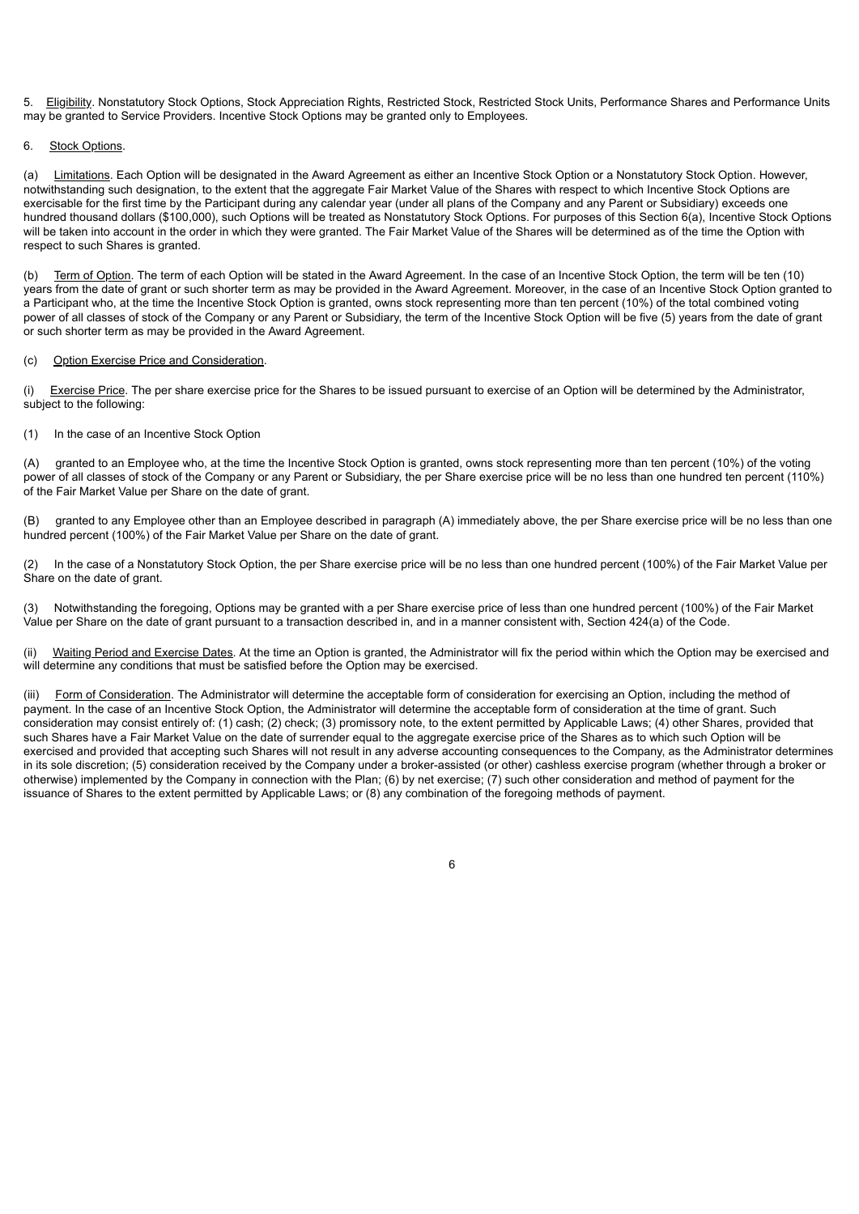5. Eligibility. Nonstatutory Stock Options, Stock Appreciation Rights, Restricted Stock, Restricted Stock Units, Performance Shares and Performance Units may be granted to Service Providers. Incentive Stock Options may be granted only to Employees.

6. Stock Options.

(a) Limitations. Each Option will be designated in the Award Agreement as either an Incentive Stock Option or a Nonstatutory Stock Option. However, notwithstanding such designation, to the extent that the aggregate Fair Market Value of the Shares with respect to which Incentive Stock Options are exercisable for the first time by the Participant during any calendar year (under all plans of the Company and any Parent or Subsidiary) exceeds one hundred thousand dollars ($100,000), such Options will be treated as Nonstatutory Stock Options. For purposes of this Section 6(a), Incentive Stock Options will be taken into account in the order in which they were granted. The Fair Market Value of the Shares will be determined as of the time the Option with respect to such Shares is granted.

(b) Term of Option. The term of each Option will be stated in the Award Agreement. In the case of an Incentive Stock Option, the term will be ten (10) years from the date of grant or such shorter term as may be provided in the Award Agreement. Moreover, in the case of an Incentive Stock Option granted to a Participant who, at the time the Incentive Stock Option is granted, owns stock representing more than ten percent (10%) of the total combined voting power of all classes of stock of the Company or any Parent or Subsidiary, the term of the Incentive Stock Option will be five (5) years from the date of grant or such shorter term as may be provided in the Award Agreement.

(c) Option Exercise Price and Consideration.

(i) Exercise Price. The per share exercise price for the Shares to be issued pursuant to exercise of an Option will be determined by the Administrator, subject to the following:

(1) In the case of an Incentive Stock Option

(A) granted to an Employee who, at the time the Incentive Stock Option is granted, owns stock representing more than ten percent (10%) of the voting power of all classes of stock of the Company or any Parent or Subsidiary, the per Share exercise price will be no less than one hundred ten percent (110%) of the Fair Market Value per Share on the date of grant.

(B) granted to any Employee other than an Employee described in paragraph (A) immediately above, the per Share exercise price will be no less than one hundred percent (100%) of the Fair Market Value per Share on the date of grant.

(2) In the case of a Nonstatutory Stock Option, the per Share exercise price will be no less than one hundred percent (100%) of the Fair Market Value per Share on the date of grant.

(3) Notwithstanding the foregoing, Options may be granted with a per Share exercise price of less than one hundred percent (100%) of the Fair Market Value per Share on the date of grant pursuant to a transaction described in, and in a manner consistent with, Section 424(a) of the Code.

(ii) Waiting Period and Exercise Dates. At the time an Option is granted, the Administrator will fix the period within which the Option may be exercised and will determine any conditions that must be satisfied before the Option may be exercised.

(iii) Form of Consideration. The Administrator will determine the acceptable form of consideration for exercising an Option, including the method of payment. In the case of an Incentive Stock Option, the Administrator will determine the acceptable form of consideration at the time of grant. Such consideration may consist entirely of: (1) cash; (2) check; (3) promissory note, to the extent permitted by Applicable Laws; (4) other Shares, provided that such Shares have a Fair Market Value on the date of surrender equal to the aggregate exercise price of the Shares as to which such Option will be exercised and provided that accepting such Shares will not result in any adverse accounting consequences to the Company, as the Administrator determines in its sole discretion; (5) consideration received by the Company under a broker-assisted (or other) cashless exercise program (whether through a broker or otherwise) implemented by the Company in connection with the Plan; (6) by net exercise; (7) such other consideration and method of payment for the issuance of Shares to the extent permitted by Applicable Laws; or (8) any combination of the foregoing methods of payment.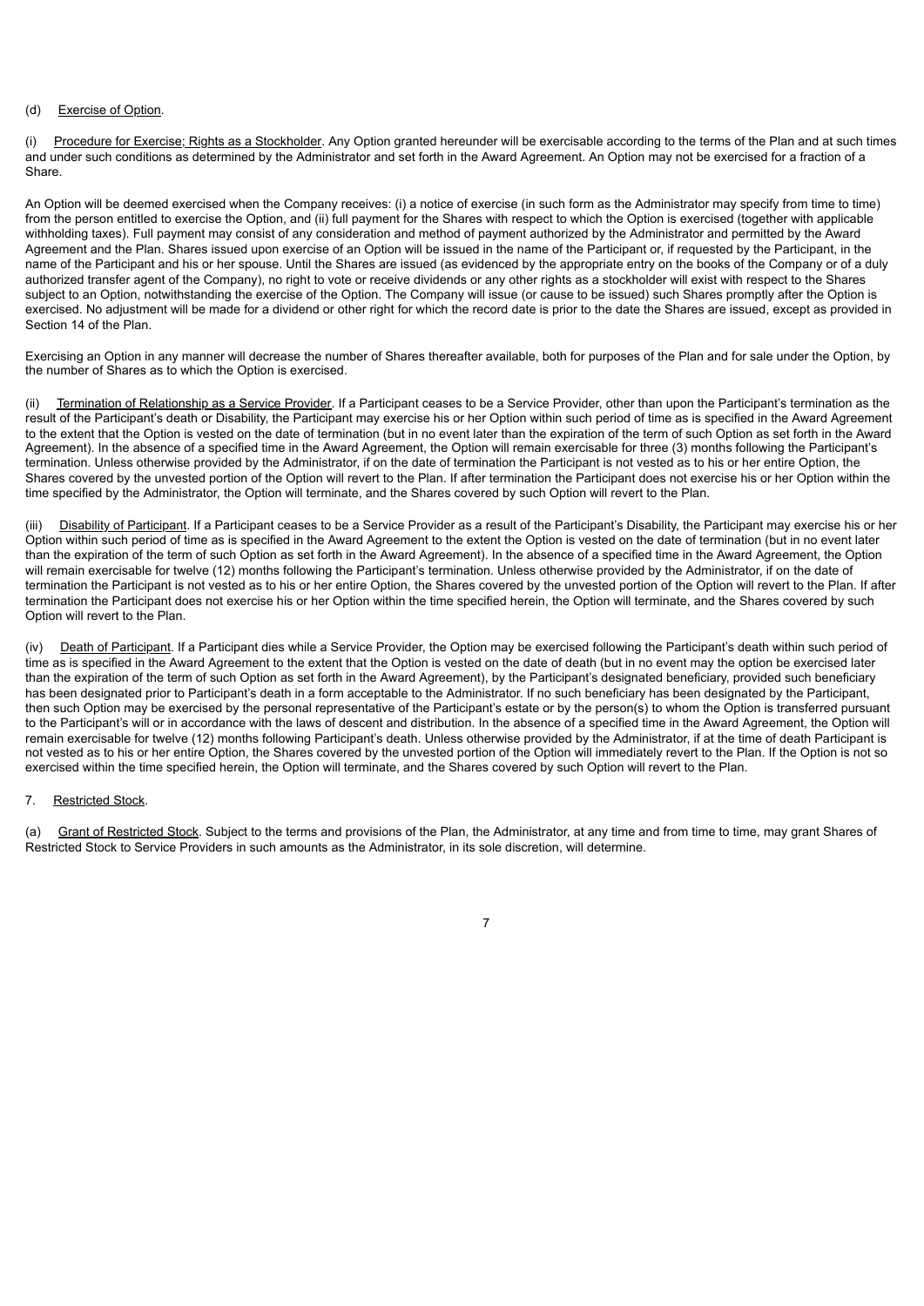(d) Exercise of Option.

(i) Procedure for Exercise; Rights as a Stockholder. Any Option granted hereunder will be exercisable according to the terms of the Plan and at such times and under such conditions as determined by the Administrator and set forth in the Award Agreement. An Option may not be exercised for a fraction of a Share.

An Option will be deemed exercised when the Company receives: (i) a notice of exercise (in such form as the Administrator may specify from time to time) from the person entitled to exercise the Option, and (ii) full payment for the Shares with respect to which the Option is exercised (together with applicable withholding taxes). Full payment may consist of any consideration and method of payment authorized by the Administrator and permitted by the Award Agreement and the Plan. Shares issued upon exercise of an Option will be issued in the name of the Participant or, if requested by the Participant, in the name of the Participant and his or her spouse. Until the Shares are issued (as evidenced by the appropriate entry on the books of the Company or of a duly authorized transfer agent of the Company), no right to vote or receive dividends or any other rights as a stockholder will exist with respect to the Shares subject to an Option, notwithstanding the exercise of the Option. The Company will issue (or cause to be issued) such Shares promptly after the Option is exercised. No adjustment will be made for a dividend or other right for which the record date is prior to the date the Shares are issued, except as provided in Section 14 of the Plan.

Exercising an Option in any manner will decrease the number of Shares thereafter available, both for purposes of the Plan and for sale under the Option, by the number of Shares as to which the Option is exercised.

(ii) Termination of Relationship as a Service Provider. If a Participant ceases to be a Service Provider, other than upon the Participant's termination as the result of the Participant's death or Disability, the Participant may exercise his or her Option within such period of time as is specified in the Award Agreement to the extent that the Option is vested on the date of termination (but in no event later than the expiration of the term of such Option as set forth in the Award Agreement). In the absence of a specified time in the Award Agreement, the Option will remain exercisable for three (3) months following the Participant's termination. Unless otherwise provided by the Administrator, if on the date of termination the Participant is not vested as to his or her entire Option, the Shares covered by the unvested portion of the Option will revert to the Plan. If after termination the Participant does not exercise his or her Option within the time specified by the Administrator, the Option will terminate, and the Shares covered by such Option will revert to the Plan.

(iii) Disability of Participant. If a Participant ceases to be a Service Provider as a result of the Participant's Disability, the Participant may exercise his or her Option within such period of time as is specified in the Award Agreement to the extent the Option is vested on the date of termination (but in no event later than the expiration of the term of such Option as set forth in the Award Agreement). In the absence of a specified time in the Award Agreement, the Option will remain exercisable for twelve (12) months following the Participant's termination. Unless otherwise provided by the Administrator, if on the date of termination the Participant is not vested as to his or her entire Option, the Shares covered by the unvested portion of the Option will revert to the Plan. If after termination the Participant does not exercise his or her Option within the time specified herein, the Option will terminate, and the Shares covered by such Option will revert to the Plan.

(iv) Death of Participant. If a Participant dies while a Service Provider, the Option may be exercised following the Participant's death within such period of time as is specified in the Award Agreement to the extent that the Option is vested on the date of death (but in no event may the option be exercised later than the expiration of the term of such Option as set forth in the Award Agreement), by the Participant's designated beneficiary, provided such beneficiary has been designated prior to Participant's death in a form acceptable to the Administrator. If no such beneficiary has been designated by the Participant, then such Option may be exercised by the personal representative of the Participant's estate or by the person(s) to whom the Option is transferred pursuant to the Participant's will or in accordance with the laws of descent and distribution. In the absence of a specified time in the Award Agreement, the Option will remain exercisable for twelve (12) months following Participant's death. Unless otherwise provided by the Administrator, if at the time of death Participant is not vested as to his or her entire Option, the Shares covered by the unvested portion of the Option will immediately revert to the Plan. If the Option is not so exercised within the time specified herein, the Option will terminate, and the Shares covered by such Option will revert to the Plan.

7. Restricted Stock.

(a) Grant of Restricted Stock. Subject to the terms and provisions of the Plan, the Administrator, at any time and from time to time, may grant Shares of Restricted Stock to Service Providers in such amounts as the Administrator, in its sole discretion, will determine.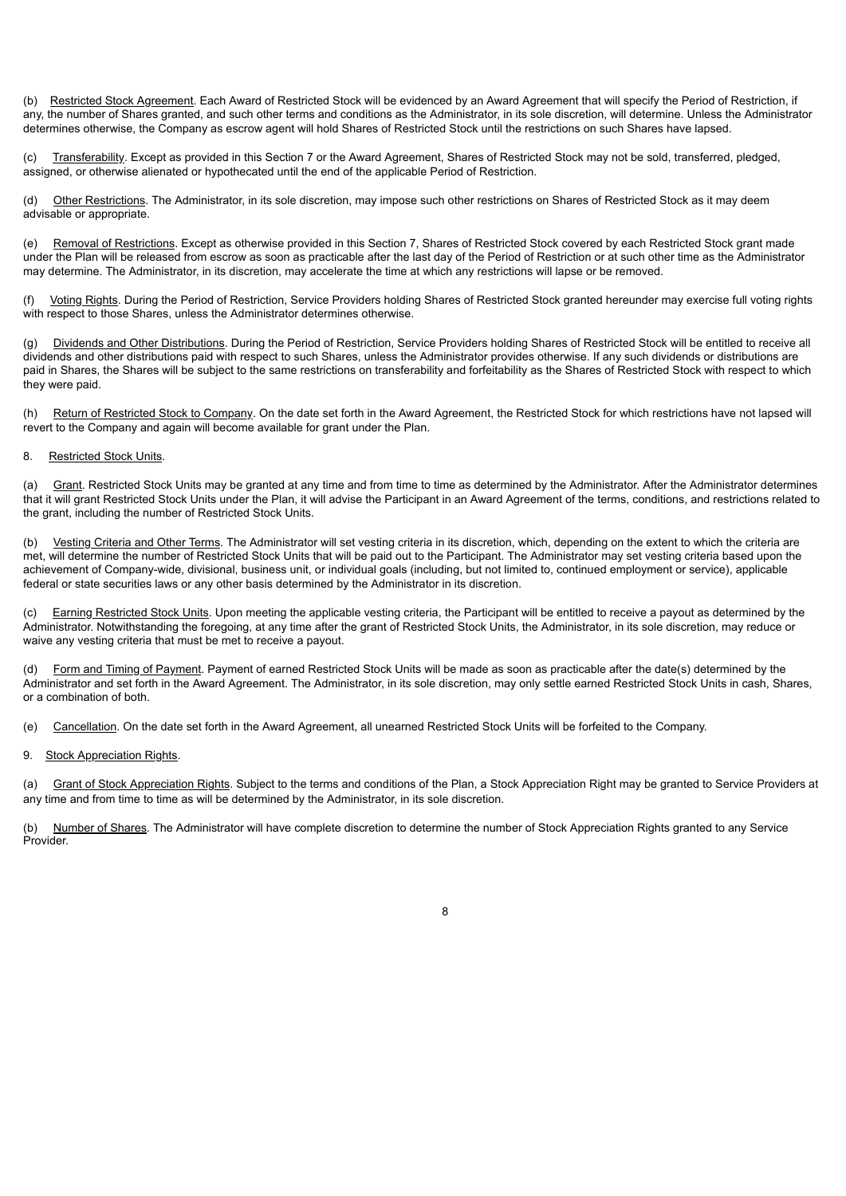(b) Restricted Stock Agreement. Each Award of Restricted Stock will be evidenced by an Award Agreement that will specify the Period of Restriction, if any, the number of Shares granted, and such other terms and conditions as the Administrator, in its sole discretion, will determine. Unless the Administrator determines otherwise, the Company as escrow agent will hold Shares of Restricted Stock until the restrictions on such Shares have lapsed.

(c) Transferability. Except as provided in this Section 7 or the Award Agreement, Shares of Restricted Stock may not be sold, transferred, pledged, assigned, or otherwise alienated or hypothecated until the end of the applicable Period of Restriction.

(d) Other Restrictions. The Administrator, in its sole discretion, may impose such other restrictions on Shares of Restricted Stock as it may deem advisable or appropriate.

(e) Removal of Restrictions. Except as otherwise provided in this Section 7, Shares of Restricted Stock covered by each Restricted Stock grant made under the Plan will be released from escrow as soon as practicable after the last day of the Period of Restriction or at such other time as the Administrator may determine. The Administrator, in its discretion, may accelerate the time at which any restrictions will lapse or be removed.

(f) Voting Rights. During the Period of Restriction, Service Providers holding Shares of Restricted Stock granted hereunder may exercise full voting rights with respect to those Shares, unless the Administrator determines otherwise.

(g) Dividends and Other Distributions. During the Period of Restriction, Service Providers holding Shares of Restricted Stock will be entitled to receive all dividends and other distributions paid with respect to such Shares, unless the Administrator provides otherwise. If any such dividends or distributions are paid in Shares, the Shares will be subject to the same restrictions on transferability and forfeitability as the Shares of Restricted Stock with respect to which they were paid.

(h) Return of Restricted Stock to Company. On the date set forth in the Award Agreement, the Restricted Stock for which restrictions have not lapsed will revert to the Company and again will become available for grant under the Plan.

8. Restricted Stock Units.

(a) Grant. Restricted Stock Units may be granted at any time and from time to time as determined by the Administrator. After the Administrator determines that it will grant Restricted Stock Units under the Plan, it will advise the Participant in an Award Agreement of the terms, conditions, and restrictions related to the grant, including the number of Restricted Stock Units.

(b) Vesting Criteria and Other Terms. The Administrator will set vesting criteria in its discretion, which, depending on the extent to which the criteria are met, will determine the number of Restricted Stock Units that will be paid out to the Participant. The Administrator may set vesting criteria based upon the achievement of Company-wide, divisional, business unit, or individual goals (including, but not limited to, continued employment or service), applicable federal or state securities laws or any other basis determined by the Administrator in its discretion.

(c) Earning Restricted Stock Units. Upon meeting the applicable vesting criteria, the Participant will be entitled to receive a payout as determined by the Administrator. Notwithstanding the foregoing, at any time after the grant of Restricted Stock Units, the Administrator, in its sole discretion, may reduce or waive any vesting criteria that must be met to receive a payout.

(d) Form and Timing of Payment. Payment of earned Restricted Stock Units will be made as soon as practicable after the date(s) determined by the Administrator and set forth in the Award Agreement. The Administrator, in its sole discretion, may only settle earned Restricted Stock Units in cash, Shares, or a combination of both.

(e) Cancellation. On the date set forth in the Award Agreement, all unearned Restricted Stock Units will be forfeited to the Company.

9. Stock Appreciation Rights.

(a) Grant of Stock Appreciation Rights. Subject to the terms and conditions of the Plan, a Stock Appreciation Right may be granted to Service Providers at any time and from time to time as will be determined by the Administrator, in its sole discretion.

(b) Number of Shares. The Administrator will have complete discretion to determine the number of Stock Appreciation Rights granted to any Service Provider.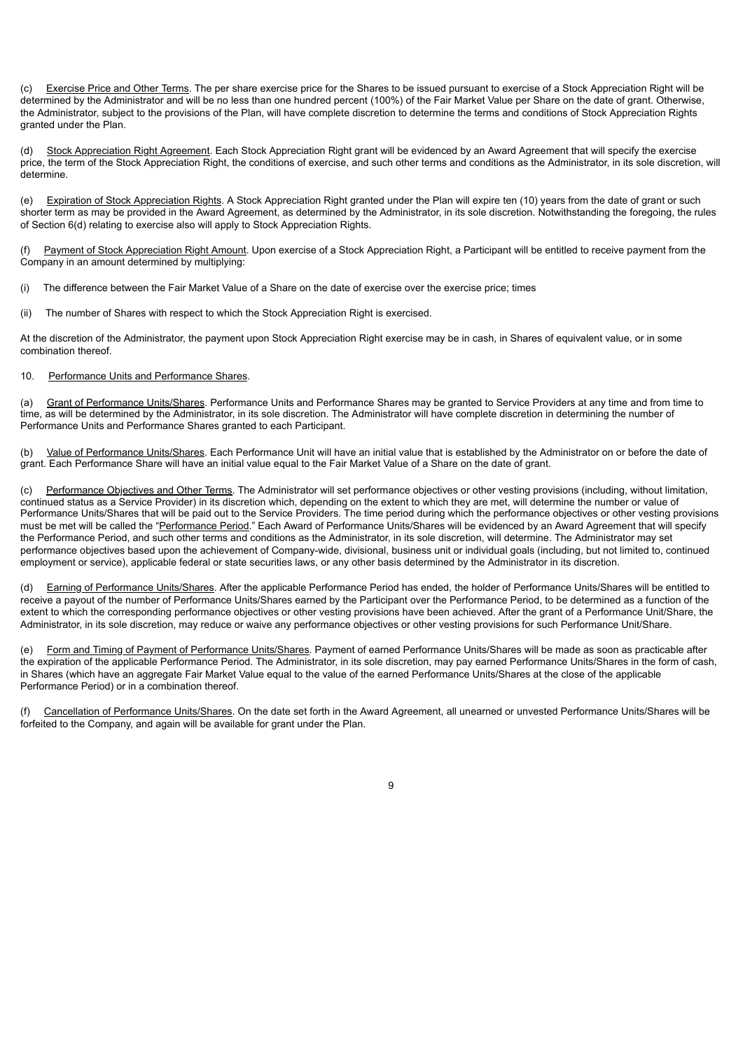(c) Exercise Price and Other Terms. The per share exercise price for the Shares to be issued pursuant to exercise of a Stock Appreciation Right will be determined by the Administrator and will be no less than one hundred percent (100%) of the Fair Market Value per Share on the date of grant. Otherwise, the Administrator, subject to the provisions of the Plan, will have complete discretion to determine the terms and conditions of Stock Appreciation Rights granted under the Plan.

(d) Stock Appreciation Right Agreement. Each Stock Appreciation Right grant will be evidenced by an Award Agreement that will specify the exercise price, the term of the Stock Appreciation Right, the conditions of exercise, and such other terms and conditions as the Administrator, in its sole discretion, will determine.

(e) Expiration of Stock Appreciation Rights. A Stock Appreciation Right granted under the Plan will expire ten (10) years from the date of grant or such shorter term as may be provided in the Award Agreement, as determined by the Administrator, in its sole discretion. Notwithstanding the foregoing, the rules of Section 6(d) relating to exercise also will apply to Stock Appreciation Rights.

(f) Payment of Stock Appreciation Right Amount. Upon exercise of a Stock Appreciation Right, a Participant will be entitled to receive payment from the Company in an amount determined by multiplying:

(i) The difference between the Fair Market Value of a Share on the date of exercise over the exercise price; times

(ii) The number of Shares with respect to which the Stock Appreciation Right is exercised.

At the discretion of the Administrator, the payment upon Stock Appreciation Right exercise may be in cash, in Shares of equivalent value, or in some combination thereof.

10. Performance Units and Performance Shares.

(a) Grant of Performance Units/Shares. Performance Units and Performance Shares may be granted to Service Providers at any time and from time to time, as will be determined by the Administrator, in its sole discretion. The Administrator will have complete discretion in determining the number of Performance Units and Performance Shares granted to each Participant.

(b) Value of Performance Units/Shares. Each Performance Unit will have an initial value that is established by the Administrator on or before the date of grant. Each Performance Share will have an initial value equal to the Fair Market Value of a Share on the date of grant.

(c) Performance Objectives and Other Terms. The Administrator will set performance objectives or other vesting provisions (including, without limitation, continued status as a Service Provider) in its discretion which, depending on the extent to which they are met, will determine the number or value of Performance Units/Shares that will be paid out to the Service Providers. The time period during which the performance objectives or other vesting provisions must be met will be called the "Performance Period." Each Award of Performance Units/Shares will be evidenced by an Award Agreement that will specify the Performance Period, and such other terms and conditions as the Administrator, in its sole discretion, will determine. The Administrator may set performance objectives based upon the achievement of Company-wide, divisional, business unit or individual goals (including, but not limited to, continued employment or service), applicable federal or state securities laws, or any other basis determined by the Administrator in its discretion.

(d) Earning of Performance Units/Shares. After the applicable Performance Period has ended, the holder of Performance Units/Shares will be entitled to receive a payout of the number of Performance Units/Shares earned by the Participant over the Performance Period, to be determined as a function of the extent to which the corresponding performance objectives or other vesting provisions have been achieved. After the grant of a Performance Unit/Share, the Administrator, in its sole discretion, may reduce or waive any performance objectives or other vesting provisions for such Performance Unit/Share.

(e) Form and Timing of Payment of Performance Units/Shares. Payment of earned Performance Units/Shares will be made as soon as practicable after the expiration of the applicable Performance Period. The Administrator, in its sole discretion, may pay earned Performance Units/Shares in the form of cash, in Shares (which have an aggregate Fair Market Value equal to the value of the earned Performance Units/Shares at the close of the applicable Performance Period) or in a combination thereof.

(f) Cancellation of Performance Units/Shares. On the date set forth in the Award Agreement, all unearned or unvested Performance Units/Shares will be forfeited to the Company, and again will be available for grant under the Plan.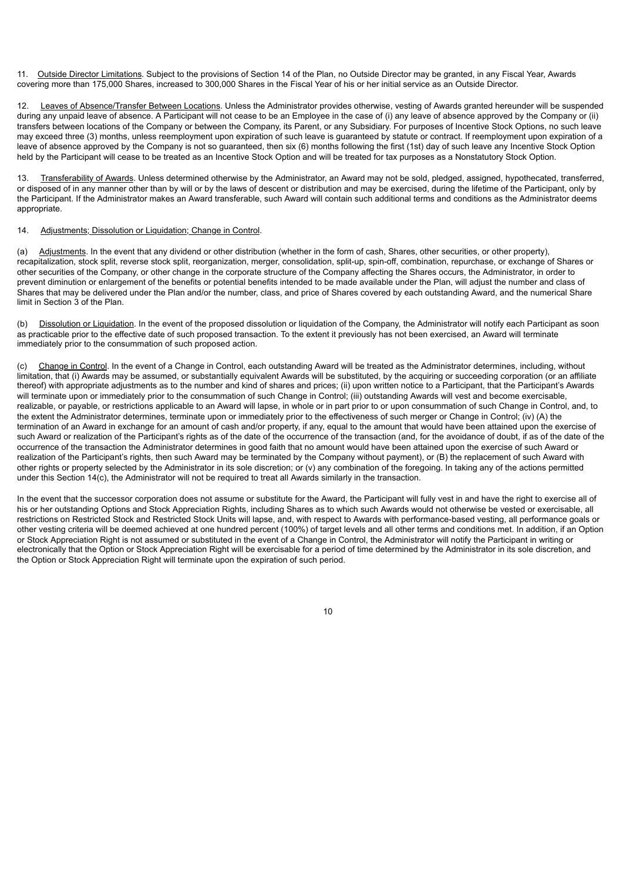11. Outside Director Limitations. Subject to the provisions of Section 14 of the Plan, no Outside Director may be granted, in any Fiscal Year, Awards covering more than 175,000 Shares, increased to 300,000 Shares in the Fiscal Year of his or her initial service as an Outside Director.

12. Leaves of Absence/Transfer Between Locations. Unless the Administrator provides otherwise, vesting of Awards granted hereunder will be suspended during any unpaid leave of absence. A Participant will not cease to be an Employee in the case of (i) any leave of absence approved by the Company or (ii) transfers between locations of the Company or between the Company, its Parent, or any Subsidiary. For purposes of Incentive Stock Options, no such leave may exceed three (3) months, unless reemployment upon expiration of such leave is guaranteed by statute or contract. If reemployment upon expiration of a leave of absence approved by the Company is not so guaranteed, then six (6) months following the first (1st) day of such leave any Incentive Stock Option held by the Participant will cease to be treated as an Incentive Stock Option and will be treated for tax purposes as a Nonstatutory Stock Option.

13. Transferability of Awards. Unless determined otherwise by the Administrator, an Award may not be sold, pledged, assigned, hypothecated, transferred, or disposed of in any manner other than by will or by the laws of descent or distribution and may be exercised, during the lifetime of the Participant, only by the Participant. If the Administrator makes an Award transferable, such Award will contain such additional terms and conditions as the Administrator deems appropriate.

14. Adjustments; Dissolution or Liquidation; Change in Control.

(a) Adjustments. In the event that any dividend or other distribution (whether in the form of cash, Shares, other securities, or other property), recapitalization, stock split, reverse stock split, reorganization, merger, consolidation, split-up, spin-off, combination, repurchase, or exchange of Shares or other securities of the Company, or other change in the corporate structure of the Company affecting the Shares occurs, the Administrator, in order to prevent diminution or enlargement of the benefits or potential benefits intended to be made available under the Plan, will adjust the number and class of Shares that may be delivered under the Plan and/or the number, class, and price of Shares covered by each outstanding Award, and the numerical Share limit in Section 3 of the Plan.

(b) Dissolution or Liquidation. In the event of the proposed dissolution or liquidation of the Company, the Administrator will notify each Participant as soon as practicable prior to the effective date of such proposed transaction. To the extent it previously has not been exercised, an Award will terminate immediately prior to the consummation of such proposed action.

(c) Change in Control. In the event of a Change in Control, each outstanding Award will be treated as the Administrator determines, including, without limitation, that (i) Awards may be assumed, or substantially equivalent Awards will be substituted, by the acquiring or succeeding corporation (or an affiliate thereof) with appropriate adjustments as to the number and kind of shares and prices; (ii) upon written notice to a Participant, that the Participant's Awards will terminate upon or immediately prior to the consummation of such Change in Control; (iii) outstanding Awards will vest and become exercisable, realizable, or payable, or restrictions applicable to an Award will lapse, in whole or in part prior to or upon consummation of such Change in Control, and, to the extent the Administrator determines, terminate upon or immediately prior to the effectiveness of such merger or Change in Control; (iv) (A) the termination of an Award in exchange for an amount of cash and/or property, if any, equal to the amount that would have been attained upon the exercise of such Award or realization of the Participant's rights as of the date of the occurrence of the transaction (and, for the avoidance of doubt, if as of the date of the occurrence of the transaction the Administrator determines in good faith that no amount would have been attained upon the exercise of such Award or realization of the Participant's rights, then such Award may be terminated by the Company without payment), or (B) the replacement of such Award with other rights or property selected by the Administrator in its sole discretion; or (v) any combination of the foregoing. In taking any of the actions permitted under this Section 14(c), the Administrator will not be required to treat all Awards similarly in the transaction.

In the event that the successor corporation does not assume or substitute for the Award, the Participant will fully vest in and have the right to exercise all of his or her outstanding Options and Stock Appreciation Rights, including Shares as to which such Awards would not otherwise be vested or exercisable, all restrictions on Restricted Stock and Restricted Stock Units will lapse, and, with respect to Awards with performance-based vesting, all performance goals or other vesting criteria will be deemed achieved at one hundred percent (100%) of target levels and all other terms and conditions met. In addition, if an Option or Stock Appreciation Right is not assumed or substituted in the event of a Change in Control, the Administrator will notify the Participant in writing or electronically that the Option or Stock Appreciation Right will be exercisable for a period of time determined by the Administrator in its sole discretion, and the Option or Stock Appreciation Right will terminate upon the expiration of such period.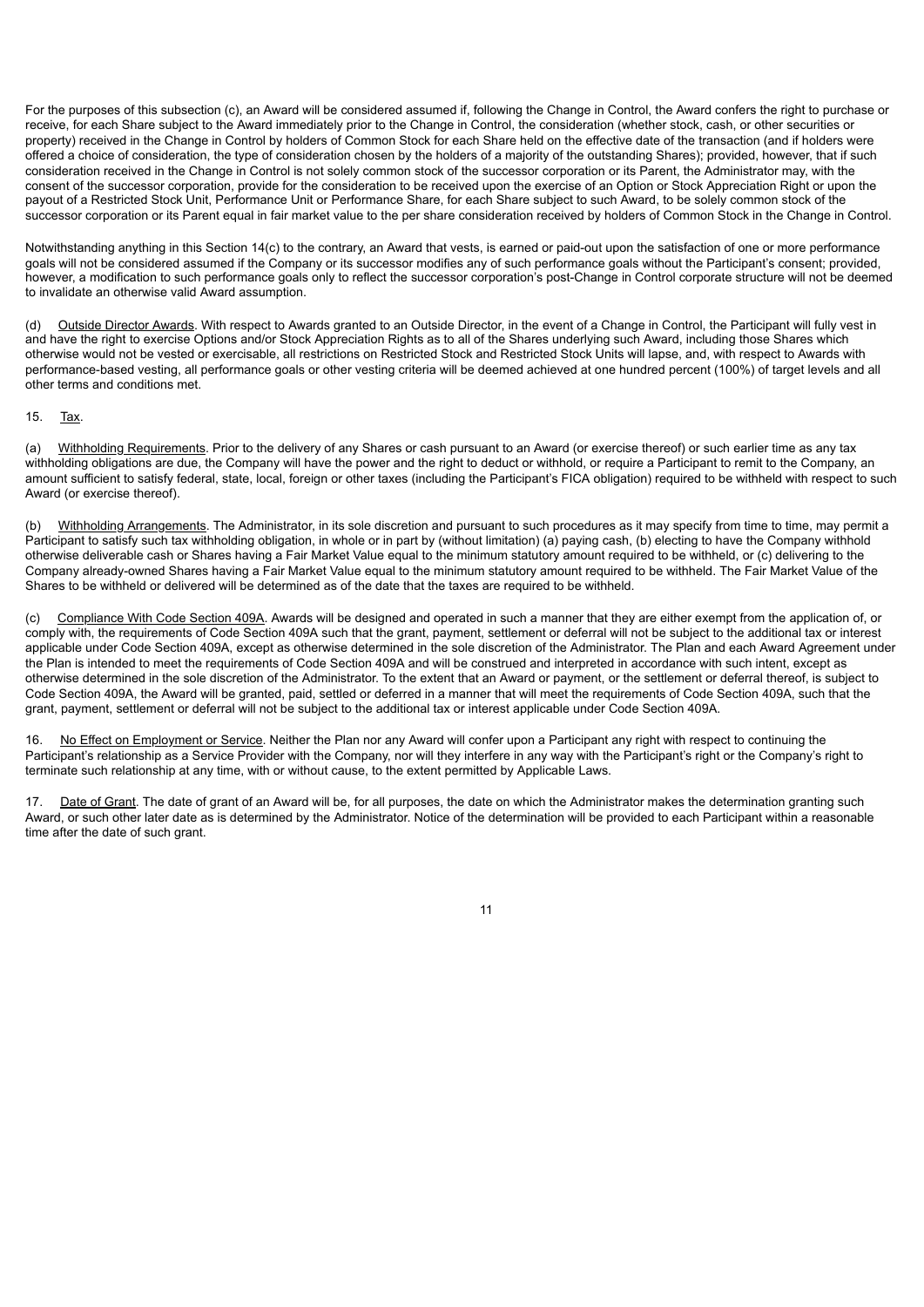For the purposes of this subsection (c), an Award will be considered assumed if, following the Change in Control, the Award confers the right to purchase or receive, for each Share subject to the Award immediately prior to the Change in Control, the consideration (whether stock, cash, or other securities or property) received in the Change in Control by holders of Common Stock for each Share held on the effective date of the transaction (and if holders were offered a choice of consideration, the type of consideration chosen by the holders of a majority of the outstanding Shares); provided, however, that if such consideration received in the Change in Control is not solely common stock of the successor corporation or its Parent, the Administrator may, with the consent of the successor corporation, provide for the consideration to be received upon the exercise of an Option or Stock Appreciation Right or upon the payout of a Restricted Stock Unit, Performance Unit or Performance Share, for each Share subject to such Award, to be solely common stock of the successor corporation or its Parent equal in fair market value to the per share consideration received by holders of Common Stock in the Change in Control.

Notwithstanding anything in this Section 14(c) to the contrary, an Award that vests, is earned or paid-out upon the satisfaction of one or more performance goals will not be considered assumed if the Company or its successor modifies any of such performance goals without the Participant's consent; provided, however, a modification to such performance goals only to reflect the successor corporation's post-Change in Control corporate structure will not be deemed to invalidate an otherwise valid Award assumption.

(d) Outside Director Awards. With respect to Awards granted to an Outside Director, in the event of a Change in Control, the Participant will fully vest in and have the right to exercise Options and/or Stock Appreciation Rights as to all of the Shares underlying such Award, including those Shares which otherwise would not be vested or exercisable, all restrictions on Restricted Stock and Restricted Stock Units will lapse, and, with respect to Awards with performance-based vesting, all performance goals or other vesting criteria will be deemed achieved at one hundred percent (100%) of target levels and all other terms and conditions met.

15. Tax.

(a) Withholding Requirements. Prior to the delivery of any Shares or cash pursuant to an Award (or exercise thereof) or such earlier time as any tax withholding obligations are due, the Company will have the power and the right to deduct or withhold, or require a Participant to remit to the Company, an amount sufficient to satisfy federal, state, local, foreign or other taxes (including the Participant's FICA obligation) required to be withheld with respect to such Award (or exercise thereof).

(b) Withholding Arrangements. The Administrator, in its sole discretion and pursuant to such procedures as it may specify from time to time, may permit a Participant to satisfy such tax withholding obligation, in whole or in part by (without limitation) (a) paying cash, (b) electing to have the Company withhold otherwise deliverable cash or Shares having a Fair Market Value equal to the minimum statutory amount required to be withheld, or (c) delivering to the Company already-owned Shares having a Fair Market Value equal to the minimum statutory amount required to be withheld. The Fair Market Value of the Shares to be withheld or delivered will be determined as of the date that the taxes are required to be withheld.

(c) Compliance With Code Section 409A. Awards will be designed and operated in such a manner that they are either exempt from the application of, or comply with, the requirements of Code Section 409A such that the grant, payment, settlement or deferral will not be subject to the additional tax or interest applicable under Code Section 409A, except as otherwise determined in the sole discretion of the Administrator. The Plan and each Award Agreement under the Plan is intended to meet the requirements of Code Section 409A and will be construed and interpreted in accordance with such intent, except as otherwise determined in the sole discretion of the Administrator. To the extent that an Award or payment, or the settlement or deferral thereof, is subject to Code Section 409A, the Award will be granted, paid, settled or deferred in a manner that will meet the requirements of Code Section 409A, such that the grant, payment, settlement or deferral will not be subject to the additional tax or interest applicable under Code Section 409A.

16. No Effect on Employment or Service. Neither the Plan nor any Award will confer upon a Participant any right with respect to continuing the Participant's relationship as a Service Provider with the Company, nor will they interfere in any way with the Participant's right or the Company's right to terminate such relationship at any time, with or without cause, to the extent permitted by Applicable Laws.

17. Date of Grant. The date of grant of an Award will be, for all purposes, the date on which the Administrator makes the determination granting such Award, or such other later date as is determined by the Administrator. Notice of the determination will be provided to each Participant within a reasonable time after the date of such grant.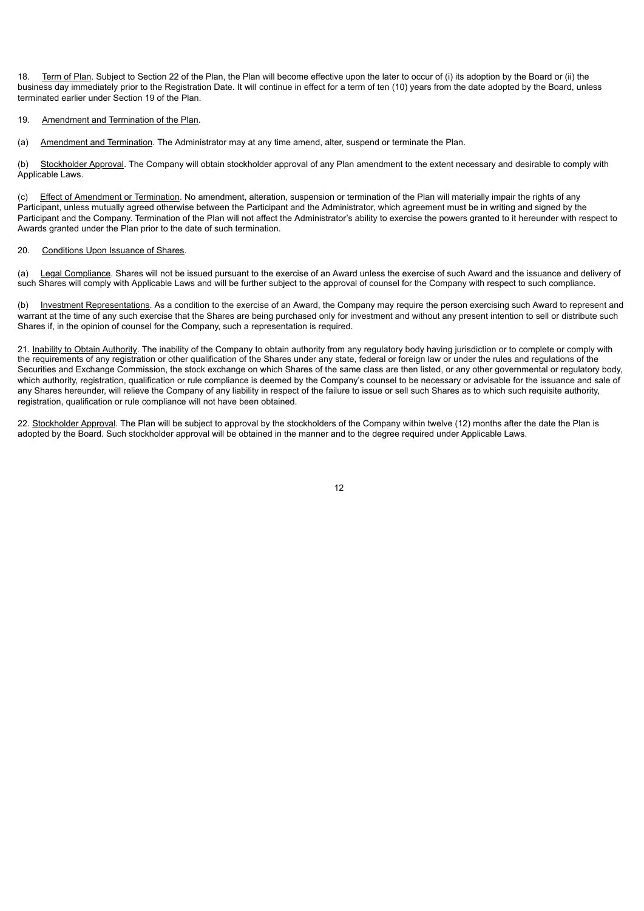18. Term of Plan. Subject to Section 22 of the Plan, the Plan will become effective upon the later to occur of (i) its adoption by the Board or (ii) the business day immediately prior to the Registration Date. It will continue in effect for a term of ten (10) years from the date adopted by the Board, unless terminated earlier under Section 19 of the Plan.

19. Amendment and Termination of the Plan.

(a) Amendment and Termination. The Administrator may at any time amend, alter, suspend or terminate the Plan.

(b) Stockholder Approval. The Company will obtain stockholder approval of any Plan amendment to the extent necessary and desirable to comply with Applicable Laws.

(c) Effect of Amendment or Termination. No amendment, alteration, suspension or termination of the Plan will materially impair the rights of any Participant, unless mutually agreed otherwise between the Participant and the Administrator, which agreement must be in writing and signed by the Participant and the Company. Termination of the Plan will not affect the Administrator's ability to exercise the powers granted to it hereunder with respect to Awards granted under the Plan prior to the date of such termination.

20. Conditions Upon Issuance of Shares.

(a) Legal Compliance. Shares will not be issued pursuant to the exercise of an Award unless the exercise of such Award and the issuance and delivery of such Shares will comply with Applicable Laws and will be further subject to the approval of counsel for the Company with respect to such compliance.

(b) Investment Representations. As a condition to the exercise of an Award, the Company may require the person exercising such Award to represent and warrant at the time of any such exercise that the Shares are being purchased only for investment and without any present intention to sell or distribute such Shares if, in the opinion of counsel for the Company, such a representation is required.

21. Inability to Obtain Authority. The inability of the Company to obtain authority from any regulatory body having jurisdiction or to complete or comply with the requirements of any registration or other qualification of the Shares under any state, federal or foreign law or under the rules and regulations of the Securities and Exchange Commission, the stock exchange on which Shares of the same class are then listed, or any other governmental or regulatory body, which authority, registration, qualification or rule compliance is deemed by the Company's counsel to be necessary or advisable for the issuance and sale of any Shares hereunder, will relieve the Company of any liability in respect of the failure to issue or sell such Shares as to which such requisite authority, registration, qualification or rule compliance will not have been obtained.

22. Stockholder Approval. The Plan will be subject to approval by the stockholders of the Company within twelve (12) months after the date the Plan is adopted by the Board. Such stockholder approval will be obtained in the manner and to the degree required under Applicable Laws.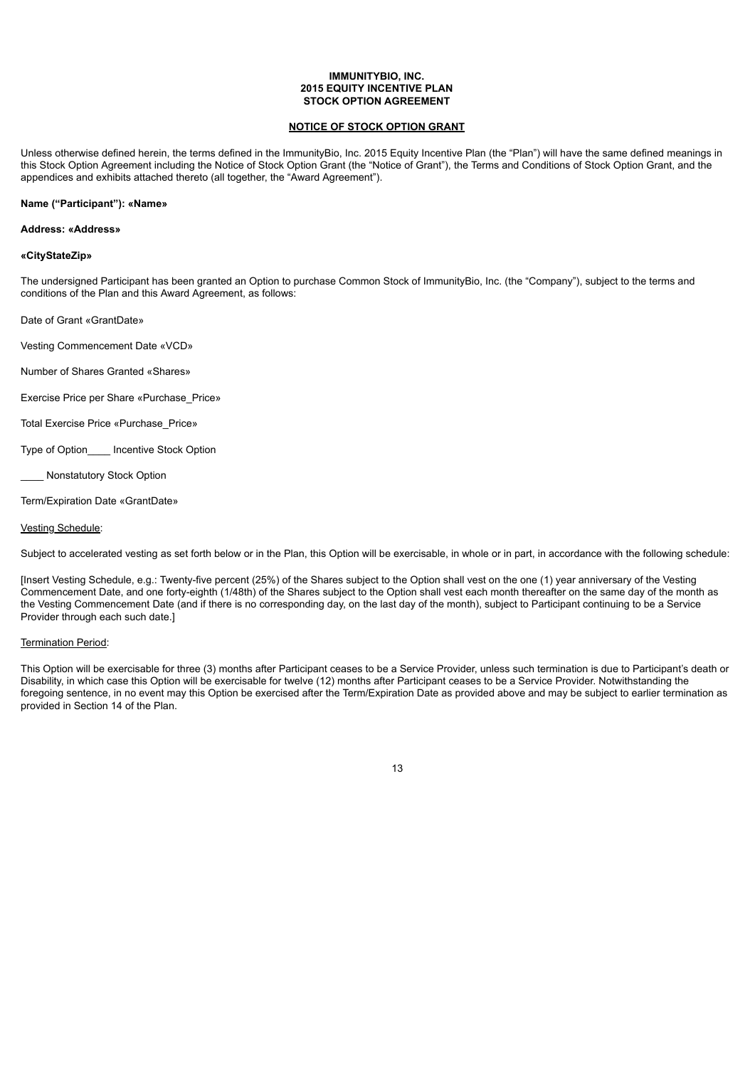**IMMUNITYBIO, INC.**
**2015 EQUITY INCENTIVE PLAN**
**STOCK OPTION AGREEMENT**

**NOTICE OF STOCK OPTION GRANT**

Unless otherwise defined herein, the terms defined in the ImmunityBio, Inc. 2015 Equity Incentive Plan (the "Plan") will have the same defined meanings in this Stock Option Agreement including the Notice of Stock Option Grant (the "Notice of Grant"), the Terms and Conditions of Stock Option Grant, and the appendices and exhibits attached thereto (all together, the "Award Agreement").

**Name ("Participant"): «Name»**

**Address: «Address»**

**«CityStateZip»**

The undersigned Participant has been granted an Option to purchase Common Stock of ImmunityBio, Inc. (the "Company"), subject to the terms and conditions of the Plan and this Award Agreement, as follows:

Date of Grant «GrantDate»

Vesting Commencement Date «VCD»

Number of Shares Granted «Shares»

Exercise Price per Share «Purchase_Price»

Total Exercise Price «Purchase_Price»

Type of Option____ Incentive Stock Option

____ Nonstatutory Stock Option

Term/Expiration Date «GrantDate»

Vesting Schedule:

Subject to accelerated vesting as set forth below or in the Plan, this Option will be exercisable, in whole or in part, in accordance with the following schedule:

[Insert Vesting Schedule, e.g.: Twenty-five percent (25%) of the Shares subject to the Option shall vest on the one (1) year anniversary of the Vesting Commencement Date, and one forty-eighth (1/48th) of the Shares subject to the Option shall vest each month thereafter on the same day of the month as the Vesting Commencement Date (and if there is no corresponding day, on the last day of the month), subject to Participant continuing to be a Service Provider through each such date.]

Termination Period:

This Option will be exercisable for three (3) months after Participant ceases to be a Service Provider, unless such termination is due to Participant's death or Disability, in which case this Option will be exercisable for twelve (12) months after Participant ceases to be a Service Provider. Notwithstanding the foregoing sentence, in no event may this Option be exercised after the Term/Expiration Date as provided above and may be subject to earlier termination as provided in Section 14 of the Plan.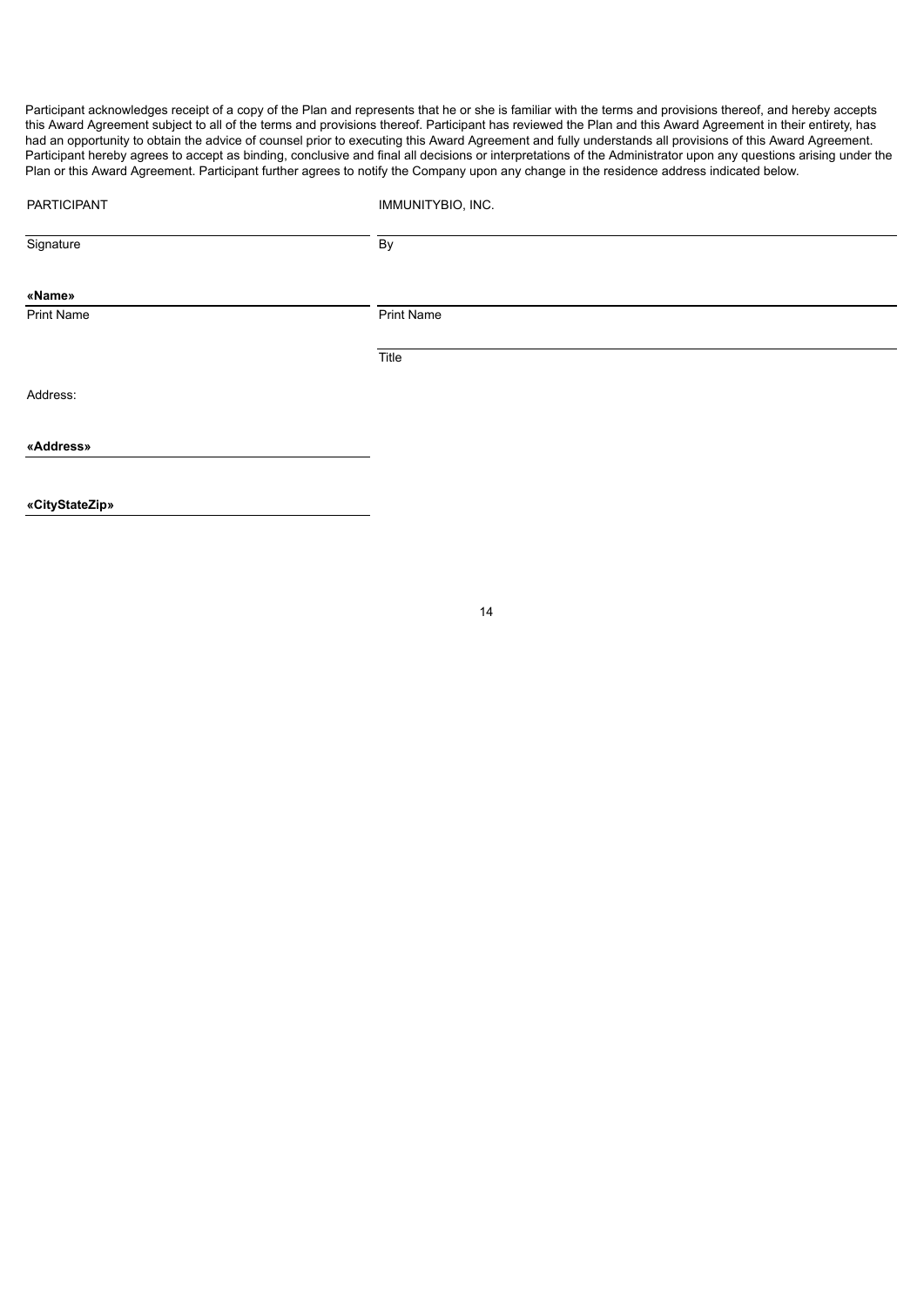Participant acknowledges receipt of a copy of the Plan and represents that he or she is familiar with the terms and provisions thereof, and hereby accepts this Award Agreement subject to all of the terms and provisions thereof. Participant has reviewed the Plan and this Award Agreement in their entirety, has had an opportunity to obtain the advice of counsel prior to executing this Award Agreement and fully understands all provisions of this Award Agreement. Participant hereby agrees to accept as binding, conclusive and final all decisions or interpretations of the Administrator upon any questions arising under the Plan or this Award Agreement. Participant further agrees to notify the Company upon any change in the residence address indicated below.

| PARTICIPANT | IMMUNITYBIO, INC. |
| --- | --- |
| Signature | By |
| **«Name»** | |
| Print Name | Print Name |
| | Title |

Address:

**«Address»**

**«CityStateZip»**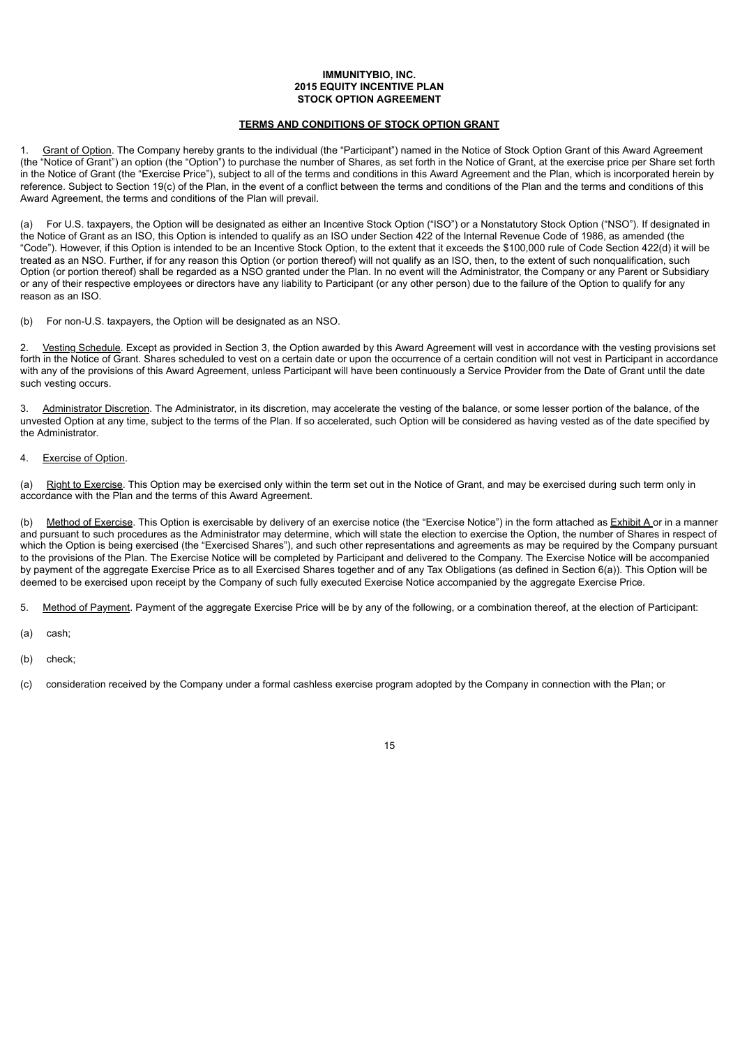**IMMUNITYBIO, INC.**
**2015 EQUITY INCENTIVE PLAN**
**STOCK OPTION AGREEMENT**

**TERMS AND CONDITIONS OF STOCK OPTION GRANT**

1. Grant of Option. The Company hereby grants to the individual (the "Participant") named in the Notice of Stock Option Grant of this Award Agreement (the "Notice of Grant") an option (the "Option") to purchase the number of Shares, as set forth in the Notice of Grant, at the exercise price per Share set forth in the Notice of Grant (the "Exercise Price"), subject to all of the terms and conditions in this Award Agreement and the Plan, which is incorporated herein by reference. Subject to Section 19(c) of the Plan, in the event of a conflict between the terms and conditions of the Plan and the terms and conditions of this Award Agreement, the terms and conditions of the Plan will prevail.

(a) For U.S. taxpayers, the Option will be designated as either an Incentive Stock Option ("ISO") or a Nonstatutory Stock Option ("NSO"). If designated in the Notice of Grant as an ISO, this Option is intended to qualify as an ISO under Section 422 of the Internal Revenue Code of 1986, as amended (the "Code"). However, if this Option is intended to be an Incentive Stock Option, to the extent that it exceeds the $100,000 rule of Code Section 422(d) it will be treated as an NSO. Further, if for any reason this Option (or portion thereof) will not qualify as an ISO, then, to the extent of such nonqualification, such Option (or portion thereof) shall be regarded as a NSO granted under the Plan. In no event will the Administrator, the Company or any Parent or Subsidiary or any of their respective employees or directors have any liability to Participant (or any other person) due to the failure of the Option to qualify for any reason as an ISO.

(b) For non-U.S. taxpayers, the Option will be designated as an NSO.

2. Vesting Schedule. Except as provided in Section 3, the Option awarded by this Award Agreement will vest in accordance with the vesting provisions set forth in the Notice of Grant. Shares scheduled to vest on a certain date or upon the occurrence of a certain condition will not vest in Participant in accordance with any of the provisions of this Award Agreement, unless Participant will have been continuously a Service Provider from the Date of Grant until the date such vesting occurs.

3. Administrator Discretion. The Administrator, in its discretion, may accelerate the vesting of the balance, or some lesser portion of the balance, of the unvested Option at any time, subject to the terms of the Plan. If so accelerated, such Option will be considered as having vested as of the date specified by the Administrator.

4. Exercise of Option.

(a) Right to Exercise. This Option may be exercised only within the term set out in the Notice of Grant, and may be exercised during such term only in accordance with the Plan and the terms of this Award Agreement.

(b) Method of Exercise. This Option is exercisable by delivery of an exercise notice (the "Exercise Notice") in the form attached as Exhibit A or in a manner and pursuant to such procedures as the Administrator may determine, which will state the election to exercise the Option, the number of Shares in respect of which the Option is being exercised (the "Exercised Shares"), and such other representations and agreements as may be required by the Company pursuant to the provisions of the Plan. The Exercise Notice will be completed by Participant and delivered to the Company. The Exercise Notice will be accompanied by payment of the aggregate Exercise Price as to all Exercised Shares together and of any Tax Obligations (as defined in Section 6(a)). This Option will be deemed to be exercised upon receipt by the Company of such fully executed Exercise Notice accompanied by the aggregate Exercise Price.

5. Method of Payment. Payment of the aggregate Exercise Price will be by any of the following, or a combination thereof, at the election of Participant:

(a) cash;

(b) check;

(c) consideration received by the Company under a formal cashless exercise program adopted by the Company in connection with the Plan; or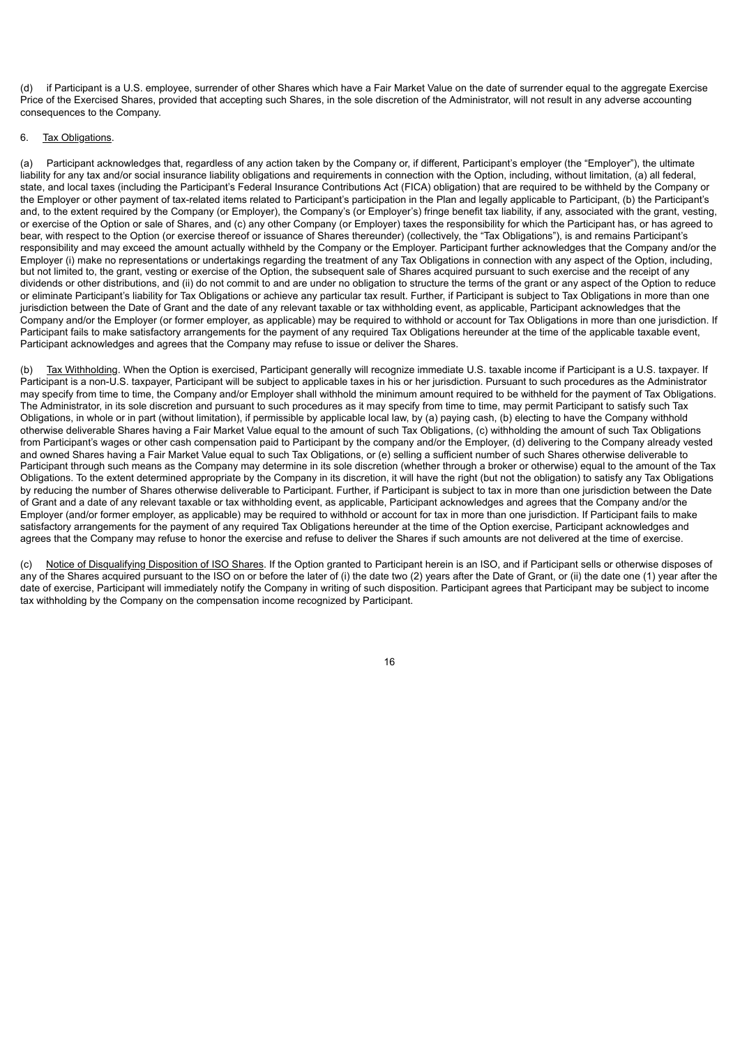(d) if Participant is a U.S. employee, surrender of other Shares which have a Fair Market Value on the date of surrender equal to the aggregate Exercise Price of the Exercised Shares, provided that accepting such Shares, in the sole discretion of the Administrator, will not result in any adverse accounting consequences to the Company.

6. Tax Obligations.

(a) Participant acknowledges that, regardless of any action taken by the Company or, if different, Participant's employer (the "Employer"), the ultimate liability for any tax and/or social insurance liability obligations and requirements in connection with the Option, including, without limitation, (a) all federal, state, and local taxes (including the Participant's Federal Insurance Contributions Act (FICA) obligation) that are required to be withheld by the Company or the Employer or other payment of tax-related items related to Participant's participation in the Plan and legally applicable to Participant, (b) the Participant's and, to the extent required by the Company (or Employer), the Company's (or Employer's) fringe benefit tax liability, if any, associated with the grant, vesting, or exercise of the Option or sale of Shares, and (c) any other Company (or Employer) taxes the responsibility for which the Participant has, or has agreed to bear, with respect to the Option (or exercise thereof or issuance of Shares thereunder) (collectively, the "Tax Obligations"), is and remains Participant's responsibility and may exceed the amount actually withheld by the Company or the Employer. Participant further acknowledges that the Company and/or the Employer (i) make no representations or undertakings regarding the treatment of any Tax Obligations in connection with any aspect of the Option, including, but not limited to, the grant, vesting or exercise of the Option, the subsequent sale of Shares acquired pursuant to such exercise and the receipt of any dividends or other distributions, and (ii) do not commit to and are under no obligation to structure the terms of the grant or any aspect of the Option to reduce or eliminate Participant's liability for Tax Obligations or achieve any particular tax result. Further, if Participant is subject to Tax Obligations in more than one jurisdiction between the Date of Grant and the date of any relevant taxable or tax withholding event, as applicable, Participant acknowledges that the Company and/or the Employer (or former employer, as applicable) may be required to withhold or account for Tax Obligations in more than one jurisdiction. If Participant fails to make satisfactory arrangements for the payment of any required Tax Obligations hereunder at the time of the applicable taxable event, Participant acknowledges and agrees that the Company may refuse to issue or deliver the Shares.

(b) Tax Withholding. When the Option is exercised, Participant generally will recognize immediate U.S. taxable income if Participant is a U.S. taxpayer. If Participant is a non-U.S. taxpayer, Participant will be subject to applicable taxes in his or her jurisdiction. Pursuant to such procedures as the Administrator may specify from time to time, the Company and/or Employer shall withhold the minimum amount required to be withheld for the payment of Tax Obligations. The Administrator, in its sole discretion and pursuant to such procedures as it may specify from time to time, may permit Participant to satisfy such Tax Obligations, in whole or in part (without limitation), if permissible by applicable local law, by (a) paying cash, (b) electing to have the Company withhold otherwise deliverable Shares having a Fair Market Value equal to the amount of such Tax Obligations, (c) withholding the amount of such Tax Obligations from Participant's wages or other cash compensation paid to Participant by the company and/or the Employer, (d) delivering to the Company already vested and owned Shares having a Fair Market Value equal to such Tax Obligations, or (e) selling a sufficient number of such Shares otherwise deliverable to Participant through such means as the Company may determine in its sole discretion (whether through a broker or otherwise) equal to the amount of the Tax Obligations. To the extent determined appropriate by the Company in its discretion, it will have the right (but not the obligation) to satisfy any Tax Obligations by reducing the number of Shares otherwise deliverable to Participant. Further, if Participant is subject to tax in more than one jurisdiction between the Date of Grant and a date of any relevant taxable or tax withholding event, as applicable, Participant acknowledges and agrees that the Company and/or the Employer (and/or former employer, as applicable) may be required to withhold or account for tax in more than one jurisdiction. If Participant fails to make satisfactory arrangements for the payment of any required Tax Obligations hereunder at the time of the Option exercise, Participant acknowledges and agrees that the Company may refuse to honor the exercise and refuse to deliver the Shares if such amounts are not delivered at the time of exercise.

(c) Notice of Disqualifying Disposition of ISO Shares. If the Option granted to Participant herein is an ISO, and if Participant sells or otherwise disposes of any of the Shares acquired pursuant to the ISO on or before the later of (i) the date two (2) years after the Date of Grant, or (ii) the date one (1) year after the date of exercise, Participant will immediately notify the Company in writing of such disposition. Participant agrees that Participant may be subject to income tax withholding by the Company on the compensation income recognized by Participant.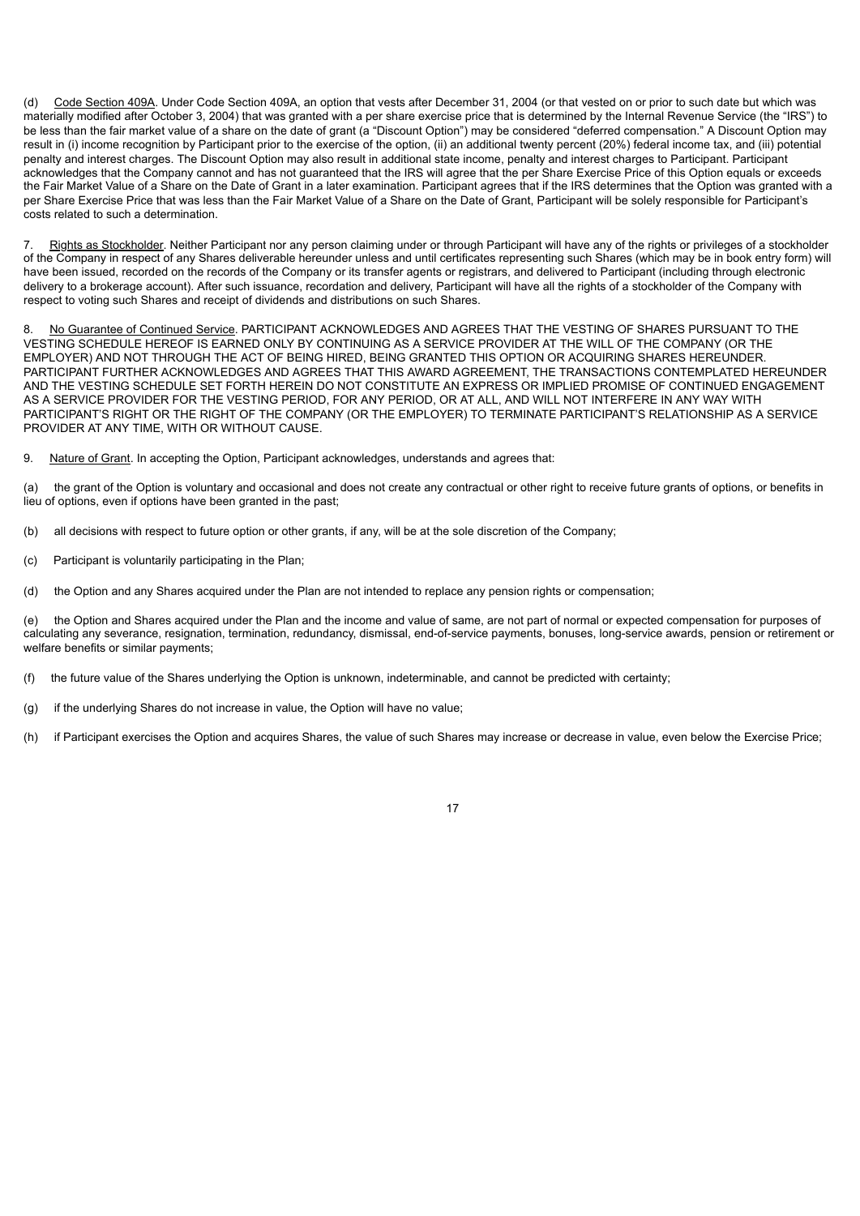(d) Code Section 409A. Under Code Section 409A, an option that vests after December 31, 2004 (or that vested on or prior to such date but which was materially modified after October 3, 2004) that was granted with a per share exercise price that is determined by the Internal Revenue Service (the "IRS") to be less than the fair market value of a share on the date of grant (a "Discount Option") may be considered "deferred compensation." A Discount Option may result in (i) income recognition by Participant prior to the exercise of the option, (ii) an additional twenty percent (20%) federal income tax, and (iii) potential penalty and interest charges. The Discount Option may also result in additional state income, penalty and interest charges to Participant. Participant acknowledges that the Company cannot and has not guaranteed that the IRS will agree that the per Share Exercise Price of this Option equals or exceeds the Fair Market Value of a Share on the Date of Grant in a later examination. Participant agrees that if the IRS determines that the Option was granted with a per Share Exercise Price that was less than the Fair Market Value of a Share on the Date of Grant, Participant will be solely responsible for Participant's costs related to such a determination.

7. Rights as Stockholder. Neither Participant nor any person claiming under or through Participant will have any of the rights or privileges of a stockholder of the Company in respect of any Shares deliverable hereunder unless and until certificates representing such Shares (which may be in book entry form) will have been issued, recorded on the records of the Company or its transfer agents or registrars, and delivered to Participant (including through electronic delivery to a brokerage account). After such issuance, recordation and delivery, Participant will have all the rights of a stockholder of the Company with respect to voting such Shares and receipt of dividends and distributions on such Shares.

8. No Guarantee of Continued Service. PARTICIPANT ACKNOWLEDGES AND AGREES THAT THE VESTING OF SHARES PURSUANT TO THE VESTING SCHEDULE HEREOF IS EARNED ONLY BY CONTINUING AS A SERVICE PROVIDER AT THE WILL OF THE COMPANY (OR THE EMPLOYER) AND NOT THROUGH THE ACT OF BEING HIRED, BEING GRANTED THIS OPTION OR ACQUIRING SHARES HEREUNDER. PARTICIPANT FURTHER ACKNOWLEDGES AND AGREES THAT THIS AWARD AGREEMENT, THE TRANSACTIONS CONTEMPLATED HEREUNDER AND THE VESTING SCHEDULE SET FORTH HEREIN DO NOT CONSTITUTE AN EXPRESS OR IMPLIED PROMISE OF CONTINUED ENGAGEMENT AS A SERVICE PROVIDER FOR THE VESTING PERIOD, FOR ANY PERIOD, OR AT ALL, AND WILL NOT INTERFERE IN ANY WAY WITH PARTICIPANT'S RIGHT OR THE RIGHT OF THE COMPANY (OR THE EMPLOYER) TO TERMINATE PARTICIPANT'S RELATIONSHIP AS A SERVICE PROVIDER AT ANY TIME, WITH OR WITHOUT CAUSE.

9. Nature of Grant. In accepting the Option, Participant acknowledges, understands and agrees that:

(a) the grant of the Option is voluntary and occasional and does not create any contractual or other right to receive future grants of options, or benefits in lieu of options, even if options have been granted in the past;

(b) all decisions with respect to future option or other grants, if any, will be at the sole discretion of the Company;

(c) Participant is voluntarily participating in the Plan;

(d) the Option and any Shares acquired under the Plan are not intended to replace any pension rights or compensation;

(e) the Option and Shares acquired under the Plan and the income and value of same, are not part of normal or expected compensation for purposes of calculating any severance, resignation, termination, redundancy, dismissal, end-of-service payments, bonuses, long-service awards, pension or retirement or welfare benefits or similar payments;

(f) the future value of the Shares underlying the Option is unknown, indeterminable, and cannot be predicted with certainty;

(g) if the underlying Shares do not increase in value, the Option will have no value;

(h) if Participant exercises the Option and acquires Shares, the value of such Shares may increase or decrease in value, even below the Exercise Price;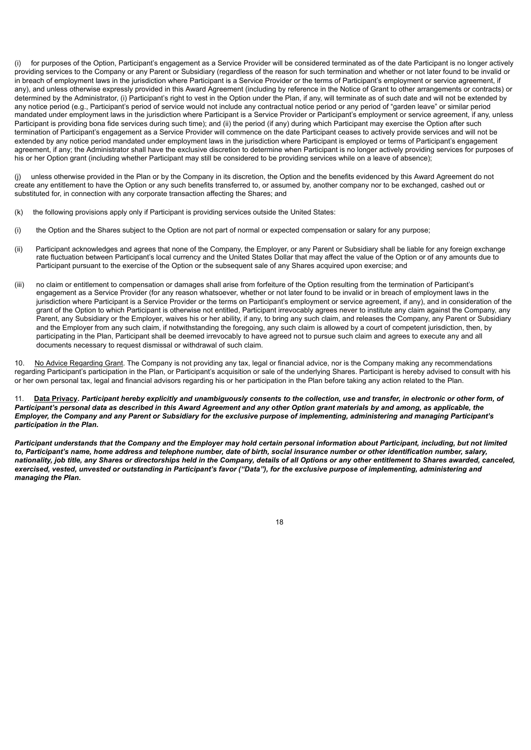(i) for purposes of the Option, Participant's engagement as a Service Provider will be considered terminated as of the date Participant is no longer actively providing services to the Company or any Parent or Subsidiary (regardless of the reason for such termination and whether or not later found to be invalid or in breach of employment laws in the jurisdiction where Participant is a Service Provider or the terms of Participant's employment or service agreement, if any), and unless otherwise expressly provided in this Award Agreement (including by reference in the Notice of Grant to other arrangements or contracts) or determined by the Administrator, (i) Participant's right to vest in the Option under the Plan, if any, will terminate as of such date and will not be extended by any notice period (e.g., Participant's period of service would not include any contractual notice period or any period of "garden leave" or similar period mandated under employment laws in the jurisdiction where Participant is a Service Provider or Participant's employment or service agreement, if any, unless Participant is providing bona fide services during such time); and (ii) the period (if any) during which Participant may exercise the Option after such termination of Participant's engagement as a Service Provider will commence on the date Participant ceases to actively provide services and will not be extended by any notice period mandated under employment laws in the jurisdiction where Participant is employed or terms of Participant's engagement agreement, if any; the Administrator shall have the exclusive discretion to determine when Participant is no longer actively providing services for purposes of his or her Option grant (including whether Participant may still be considered to be providing services while on a leave of absence);

(j) unless otherwise provided in the Plan or by the Company in its discretion, the Option and the benefits evidenced by this Award Agreement do not create any entitlement to have the Option or any such benefits transferred to, or assumed by, another company nor to be exchanged, cashed out or substituted for, in connection with any corporate transaction affecting the Shares; and

(k) the following provisions apply only if Participant is providing services outside the United States:

(i) the Option and the Shares subject to the Option are not part of normal or expected compensation or salary for any purpose;

(ii) Participant acknowledges and agrees that none of the Company, the Employer, or any Parent or Subsidiary shall be liable for any foreign exchange rate fluctuation between Participant's local currency and the United States Dollar that may affect the value of the Option or of any amounts due to Participant pursuant to the exercise of the Option or the subsequent sale of any Shares acquired upon exercise; and

(iii) no claim or entitlement to compensation or damages shall arise from forfeiture of the Option resulting from the termination of Participant's engagement as a Service Provider (for any reason whatsoever, whether or not later found to be invalid or in breach of employment laws in the jurisdiction where Participant is a Service Provider or the terms on Participant's employment or service agreement, if any), and in consideration of the grant of the Option to which Participant is otherwise not entitled, Participant irrevocably agrees never to institute any claim against the Company, any Parent, any Subsidiary or the Employer, waives his or her ability, if any, to bring any such claim, and releases the Company, any Parent or Subsidiary and the Employer from any such claim, if notwithstanding the foregoing, any such claim is allowed by a court of competent jurisdiction, then, by participating in the Plan, Participant shall be deemed irrevocably to have agreed not to pursue such claim and agrees to execute any and all documents necessary to request dismissal or withdrawal of such claim.

10. No Advice Regarding Grant. The Company is not providing any tax, legal or financial advice, nor is the Company making any recommendations regarding Participant's participation in the Plan, or Participant's acquisition or sale of the underlying Shares. Participant is hereby advised to consult with his or her own personal tax, legal and financial advisors regarding his or her participation in the Plan before taking any action related to the Plan.

11. **Data Privacy**. ***Participant hereby explicitly and unambiguously consents to the collection, use and transfer, in electronic or other form, of Participant's personal data as described in this Award Agreement and any other Option grant materials by and among, as applicable, the Employer, the Company and any Parent or Subsidiary for the exclusive purpose of implementing, administering and managing Participant's participation in the Plan.***

***Participant understands that the Company and the Employer may hold certain personal information about Participant, including, but not limited to, Participant's name, home address and telephone number, date of birth, social insurance number or other identification number, salary, nationality, job title, any Shares or directorships held in the Company, details of all Options or any other entitlement to Shares awarded, canceled, exercised, vested, unvested or outstanding in Participant's favor ("Data"), for the exclusive purpose of implementing, administering and managing the Plan.***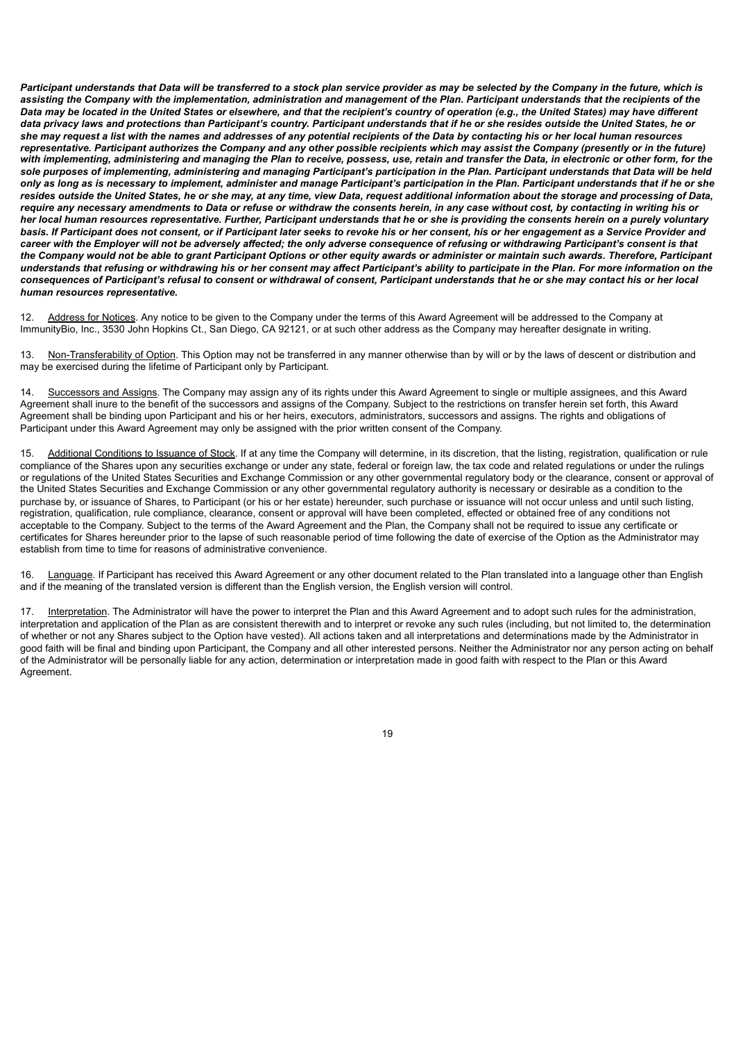***Participant understands that Data will be transferred to a stock plan service provider as may be selected by the Company in the future, which is assisting the Company with the implementation, administration and management of the Plan. Participant understands that the recipients of the Data may be located in the United States or elsewhere, and that the recipient's country of operation (e.g., the United States) may have different data privacy laws and protections than Participant's country. Participant understands that if he or she resides outside the United States, he or she may request a list with the names and addresses of any potential recipients of the Data by contacting his or her local human resources representative. Participant authorizes the Company and any other possible recipients which may assist the Company (presently or in the future) with implementing, administering and managing the Plan to receive, possess, use, retain and transfer the Data, in electronic or other form, for the sole purposes of implementing, administering and managing Participant's participation in the Plan. Participant understands that Data will be held only as long as is necessary to implement, administer and manage Participant's participation in the Plan. Participant understands that if he or she resides outside the United States, he or she may, at any time, view Data, request additional information about the storage and processing of Data, require any necessary amendments to Data or refuse or withdraw the consents herein, in any case without cost, by contacting in writing his or her local human resources representative. Further, Participant understands that he or she is providing the consents herein on a purely voluntary basis. If Participant does not consent, or if Participant later seeks to revoke his or her consent, his or her engagement as a Service Provider and career with the Employer will not be adversely affected; the only adverse consequence of refusing or withdrawing Participant's consent is that the Company would not be able to grant Participant Options or other equity awards or administer or maintain such awards. Therefore, Participant understands that refusing or withdrawing his or her consent may affect Participant's ability to participate in the Plan. For more information on the consequences of Participant's refusal to consent or withdrawal of consent, Participant understands that he or she may contact his or her local human resources representative.***

12. Address for Notices. Any notice to be given to the Company under the terms of this Award Agreement will be addressed to the Company at ImmunityBio, Inc., 3530 John Hopkins Ct., San Diego, CA 92121, or at such other address as the Company may hereafter designate in writing.

13. Non-Transferability of Option. This Option may not be transferred in any manner otherwise than by will or by the laws of descent or distribution and may be exercised during the lifetime of Participant only by Participant.

14. Successors and Assigns. The Company may assign any of its rights under this Award Agreement to single or multiple assignees, and this Award Agreement shall inure to the benefit of the successors and assigns of the Company. Subject to the restrictions on transfer herein set forth, this Award Agreement shall be binding upon Participant and his or her heirs, executors, administrators, successors and assigns. The rights and obligations of Participant under this Award Agreement may only be assigned with the prior written consent of the Company.

15. Additional Conditions to Issuance of Stock. If at any time the Company will determine, in its discretion, that the listing, registration, qualification or rule compliance of the Shares upon any securities exchange or under any state, federal or foreign law, the tax code and related regulations or under the rulings or regulations of the United States Securities and Exchange Commission or any other governmental regulatory body or the clearance, consent or approval of the United States Securities and Exchange Commission or any other governmental regulatory authority is necessary or desirable as a condition to the purchase by, or issuance of Shares, to Participant (or his or her estate) hereunder, such purchase or issuance will not occur unless and until such listing, registration, qualification, rule compliance, clearance, consent or approval will have been completed, effected or obtained free of any conditions not acceptable to the Company. Subject to the terms of the Award Agreement and the Plan, the Company shall not be required to issue any certificate or certificates for Shares hereunder prior to the lapse of such reasonable period of time following the date of exercise of the Option as the Administrator may establish from time to time for reasons of administrative convenience.

16. Language. If Participant has received this Award Agreement or any other document related to the Plan translated into a language other than English and if the meaning of the translated version is different than the English version, the English version will control.

17. Interpretation. The Administrator will have the power to interpret the Plan and this Award Agreement and to adopt such rules for the administration, interpretation and application of the Plan as are consistent therewith and to interpret or revoke any such rules (including, but not limited to, the determination of whether or not any Shares subject to the Option have vested). All actions taken and all interpretations and determinations made by the Administrator in good faith will be final and binding upon Participant, the Company and all other interested persons. Neither the Administrator nor any person acting on behalf of the Administrator will be personally liable for any action, determination or interpretation made in good faith with respect to the Plan or this Award Agreement.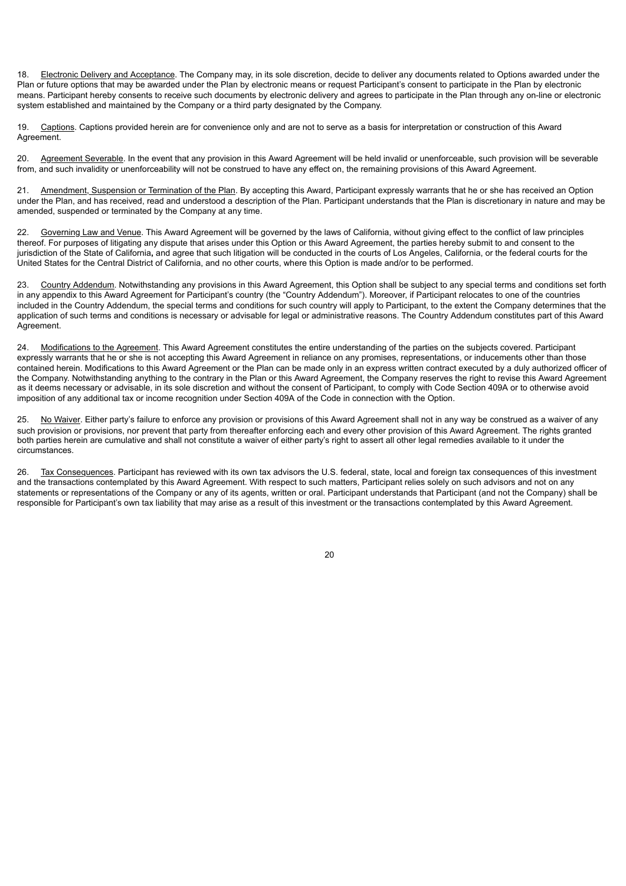18.    Electronic Delivery and Acceptance. The Company may, in its sole discretion, decide to deliver any documents related to Options awarded under the Plan or future options that may be awarded under the Plan by electronic means or request Participant's consent to participate in the Plan by electronic means. Participant hereby consents to receive such documents by electronic delivery and agrees to participate in the Plan through any on-line or electronic system established and maintained by the Company or a third party designated by the Company.

19.    Captions. Captions provided herein are for convenience only and are not to serve as a basis for interpretation or construction of this Award Agreement.

20.    Agreement Severable. In the event that any provision in this Award Agreement will be held invalid or unenforceable, such provision will be severable from, and such invalidity or unenforceability will not be construed to have any effect on, the remaining provisions of this Award Agreement.

21.    Amendment, Suspension or Termination of the Plan. By accepting this Award, Participant expressly warrants that he or she has received an Option under the Plan, and has received, read and understood a description of the Plan. Participant understands that the Plan is discretionary in nature and may be amended, suspended or terminated by the Company at any time.

22.    Governing Law and Venue. This Award Agreement will be governed by the laws of California, without giving effect to the conflict of law principles thereof. For purposes of litigating any dispute that arises under this Option or this Award Agreement, the parties hereby submit to and consent to the jurisdiction of the State of California, and agree that such litigation will be conducted in the courts of Los Angeles, California, or the federal courts for the United States for the Central District of California, and no other courts, where this Option is made and/or to be performed.

23.    Country Addendum. Notwithstanding any provisions in this Award Agreement, this Option shall be subject to any special terms and conditions set forth in any appendix to this Award Agreement for Participant's country (the "Country Addendum"). Moreover, if Participant relocates to one of the countries included in the Country Addendum, the special terms and conditions for such country will apply to Participant, to the extent the Company determines that the application of such terms and conditions is necessary or advisable for legal or administrative reasons. The Country Addendum constitutes part of this Award Agreement.

24.    Modifications to the Agreement. This Award Agreement constitutes the entire understanding of the parties on the subjects covered. Participant expressly warrants that he or she is not accepting this Award Agreement in reliance on any promises, representations, or inducements other than those contained herein. Modifications to this Award Agreement or the Plan can be made only in an express written contract executed by a duly authorized officer of the Company. Notwithstanding anything to the contrary in the Plan or this Award Agreement, the Company reserves the right to revise this Award Agreement as it deems necessary or advisable, in its sole discretion and without the consent of Participant, to comply with Code Section 409A or to otherwise avoid imposition of any additional tax or income recognition under Section 409A of the Code in connection with the Option.

25.    No Waiver. Either party's failure to enforce any provision or provisions of this Award Agreement shall not in any way be construed as a waiver of any such provision or provisions, nor prevent that party from thereafter enforcing each and every other provision of this Award Agreement. The rights granted both parties herein are cumulative and shall not constitute a waiver of either party's right to assert all other legal remedies available to it under the circumstances.

26.    Tax Consequences. Participant has reviewed with its own tax advisors the U.S. federal, state, local and foreign tax consequences of this investment and the transactions contemplated by this Award Agreement. With respect to such matters, Participant relies solely on such advisors and not on any statements or representations of the Company or any of its agents, written or oral. Participant understands that Participant (and not the Company) shall be responsible for Participant's own tax liability that may arise as a result of this investment or the transactions contemplated by this Award Agreement.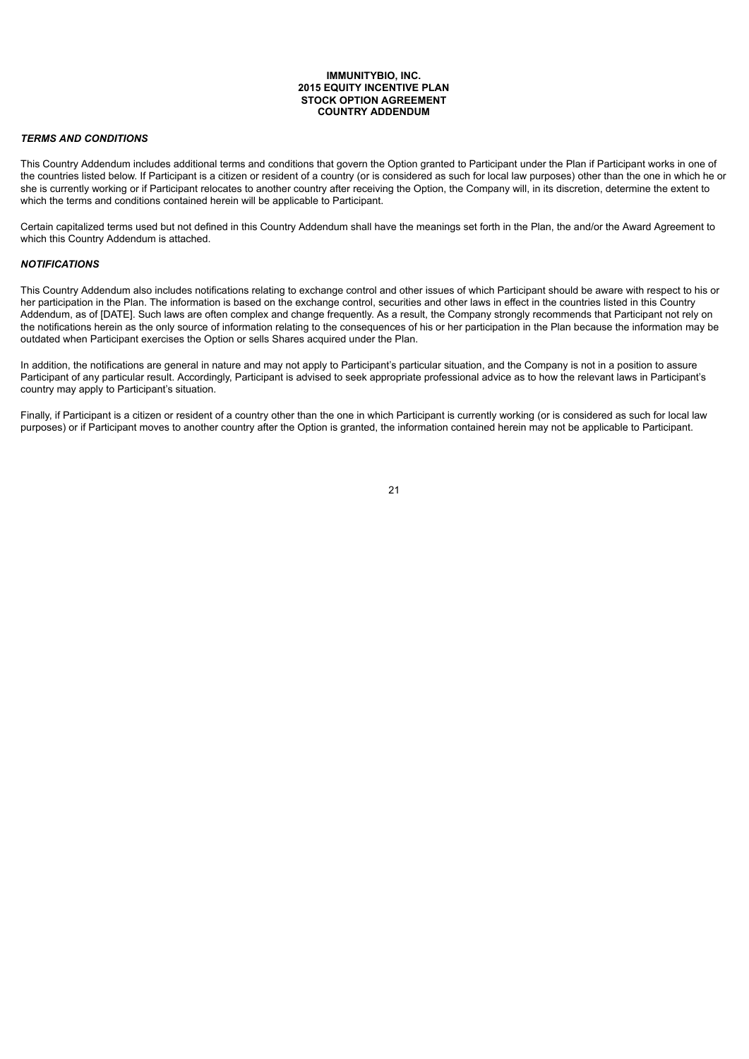**IMMUNITYBIO, INC.**
**2015 EQUITY INCENTIVE PLAN**
**STOCK OPTION AGREEMENT**
**COUNTRY ADDENDUM**

***TERMS AND CONDITIONS***

This Country Addendum includes additional terms and conditions that govern the Option granted to Participant under the Plan if Participant works in one of the countries listed below. If Participant is a citizen or resident of a country (or is considered as such for local law purposes) other than the one in which he or she is currently working or if Participant relocates to another country after receiving the Option, the Company will, in its discretion, determine the extent to which the terms and conditions contained herein will be applicable to Participant.

Certain capitalized terms used but not defined in this Country Addendum shall have the meanings set forth in the Plan, the and/or the Award Agreement to which this Country Addendum is attached.

***NOTIFICATIONS***

This Country Addendum also includes notifications relating to exchange control and other issues of which Participant should be aware with respect to his or her participation in the Plan. The information is based on the exchange control, securities and other laws in effect in the countries listed in this Country Addendum, as of [DATE]. Such laws are often complex and change frequently. As a result, the Company strongly recommends that Participant not rely on the notifications herein as the only source of information relating to the consequences of his or her participation in the Plan because the information may be outdated when Participant exercises the Option or sells Shares acquired under the Plan.

In addition, the notifications are general in nature and may not apply to Participant's particular situation, and the Company is not in a position to assure Participant of any particular result. Accordingly, Participant is advised to seek appropriate professional advice as to how the relevant laws in Participant's country may apply to Participant's situation.

Finally, if Participant is a citizen or resident of a country other than the one in which Participant is currently working (or is considered as such for local law purposes) or if Participant moves to another country after the Option is granted, the information contained herein may not be applicable to Participant.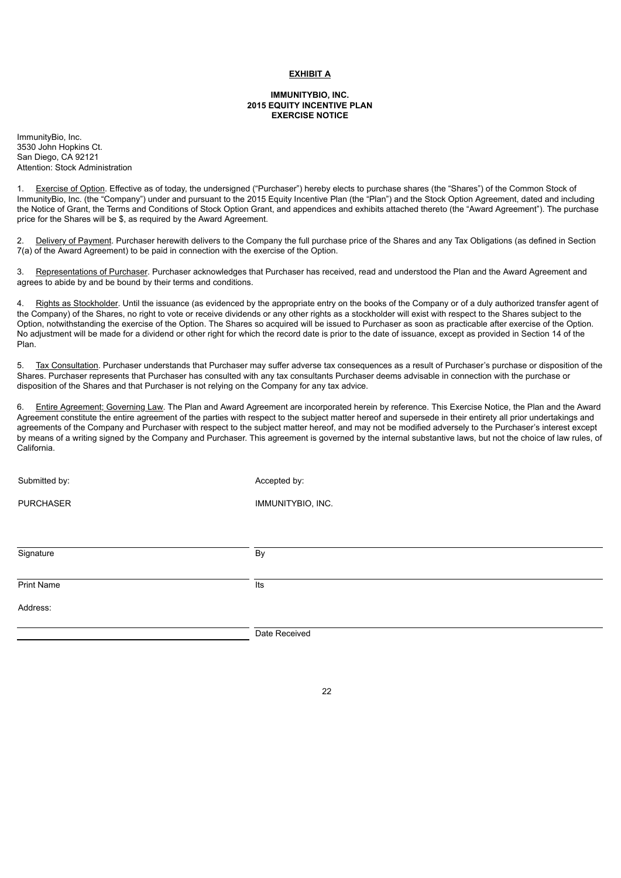**EXHIBIT A**

**IMMUNITYBIO, INC.**
**2015 EQUITY INCENTIVE PLAN**
**EXERCISE NOTICE**

ImmunityBio, Inc.
3530 John Hopkins Ct.
San Diego, CA 92121
Attention: Stock Administration

1. Exercise of Option. Effective as of today, the undersigned ("Purchaser") hereby elects to purchase shares (the "Shares") of the Common Stock of ImmunityBio, Inc. (the "Company") under and pursuant to the 2015 Equity Incentive Plan (the "Plan") and the Stock Option Agreement, dated and including the Notice of Grant, the Terms and Conditions of Stock Option Grant, and appendices and exhibits attached thereto (the "Award Agreement"). The purchase price for the Shares will be $, as required by the Award Agreement.

2. Delivery of Payment. Purchaser herewith delivers to the Company the full purchase price of the Shares and any Tax Obligations (as defined in Section 7(a) of the Award Agreement) to be paid in connection with the exercise of the Option.

3. Representations of Purchaser. Purchaser acknowledges that Purchaser has received, read and understood the Plan and the Award Agreement and agrees to abide by and be bound by their terms and conditions.

4. Rights as Stockholder. Until the issuance (as evidenced by the appropriate entry on the books of the Company or of a duly authorized transfer agent of the Company) of the Shares, no right to vote or receive dividends or any other rights as a stockholder will exist with respect to the Shares subject to the Option, notwithstanding the exercise of the Option. The Shares so acquired will be issued to Purchaser as soon as practicable after exercise of the Option. No adjustment will be made for a dividend or other right for which the record date is prior to the date of issuance, except as provided in Section 14 of the Plan.

5. Tax Consultation. Purchaser understands that Purchaser may suffer adverse tax consequences as a result of Purchaser's purchase or disposition of the Shares. Purchaser represents that Purchaser has consulted with any tax consultants Purchaser deems advisable in connection with the purchase or disposition of the Shares and that Purchaser is not relying on the Company for any tax advice.

6. Entire Agreement; Governing Law. The Plan and Award Agreement are incorporated herein by reference. This Exercise Notice, the Plan and the Award Agreement constitute the entire agreement of the parties with respect to the subject matter hereof and supersede in their entirety all prior undertakings and agreements of the Company and Purchaser with respect to the subject matter hereof, and may not be modified adversely to the Purchaser's interest except by means of a writing signed by the Company and Purchaser. This agreement is governed by the internal substantive laws, but not the choice of law rules, of California.

| Submitted by: | Accepted by: |
|---|---|
| PURCHASER | IMMUNITYBIO, INC. |
| Signature | By |
| Print Name | Its |
| Address: | |
| | Date Received |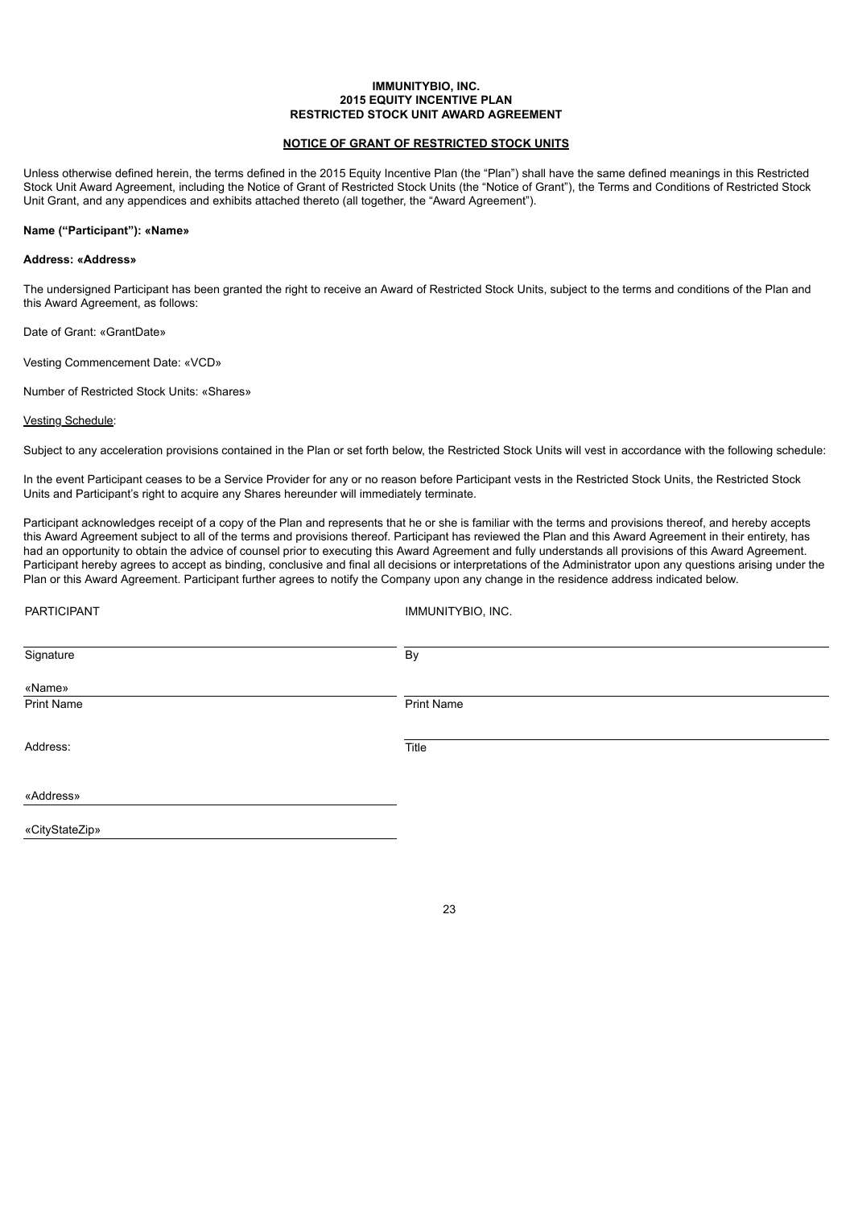**IMMUNITYBIO, INC.**
**2015 EQUITY INCENTIVE PLAN**
**RESTRICTED STOCK UNIT AWARD AGREEMENT**

**NOTICE OF GRANT OF RESTRICTED STOCK UNITS**

Unless otherwise defined herein, the terms defined in the 2015 Equity Incentive Plan (the "Plan") shall have the same defined meanings in this Restricted Stock Unit Award Agreement, including the Notice of Grant of Restricted Stock Units (the "Notice of Grant"), the Terms and Conditions of Restricted Stock Unit Grant, and any appendices and exhibits attached thereto (all together, the "Award Agreement").

**Name ("Participant"): «Name»**

**Address: «Address»**

The undersigned Participant has been granted the right to receive an Award of Restricted Stock Units, subject to the terms and conditions of the Plan and this Award Agreement, as follows:

Date of Grant: «GrantDate»

Vesting Commencement Date: «VCD»

Number of Restricted Stock Units: «Shares»

Vesting Schedule:

Subject to any acceleration provisions contained in the Plan or set forth below, the Restricted Stock Units will vest in accordance with the following schedule:

In the event Participant ceases to be a Service Provider for any or no reason before Participant vests in the Restricted Stock Units, the Restricted Stock Units and Participant's right to acquire any Shares hereunder will immediately terminate.

Participant acknowledges receipt of a copy of the Plan and represents that he or she is familiar with the terms and provisions thereof, and hereby accepts this Award Agreement subject to all of the terms and provisions thereof. Participant has reviewed the Plan and this Award Agreement in their entirety, has had an opportunity to obtain the advice of counsel prior to executing this Award Agreement and fully understands all provisions of this Award Agreement. Participant hereby agrees to accept as binding, conclusive and final all decisions or interpretations of the Administrator upon any questions arising under the Plan or this Award Agreement. Participant further agrees to notify the Company upon any change in the residence address indicated below.

| PARTICIPANT | IMMUNITYBIO, INC. |
|---|---|
| \_\_\_\_\_\_\_\_\_\_\_\_\_\_\_\_\_\_\_\_ | \_\_\_\_\_\_\_\_\_\_\_\_\_\_\_\_\_\_\_\_ |
| Signature | By |
| «Name» | \_\_\_\_\_\_\_\_\_\_\_\_\_\_\_\_\_\_\_\_ |
| Print Name | Print Name |
| | \_\_\_\_\_\_\_\_\_\_\_\_\_\_\_\_\_\_\_\_ |
| Address: | Title |
| «Address» | |
| «CityStateZip» | |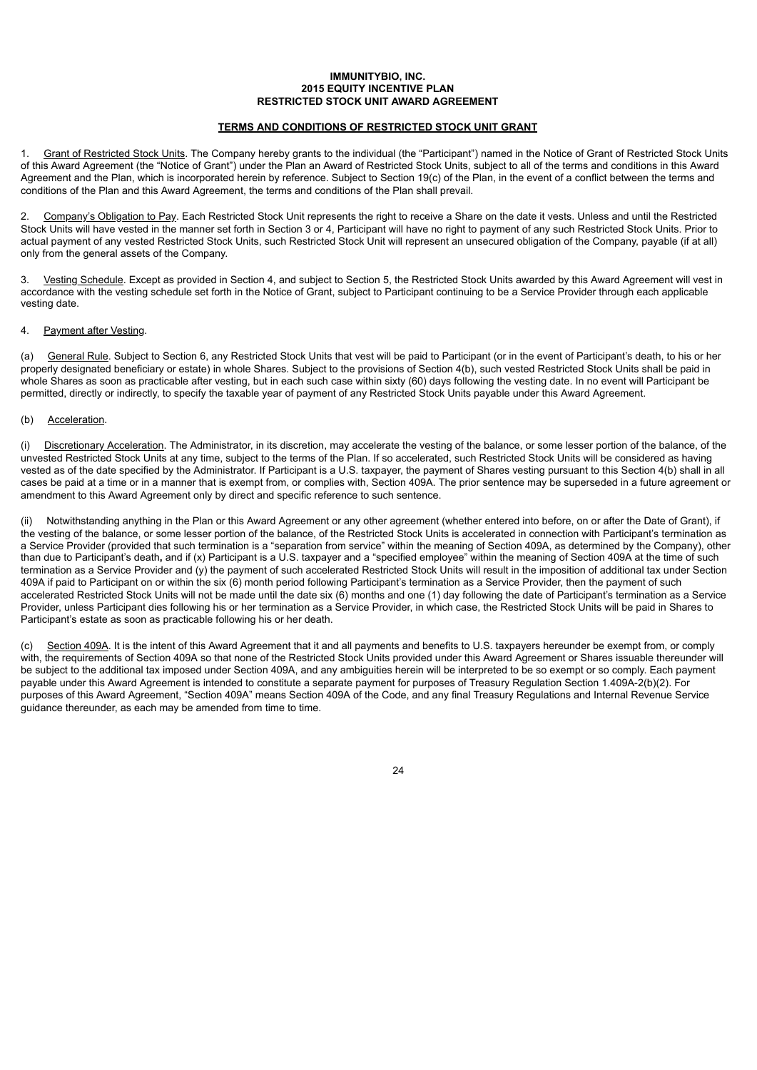**IMMUNITYBIO, INC.**
**2015 EQUITY INCENTIVE PLAN**
**RESTRICTED STOCK UNIT AWARD AGREEMENT**

**TERMS AND CONDITIONS OF RESTRICTED STOCK UNIT GRANT**

1. Grant of Restricted Stock Units. The Company hereby grants to the individual (the "Participant") named in the Notice of Grant of Restricted Stock Units of this Award Agreement (the "Notice of Grant") under the Plan an Award of Restricted Stock Units, subject to all of the terms and conditions in this Award Agreement and the Plan, which is incorporated herein by reference. Subject to Section 19(c) of the Plan, in the event of a conflict between the terms and conditions of the Plan and this Award Agreement, the terms and conditions of the Plan shall prevail.

2. Company's Obligation to Pay. Each Restricted Stock Unit represents the right to receive a Share on the date it vests. Unless and until the Restricted Stock Units will have vested in the manner set forth in Section 3 or 4, Participant will have no right to payment of any such Restricted Stock Units. Prior to actual payment of any vested Restricted Stock Units, such Restricted Stock Unit will represent an unsecured obligation of the Company, payable (if at all) only from the general assets of the Company.

3. Vesting Schedule. Except as provided in Section 4, and subject to Section 5, the Restricted Stock Units awarded by this Award Agreement will vest in accordance with the vesting schedule set forth in the Notice of Grant, subject to Participant continuing to be a Service Provider through each applicable vesting date.

4. Payment after Vesting.

(a) General Rule. Subject to Section 6, any Restricted Stock Units that vest will be paid to Participant (or in the event of Participant's death, to his or her properly designated beneficiary or estate) in whole Shares. Subject to the provisions of Section 4(b), such vested Restricted Stock Units shall be paid in whole Shares as soon as practicable after vesting, but in each such case within sixty (60) days following the vesting date. In no event will Participant be permitted, directly or indirectly, to specify the taxable year of payment of any Restricted Stock Units payable under this Award Agreement.

(b) Acceleration.

(i) Discretionary Acceleration. The Administrator, in its discretion, may accelerate the vesting of the balance, or some lesser portion of the balance, of the unvested Restricted Stock Units at any time, subject to the terms of the Plan. If so accelerated, such Restricted Stock Units will be considered as having vested as of the date specified by the Administrator. If Participant is a U.S. taxpayer, the payment of Shares vesting pursuant to this Section 4(b) shall in all cases be paid at a time or in a manner that is exempt from, or complies with, Section 409A. The prior sentence may be superseded in a future agreement or amendment to this Award Agreement only by direct and specific reference to such sentence.

(ii) Notwithstanding anything in the Plan or this Award Agreement or any other agreement (whether entered into before, on or after the Date of Grant), if the vesting of the balance, or some lesser portion of the balance, of the Restricted Stock Units is accelerated in connection with Participant's termination as a Service Provider (provided that such termination is a "separation from service" within the meaning of Section 409A, as determined by the Company), other than due to Participant's death, and if (x) Participant is a U.S. taxpayer and a "specified employee" within the meaning of Section 409A at the time of such termination as a Service Provider and (y) the payment of such accelerated Restricted Stock Units will result in the imposition of additional tax under Section 409A if paid to Participant on or within the six (6) month period following Participant's termination as a Service Provider, then the payment of such accelerated Restricted Stock Units will not be made until the date six (6) months and one (1) day following the date of Participant's termination as a Service Provider, unless Participant dies following his or her termination as a Service Provider, in which case, the Restricted Stock Units will be paid in Shares to Participant's estate as soon as practicable following his or her death.

(c) Section 409A. It is the intent of this Award Agreement that it and all payments and benefits to U.S. taxpayers hereunder be exempt from, or comply with, the requirements of Section 409A so that none of the Restricted Stock Units provided under this Award Agreement or Shares issuable thereunder will be subject to the additional tax imposed under Section 409A, and any ambiguities herein will be interpreted to be so exempt or so comply. Each payment payable under this Award Agreement is intended to constitute a separate payment for purposes of Treasury Regulation Section 1.409A-2(b)(2). For purposes of this Award Agreement, "Section 409A" means Section 409A of the Code, and any final Treasury Regulations and Internal Revenue Service guidance thereunder, as each may be amended from time to time.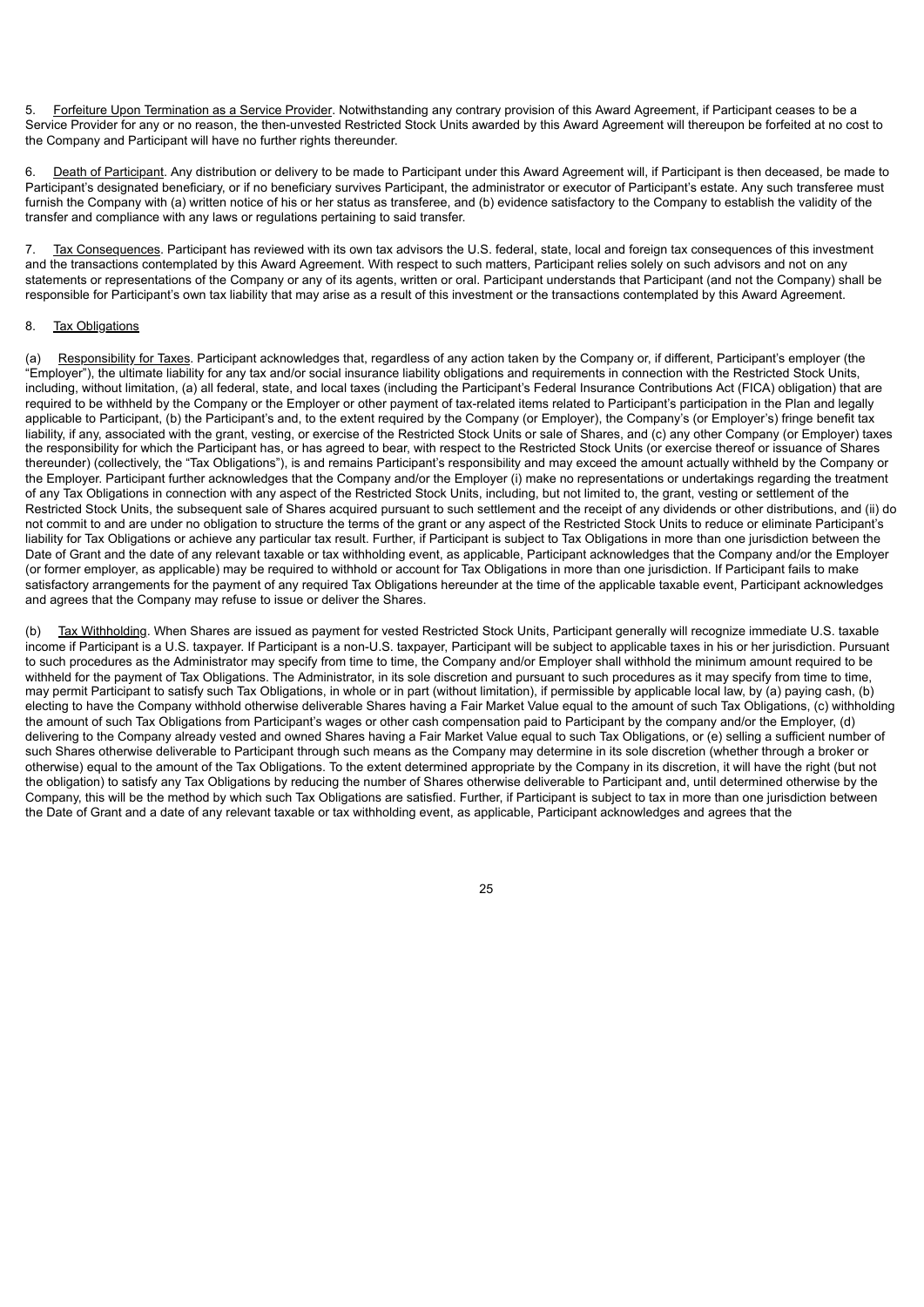5. Forfeiture Upon Termination as a Service Provider. Notwithstanding any contrary provision of this Award Agreement, if Participant ceases to be a Service Provider for any or no reason, the then-unvested Restricted Stock Units awarded by this Award Agreement will thereupon be forfeited at no cost to the Company and Participant will have no further rights thereunder.

6. Death of Participant. Any distribution or delivery to be made to Participant under this Award Agreement will, if Participant is then deceased, be made to Participant's designated beneficiary, or if no beneficiary survives Participant, the administrator or executor of Participant's estate. Any such transferee must furnish the Company with (a) written notice of his or her status as transferee, and (b) evidence satisfactory to the Company to establish the validity of the transfer and compliance with any laws or regulations pertaining to said transfer.

7. Tax Consequences. Participant has reviewed with its own tax advisors the U.S. federal, state, local and foreign tax consequences of this investment and the transactions contemplated by this Award Agreement. With respect to such matters, Participant relies solely on such advisors and not on any statements or representations of the Company or any of its agents, written or oral. Participant understands that Participant (and not the Company) shall be responsible for Participant's own tax liability that may arise as a result of this investment or the transactions contemplated by this Award Agreement.

8. Tax Obligations

(a) Responsibility for Taxes. Participant acknowledges that, regardless of any action taken by the Company or, if different, Participant's employer (the "Employer"), the ultimate liability for any tax and/or social insurance liability obligations and requirements in connection with the Restricted Stock Units, including, without limitation, (a) all federal, state, and local taxes (including the Participant's Federal Insurance Contributions Act (FICA) obligation) that are required to be withheld by the Company or the Employer or other payment of tax-related items related to Participant's participation in the Plan and legally applicable to Participant, (b) the Participant's and, to the extent required by the Company (or Employer), the Company's (or Employer's) fringe benefit tax liability, if any, associated with the grant, vesting, or exercise of the Restricted Stock Units or sale of Shares, and (c) any other Company (or Employer) taxes the responsibility for which the Participant has, or has agreed to bear, with respect to the Restricted Stock Units (or exercise thereof or issuance of Shares thereunder) (collectively, the "Tax Obligations"), is and remains Participant's responsibility and may exceed the amount actually withheld by the Company or the Employer. Participant further acknowledges that the Company and/or the Employer (i) make no representations or undertakings regarding the treatment of any Tax Obligations in connection with any aspect of the Restricted Stock Units, including, but not limited to, the grant, vesting or settlement of the Restricted Stock Units, the subsequent sale of Shares acquired pursuant to such settlement and the receipt of any dividends or other distributions, and (ii) do not commit to and are under no obligation to structure the terms of the grant or any aspect of the Restricted Stock Units to reduce or eliminate Participant's liability for Tax Obligations or achieve any particular tax result. Further, if Participant is subject to Tax Obligations in more than one jurisdiction between the Date of Grant and the date of any relevant taxable or tax withholding event, as applicable, Participant acknowledges that the Company and/or the Employer (or former employer, as applicable) may be required to withhold or account for Tax Obligations in more than one jurisdiction. If Participant fails to make satisfactory arrangements for the payment of any required Tax Obligations hereunder at the time of the applicable taxable event, Participant acknowledges and agrees that the Company may refuse to issue or deliver the Shares.

(b) Tax Withholding. When Shares are issued as payment for vested Restricted Stock Units, Participant generally will recognize immediate U.S. taxable income if Participant is a U.S. taxpayer. If Participant is a non-U.S. taxpayer, Participant will be subject to applicable taxes in his or her jurisdiction. Pursuant to such procedures as the Administrator may specify from time to time, the Company and/or Employer shall withhold the minimum amount required to be withheld for the payment of Tax Obligations. The Administrator, in its sole discretion and pursuant to such procedures as it may specify from time to time, may permit Participant to satisfy such Tax Obligations, in whole or in part (without limitation), if permissible by applicable local law, by (a) paying cash, (b) electing to have the Company withhold otherwise deliverable Shares having a Fair Market Value equal to the amount of such Tax Obligations, (c) withholding the amount of such Tax Obligations from Participant's wages or other cash compensation paid to Participant by the company and/or the Employer, (d) delivering to the Company already vested and owned Shares having a Fair Market Value equal to such Tax Obligations, or (e) selling a sufficient number of such Shares otherwise deliverable to Participant through such means as the Company may determine in its sole discretion (whether through a broker or otherwise) equal to the amount of the Tax Obligations. To the extent determined appropriate by the Company in its discretion, it will have the right (but not the obligation) to satisfy any Tax Obligations by reducing the number of Shares otherwise deliverable to Participant and, until determined otherwise by the Company, this will be the method by which such Tax Obligations are satisfied. Further, if Participant is subject to tax in more than one jurisdiction between the Date of Grant and a date of any relevant taxable or tax withholding event, as applicable, Participant acknowledges and agrees that the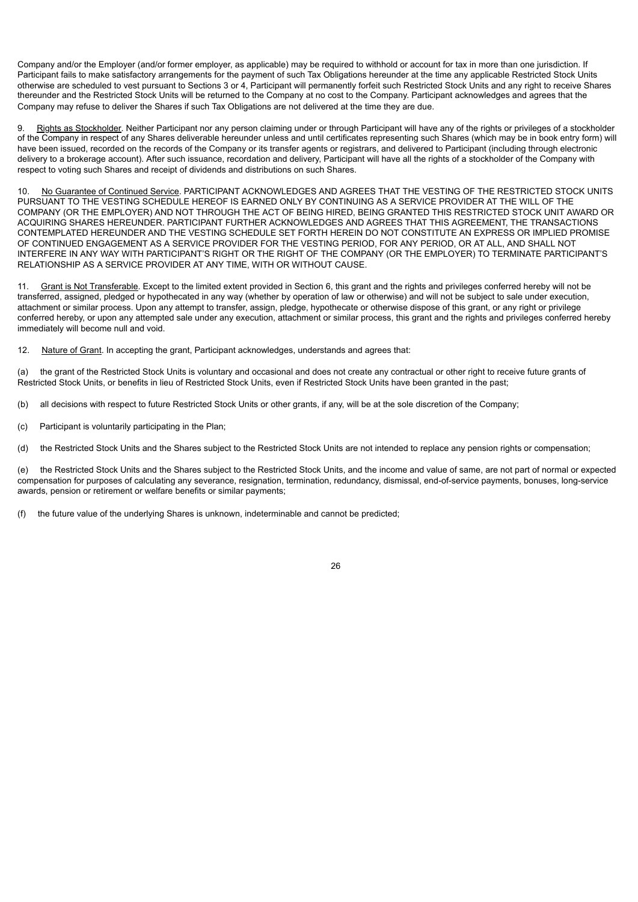Company and/or the Employer (and/or former employer, as applicable) may be required to withhold or account for tax in more than one jurisdiction. If Participant fails to make satisfactory arrangements for the payment of such Tax Obligations hereunder at the time any applicable Restricted Stock Units otherwise are scheduled to vest pursuant to Sections 3 or 4, Participant will permanently forfeit such Restricted Stock Units and any right to receive Shares thereunder and the Restricted Stock Units will be returned to the Company at no cost to the Company. Participant acknowledges and agrees that the Company may refuse to deliver the Shares if such Tax Obligations are not delivered at the time they are due.

9. Rights as Stockholder. Neither Participant nor any person claiming under or through Participant will have any of the rights or privileges of a stockholder of the Company in respect of any Shares deliverable hereunder unless and until certificates representing such Shares (which may be in book entry form) will have been issued, recorded on the records of the Company or its transfer agents or registrars, and delivered to Participant (including through electronic delivery to a brokerage account). After such issuance, recordation and delivery, Participant will have all the rights of a stockholder of the Company with respect to voting such Shares and receipt of dividends and distributions on such Shares.

10. No Guarantee of Continued Service. PARTICIPANT ACKNOWLEDGES AND AGREES THAT THE VESTING OF THE RESTRICTED STOCK UNITS PURSUANT TO THE VESTING SCHEDULE HEREOF IS EARNED ONLY BY CONTINUING AS A SERVICE PROVIDER AT THE WILL OF THE COMPANY (OR THE EMPLOYER) AND NOT THROUGH THE ACT OF BEING HIRED, BEING GRANTED THIS RESTRICTED STOCK UNIT AWARD OR ACQUIRING SHARES HEREUNDER. PARTICIPANT FURTHER ACKNOWLEDGES AND AGREES THAT THIS AGREEMENT, THE TRANSACTIONS CONTEMPLATED HEREUNDER AND THE VESTING SCHEDULE SET FORTH HEREIN DO NOT CONSTITUTE AN EXPRESS OR IMPLIED PROMISE OF CONTINUED ENGAGEMENT AS A SERVICE PROVIDER FOR THE VESTING PERIOD, FOR ANY PERIOD, OR AT ALL, AND SHALL NOT INTERFERE IN ANY WAY WITH PARTICIPANT'S RIGHT OR THE RIGHT OF THE COMPANY (OR THE EMPLOYER) TO TERMINATE PARTICIPANT'S RELATIONSHIP AS A SERVICE PROVIDER AT ANY TIME, WITH OR WITHOUT CAUSE.

11. Grant is Not Transferable. Except to the limited extent provided in Section 6, this grant and the rights and privileges conferred hereby will not be transferred, assigned, pledged or hypothecated in any way (whether by operation of law or otherwise) and will not be subject to sale under execution, attachment or similar process. Upon any attempt to transfer, assign, pledge, hypothecate or otherwise dispose of this grant, or any right or privilege conferred hereby, or upon any attempted sale under any execution, attachment or similar process, this grant and the rights and privileges conferred hereby immediately will become null and void.

12. Nature of Grant. In accepting the grant, Participant acknowledges, understands and agrees that:

(a) the grant of the Restricted Stock Units is voluntary and occasional and does not create any contractual or other right to receive future grants of Restricted Stock Units, or benefits in lieu of Restricted Stock Units, even if Restricted Stock Units have been granted in the past;

(b) all decisions with respect to future Restricted Stock Units or other grants, if any, will be at the sole discretion of the Company;

(c) Participant is voluntarily participating in the Plan;

(d) the Restricted Stock Units and the Shares subject to the Restricted Stock Units are not intended to replace any pension rights or compensation;

(e) the Restricted Stock Units and the Shares subject to the Restricted Stock Units, and the income and value of same, are not part of normal or expected compensation for purposes of calculating any severance, resignation, termination, redundancy, dismissal, end-of-service payments, bonuses, long-service awards, pension or retirement or welfare benefits or similar payments;

(f) the future value of the underlying Shares is unknown, indeterminable and cannot be predicted;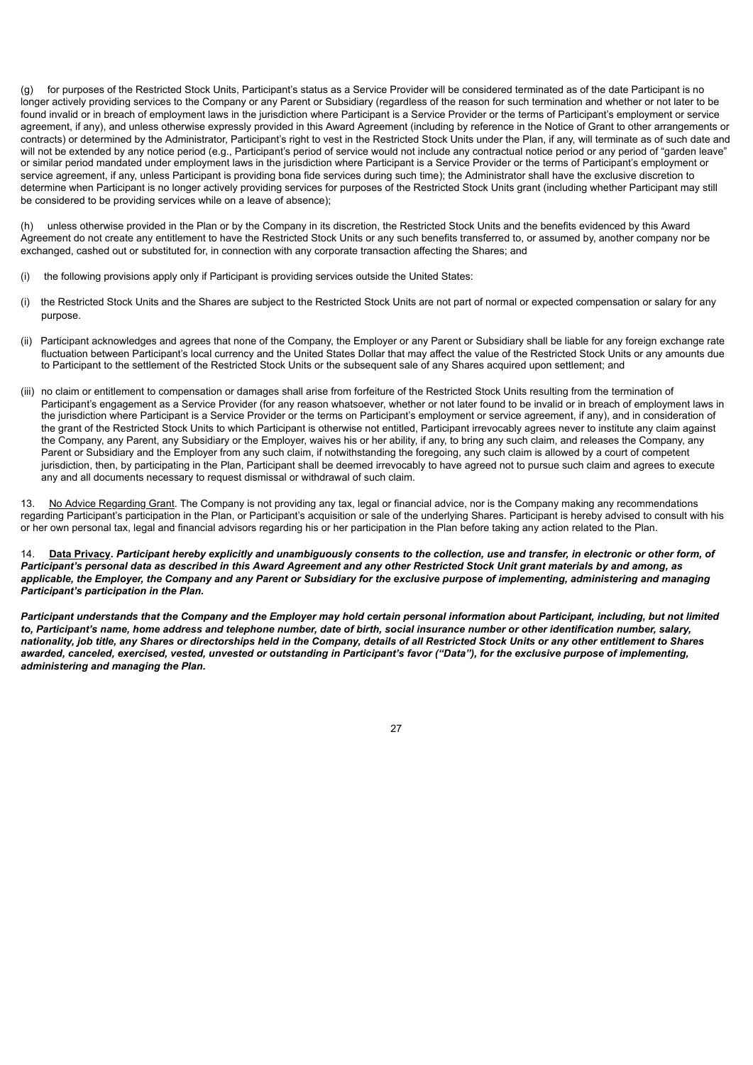(g) for purposes of the Restricted Stock Units, Participant's status as a Service Provider will be considered terminated as of the date Participant is no longer actively providing services to the Company or any Parent or Subsidiary (regardless of the reason for such termination and whether or not later to be found invalid or in breach of employment laws in the jurisdiction where Participant is a Service Provider or the terms of Participant's employment or service agreement, if any), and unless otherwise expressly provided in this Award Agreement (including by reference in the Notice of Grant to other arrangements or contracts) or determined by the Administrator, Participant's right to vest in the Restricted Stock Units under the Plan, if any, will terminate as of such date and will not be extended by any notice period (e.g., Participant's period of service would not include any contractual notice period or any period of "garden leave" or similar period mandated under employment laws in the jurisdiction where Participant is a Service Provider or the terms of Participant's employment or service agreement, if any, unless Participant is providing bona fide services during such time); the Administrator shall have the exclusive discretion to determine when Participant is no longer actively providing services for purposes of the Restricted Stock Units grant (including whether Participant may still be considered to be providing services while on a leave of absence);

(h) unless otherwise provided in the Plan or by the Company in its discretion, the Restricted Stock Units and the benefits evidenced by this Award Agreement do not create any entitlement to have the Restricted Stock Units or any such benefits transferred to, or assumed by, another company nor be exchanged, cashed out or substituted for, in connection with any corporate transaction affecting the Shares; and

(i) the following provisions apply only if Participant is providing services outside the United States:

(i) the Restricted Stock Units and the Shares are subject to the Restricted Stock Units are not part of normal or expected compensation or salary for any purpose.

(ii) Participant acknowledges and agrees that none of the Company, the Employer or any Parent or Subsidiary shall be liable for any foreign exchange rate fluctuation between Participant's local currency and the United States Dollar that may affect the value of the Restricted Stock Units or any amounts due to Participant to the settlement of the Restricted Stock Units or the subsequent sale of any Shares acquired upon settlement; and

(iii) no claim or entitlement to compensation or damages shall arise from forfeiture of the Restricted Stock Units resulting from the termination of Participant's engagement as a Service Provider (for any reason whatsoever, whether or not later found to be invalid or in breach of employment laws in the jurisdiction where Participant is a Service Provider or the terms on Participant's employment or service agreement, if any), and in consideration of the grant of the Restricted Stock Units to which Participant is otherwise not entitled, Participant irrevocably agrees never to institute any claim against the Company, any Parent, any Subsidiary or the Employer, waives his or her ability, if any, to bring any such claim, and releases the Company, any Parent or Subsidiary and the Employer from any such claim, if notwithstanding the foregoing, any such claim is allowed by a court of competent jurisdiction, then, by participating in the Plan, Participant shall be deemed irrevocably to have agreed not to pursue such claim and agrees to execute any and all documents necessary to request dismissal or withdrawal of such claim.

13. No Advice Regarding Grant. The Company is not providing any tax, legal or financial advice, nor is the Company making any recommendations regarding Participant's participation in the Plan, or Participant's acquisition or sale of the underlying Shares. Participant is hereby advised to consult with his or her own personal tax, legal and financial advisors regarding his or her participation in the Plan before taking any action related to the Plan.

14. **Data Privacy**. ***Participant hereby explicitly and unambiguously consents to the collection, use and transfer, in electronic or other form, of Participant's personal data as described in this Award Agreement and any other Restricted Stock Unit grant materials by and among, as applicable, the Employer, the Company and any Parent or Subsidiary for the exclusive purpose of implementing, administering and managing Participant's participation in the Plan.***

***Participant understands that the Company and the Employer may hold certain personal information about Participant, including, but not limited to, Participant's name, home address and telephone number, date of birth, social insurance number or other identification number, salary, nationality, job title, any Shares or directorships held in the Company, details of all Restricted Stock Units or any other entitlement to Shares awarded, canceled, exercised, vested, unvested or outstanding in Participant's favor ("Data"), for the exclusive purpose of implementing, administering and managing the Plan.***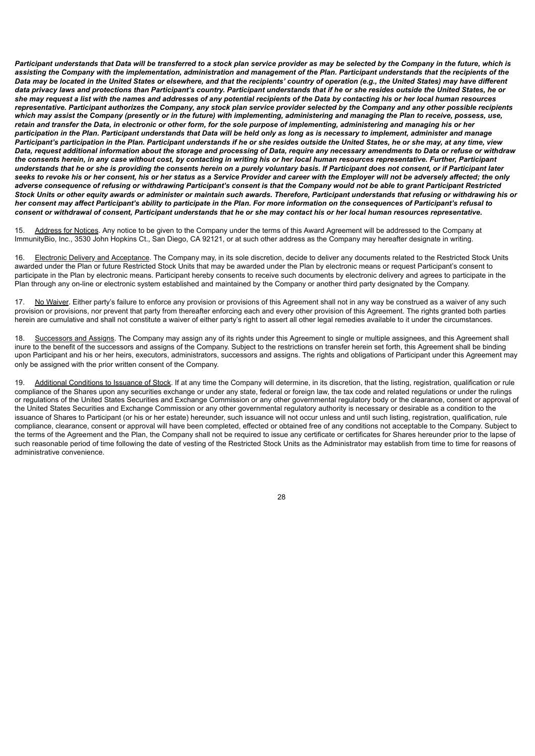***Participant understands that Data will be transferred to a stock plan service provider as may be selected by the Company in the future, which is assisting the Company with the implementation, administration and management of the Plan. Participant understands that the recipients of the Data may be located in the United States or elsewhere, and that the recipients' country of operation (e.g., the United States) may have different data privacy laws and protections than Participant's country. Participant understands that if he or she resides outside the United States, he or she may request a list with the names and addresses of any potential recipients of the Data by contacting his or her local human resources representative. Participant authorizes the Company, any stock plan service provider selected by the Company and any other possible recipients which may assist the Company (presently or in the future) with implementing, administering and managing the Plan to receive, possess, use, retain and transfer the Data, in electronic or other form, for the sole purpose of implementing, administering and managing his or her participation in the Plan. Participant understands that Data will be held only as long as is necessary to implement, administer and manage Participant's participation in the Plan. Participant understands if he or she resides outside the United States, he or she may, at any time, view Data, request additional information about the storage and processing of Data, require any necessary amendments to Data or refuse or withdraw the consents herein, in any case without cost, by contacting in writing his or her local human resources representative. Further, Participant understands that he or she is providing the consents herein on a purely voluntary basis. If Participant does not consent, or if Participant later seeks to revoke his or her consent, his or her status as a Service Provider and career with the Employer will not be adversely affected; the only adverse consequence of refusing or withdrawing Participant's consent is that the Company would not be able to grant Participant Restricted Stock Units or other equity awards or administer or maintain such awards. Therefore, Participant understands that refusing or withdrawing his or her consent may affect Participant's ability to participate in the Plan. For more information on the consequences of Participant's refusal to consent or withdrawal of consent, Participant understands that he or she may contact his or her local human resources representative.***

15. Address for Notices. Any notice to be given to the Company under the terms of this Award Agreement will be addressed to the Company at ImmunityBio, Inc., 3530 John Hopkins Ct., San Diego, CA 92121, or at such other address as the Company may hereafter designate in writing.

16. Electronic Delivery and Acceptance. The Company may, in its sole discretion, decide to deliver any documents related to the Restricted Stock Units awarded under the Plan or future Restricted Stock Units that may be awarded under the Plan by electronic means or request Participant's consent to participate in the Plan by electronic means. Participant hereby consents to receive such documents by electronic delivery and agrees to participate in the Plan through any on-line or electronic system established and maintained by the Company or another third party designated by the Company.

17. No Waiver. Either party's failure to enforce any provision or provisions of this Agreement shall not in any way be construed as a waiver of any such provision or provisions, nor prevent that party from thereafter enforcing each and every other provision of this Agreement. The rights granted both parties herein are cumulative and shall not constitute a waiver of either party's right to assert all other legal remedies available to it under the circumstances.

18. Successors and Assigns. The Company may assign any of its rights under this Agreement to single or multiple assignees, and this Agreement shall inure to the benefit of the successors and assigns of the Company. Subject to the restrictions on transfer herein set forth, this Agreement shall be binding upon Participant and his or her heirs, executors, administrators, successors and assigns. The rights and obligations of Participant under this Agreement may only be assigned with the prior written consent of the Company.

19. Additional Conditions to Issuance of Stock. If at any time the Company will determine, in its discretion, that the listing, registration, qualification or rule compliance of the Shares upon any securities exchange or under any state, federal or foreign law, the tax code and related regulations or under the rulings or regulations of the United States Securities and Exchange Commission or any other governmental regulatory body or the clearance, consent or approval of the United States Securities and Exchange Commission or any other governmental regulatory authority is necessary or desirable as a condition to the issuance of Shares to Participant (or his or her estate) hereunder, such issuance will not occur unless and until such listing, registration, qualification, rule compliance, clearance, consent or approval will have been completed, effected or obtained free of any conditions not acceptable to the Company. Subject to the terms of the Agreement and the Plan, the Company shall not be required to issue any certificate or certificates for Shares hereunder prior to the lapse of such reasonable period of time following the date of vesting of the Restricted Stock Units as the Administrator may establish from time to time for reasons of administrative convenience.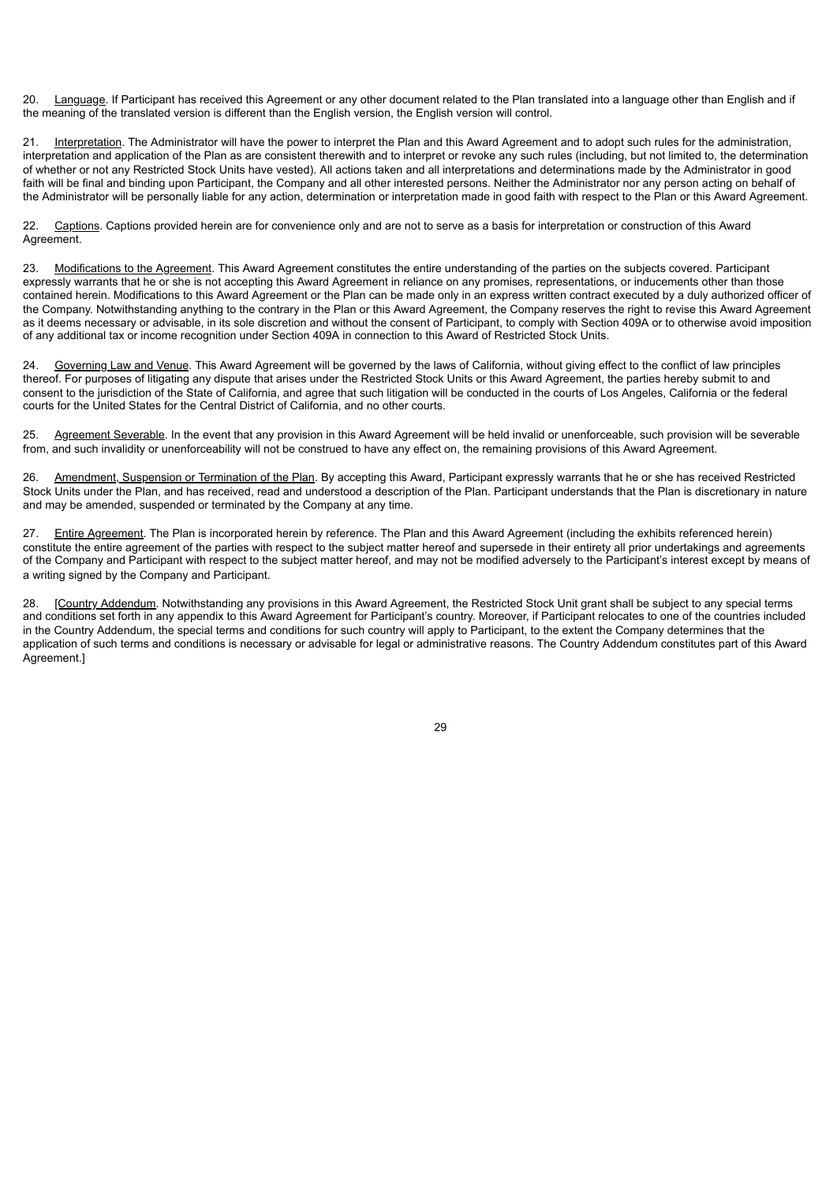20. Language. If Participant has received this Agreement or any other document related to the Plan translated into a language other than English and if the meaning of the translated version is different than the English version, the English version will control.

21. Interpretation. The Administrator will have the power to interpret the Plan and this Award Agreement and to adopt such rules for the administration, interpretation and application of the Plan as are consistent therewith and to interpret or revoke any such rules (including, but not limited to, the determination of whether or not any Restricted Stock Units have vested). All actions taken and all interpretations and determinations made by the Administrator in good faith will be final and binding upon Participant, the Company and all other interested persons. Neither the Administrator nor any person acting on behalf of the Administrator will be personally liable for any action, determination or interpretation made in good faith with respect to the Plan or this Award Agreement.

22. Captions. Captions provided herein are for convenience only and are not to serve as a basis for interpretation or construction of this Award Agreement.

23. Modifications to the Agreement. This Award Agreement constitutes the entire understanding of the parties on the subjects covered. Participant expressly warrants that he or she is not accepting this Award Agreement in reliance on any promises, representations, or inducements other than those contained herein. Modifications to this Award Agreement or the Plan can be made only in an express written contract executed by a duly authorized officer of the Company. Notwithstanding anything to the contrary in the Plan or this Award Agreement, the Company reserves the right to revise this Award Agreement as it deems necessary or advisable, in its sole discretion and without the consent of Participant, to comply with Section 409A or to otherwise avoid imposition of any additional tax or income recognition under Section 409A in connection to this Award of Restricted Stock Units.

24. Governing Law and Venue. This Award Agreement will be governed by the laws of California, without giving effect to the conflict of law principles thereof. For purposes of litigating any dispute that arises under the Restricted Stock Units or this Award Agreement, the parties hereby submit to and consent to the jurisdiction of the State of California, and agree that such litigation will be conducted in the courts of Los Angeles, California or the federal courts for the United States for the Central District of California, and no other courts.

25. Agreement Severable. In the event that any provision in this Award Agreement will be held invalid or unenforceable, such provision will be severable from, and such invalidity or unenforceability will not be construed to have any effect on, the remaining provisions of this Award Agreement.

26. Amendment, Suspension or Termination of the Plan. By accepting this Award, Participant expressly warrants that he or she has received Restricted Stock Units under the Plan, and has received, read and understood a description of the Plan. Participant understands that the Plan is discretionary in nature and may be amended, suspended or terminated by the Company at any time.

27. Entire Agreement. The Plan is incorporated herein by reference. The Plan and this Award Agreement (including the exhibits referenced herein) constitute the entire agreement of the parties with respect to the subject matter hereof and supersede in their entirety all prior undertakings and agreements of the Company and Participant with respect to the subject matter hereof, and may not be modified adversely to the Participant's interest except by means of a writing signed by the Company and Participant.

28. [Country Addendum. Notwithstanding any provisions in this Award Agreement, the Restricted Stock Unit grant shall be subject to any special terms and conditions set forth in any appendix to this Award Agreement for Participant's country. Moreover, if Participant relocates to one of the countries included in the Country Addendum, the special terms and conditions for such country will apply to Participant, to the extent the Company determines that the application of such terms and conditions is necessary or advisable for legal or administrative reasons. The Country Addendum constitutes part of this Award Agreement.]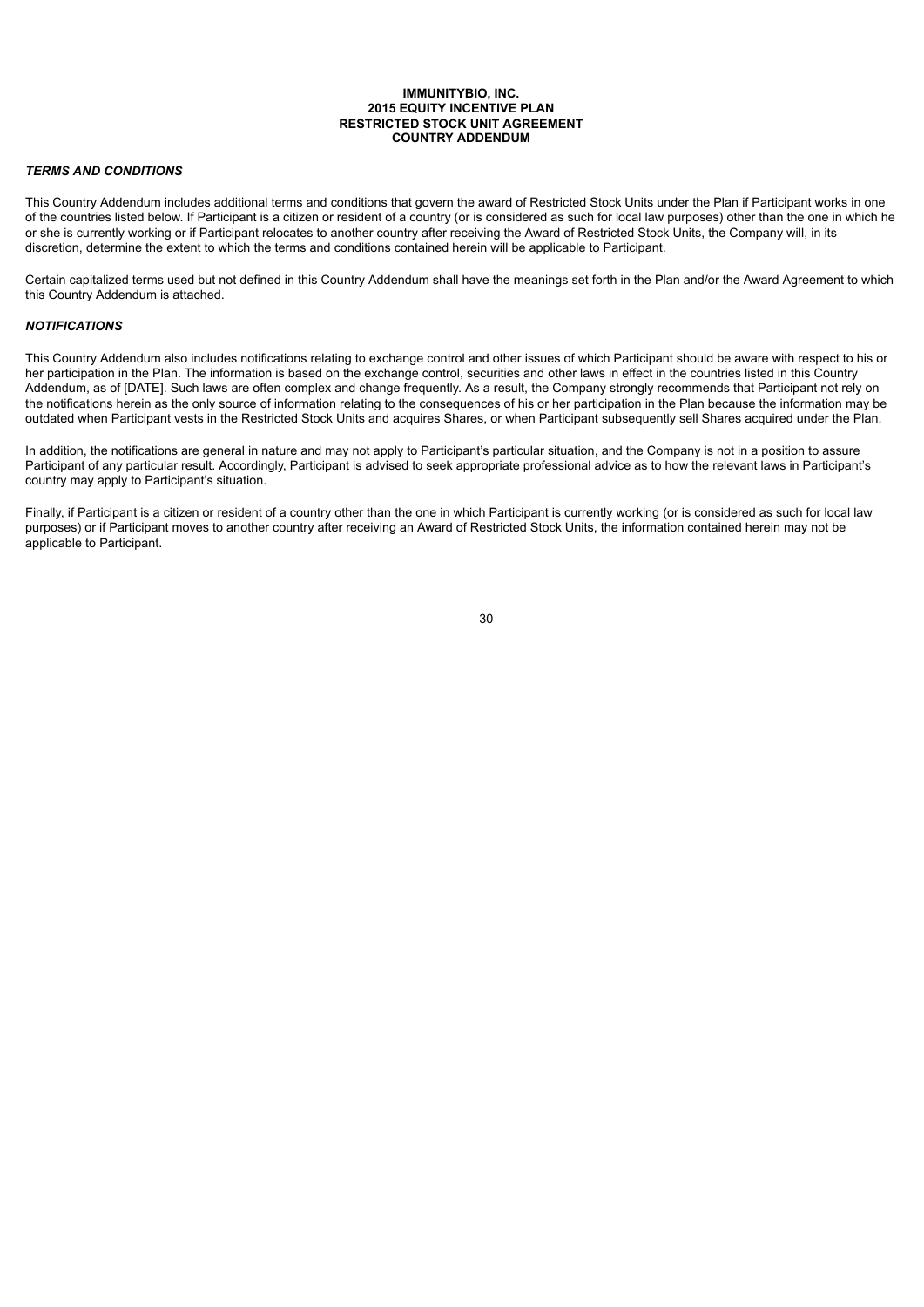**IMMUNITYBIO, INC.**
**2015 EQUITY INCENTIVE PLAN**
**RESTRICTED STOCK UNIT AGREEMENT**
**COUNTRY ADDENDUM**

***TERMS AND CONDITIONS***

This Country Addendum includes additional terms and conditions that govern the award of Restricted Stock Units under the Plan if Participant works in one of the countries listed below. If Participant is a citizen or resident of a country (or is considered as such for local law purposes) other than the one in which he or she is currently working or if Participant relocates to another country after receiving the Award of Restricted Stock Units, the Company will, in its discretion, determine the extent to which the terms and conditions contained herein will be applicable to Participant.

Certain capitalized terms used but not defined in this Country Addendum shall have the meanings set forth in the Plan and/or the Award Agreement to which this Country Addendum is attached.

***NOTIFICATIONS***

This Country Addendum also includes notifications relating to exchange control and other issues of which Participant should be aware with respect to his or her participation in the Plan. The information is based on the exchange control, securities and other laws in effect in the countries listed in this Country Addendum, as of [DATE]. Such laws are often complex and change frequently. As a result, the Company strongly recommends that Participant not rely on the notifications herein as the only source of information relating to the consequences of his or her participation in the Plan because the information may be outdated when Participant vests in the Restricted Stock Units and acquires Shares, or when Participant subsequently sell Shares acquired under the Plan.

In addition, the notifications are general in nature and may not apply to Participant's particular situation, and the Company is not in a position to assure Participant of any particular result. Accordingly, Participant is advised to seek appropriate professional advice as to how the relevant laws in Participant's country may apply to Participant's situation.

Finally, if Participant is a citizen or resident of a country other than the one in which Participant is currently working (or is considered as such for local law purposes) or if Participant moves to another country after receiving an Award of Restricted Stock Units, the information contained herein may not be applicable to Participant.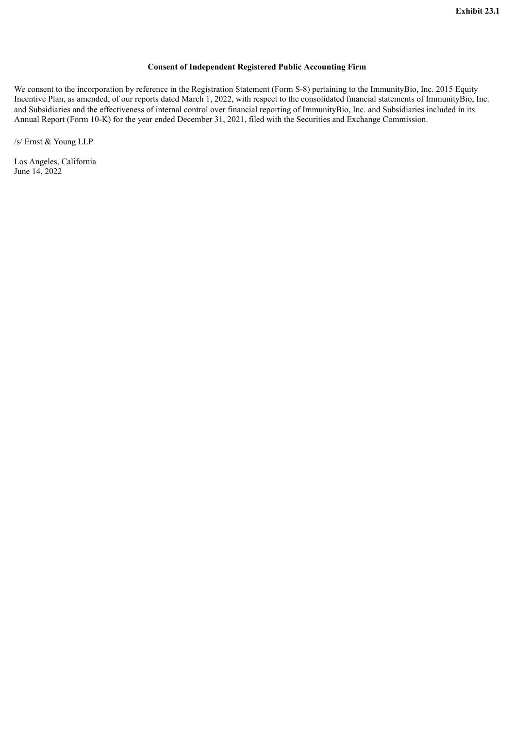**Exhibit 23.1**

**Consent of Independent Registered Public Accounting Firm**

We consent to the incorporation by reference in the Registration Statement (Form S-8) pertaining to the ImmunityBio, Inc. 2015 Equity Incentive Plan, as amended, of our reports dated March 1, 2022, with respect to the consolidated financial statements of ImmunityBio, Inc. and Subsidiaries and the effectiveness of internal control over financial reporting of ImmunityBio, Inc. and Subsidiaries included in its Annual Report (Form 10-K) for the year ended December 31, 2021, filed with the Securities and Exchange Commission.

/s/ Ernst & Young LLP

Los Angeles, California
June 14, 2022